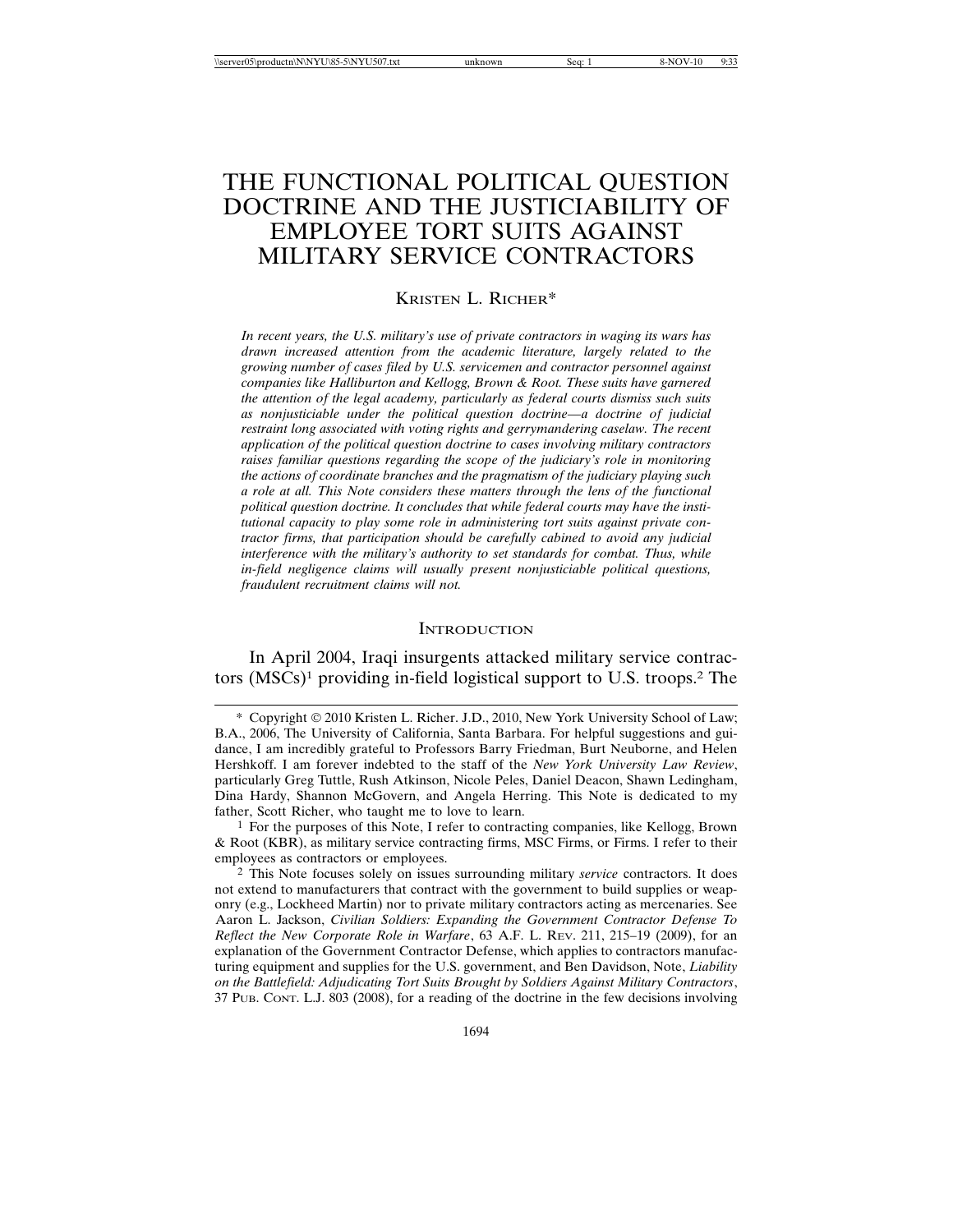# THE FUNCTIONAL POLITICAL QUESTION DOCTRINE AND THE JUSTICIABILITY OF EMPLOYEE TORT SUITS AGAINST MILITARY SERVICE CONTRACTORS

KRISTEN L. RICHER*

*In recent years, the U.S. military's use of private contractors in waging its wars has drawn increased attention from the academic literature, largely related to the growing number of cases filed by U.S. servicemen and contractor personnel against companies like Halliburton and Kellogg, Brown & Root. These suits have garnered the attention of the legal academy, particularly as federal courts dismiss such suits as nonjusticiable under the political question doctrine—a doctrine of judicial restraint long associated with voting rights and gerrymandering caselaw. The recent application of the political question doctrine to cases involving military contractors raises familiar questions regarding the scope of the judiciary's role in monitoring the actions of coordinate branches and the pragmatism of the judiciary playing such a role at all. This Note considers these matters through the lens of the functional political question doctrine. It concludes that while federal courts may have the institutional capacity to play some role in administering tort suits against private contractor firms, that participation should be carefully cabined to avoid any judicial interference with the military's authority to set standards for combat. Thus, while in-field negligence claims will usually present nonjusticiable political questions, fraudulent recruitment claims will not.*

## INTRODUCTION

In April 2004, Iraqi insurgents attacked military service contractors (MSCs)[1] providing in-field logistical support to U.S. troops.[2] The

---

\* Copyright © 2010 Kristen L. Richer. J.D., 2010, New York University School of Law; B.A., 2006, The University of California, Santa Barbara. For helpful suggestions and guidance, I am incredibly grateful to Professors Barry Friedman, Burt Neuborne, and Helen Hershkoff. I am forever indebted to the staff of the *New York University Law Review*, particularly Greg Tuttle, Rush Atkinson, Nicole Peles, Daniel Deacon, Shawn Ledingham, Dina Hardy, Shannon McGovern, and Angela Herring. This Note is dedicated to my father, Scott Richer, who taught me to love to learn.

[1] For the purposes of this Note, I refer to contracting companies, like Kellogg, Brown & Root (KBR), as military service contracting firms, MSC Firms, or Firms. I refer to their employees as contractors or employees.

[2] This Note focuses solely on issues surrounding military *service* contractors. It does not extend to manufacturers that contract with the government to build supplies or weaponry (e.g., Lockheed Martin) nor to private military contractors acting as mercenaries. See Aaron L. Jackson, *Civilian Soldiers: Expanding the Government Contractor Defense To Reflect the New Corporate Role in Warfare*, 63 A.F. L. REV. 211, 215–19 (2009), for an explanation of the Government Contractor Defense, which applies to contractors manufacturing equipment and supplies for the U.S. government, and Ben Davidson, Note, *Liability on the Battlefield: Adjudicating Tort Suits Brought by Soldiers Against Military Contractors*, 37 PUB. CONT. L.J. 803 (2008), for a reading of the doctrine in the few decisions involving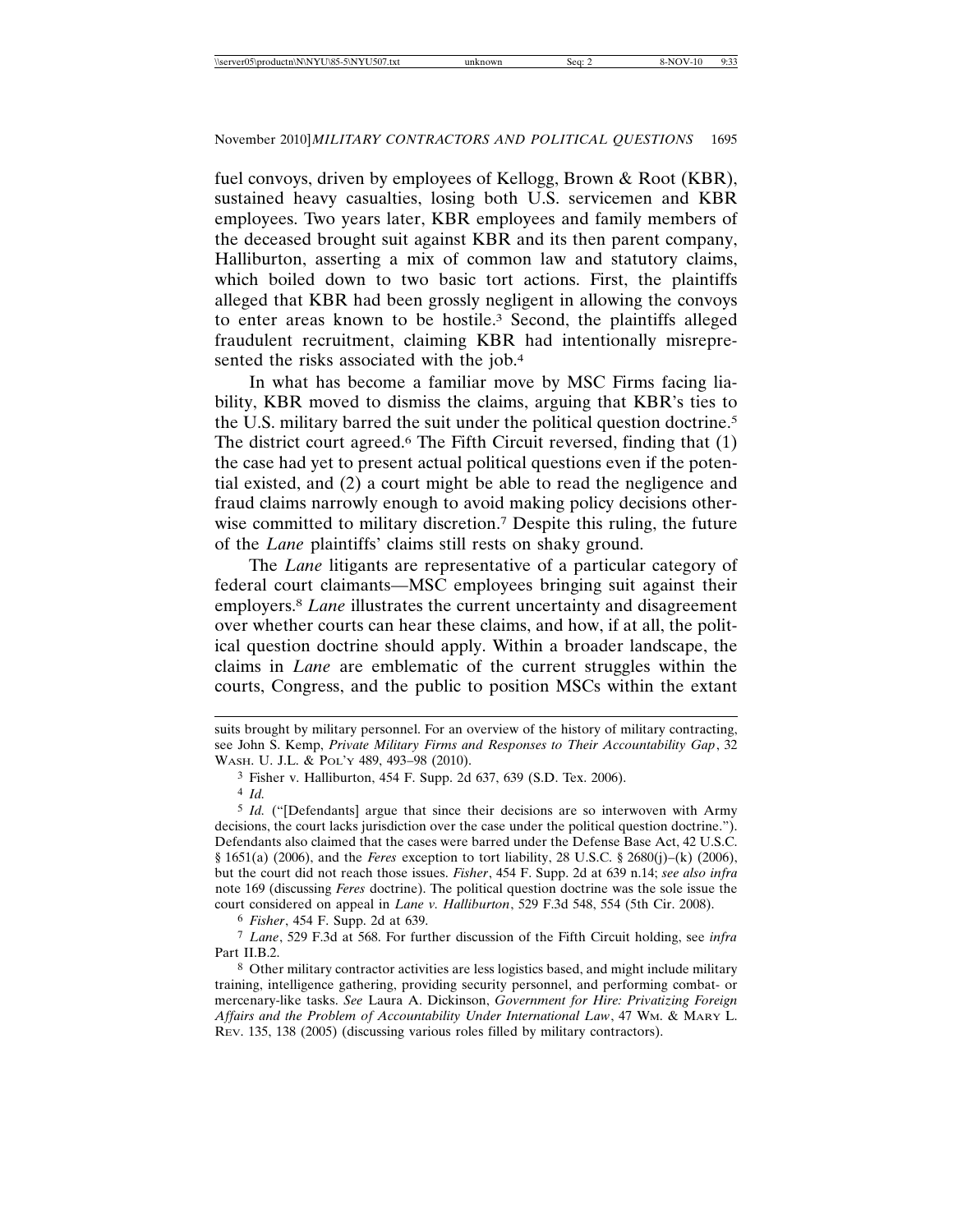fuel convoys, driven by employees of Kellogg, Brown & Root (KBR), sustained heavy casualties, losing both U.S. servicemen and KBR employees. Two years later, KBR employees and family members of the deceased brought suit against KBR and its then parent company, Halliburton, asserting a mix of common law and statutory claims, which boiled down to two basic tort actions. First, the plaintiffs alleged that KBR had been grossly negligent in allowing the convoys to enter areas known to be hostile.[3] Second, the plaintiffs alleged fraudulent recruitment, claiming KBR had intentionally misrepresented the risks associated with the job.[4]

In what has become a familiar move by MSC Firms facing liability, KBR moved to dismiss the claims, arguing that KBR's ties to the U.S. military barred the suit under the political question doctrine.[5] The district court agreed.[6] The Fifth Circuit reversed, finding that (1) the case had yet to present actual political questions even if the potential existed, and (2) a court might be able to read the negligence and fraud claims narrowly enough to avoid making policy decisions otherwise committed to military discretion.[7] Despite this ruling, the future of the *Lane* plaintiffs' claims still rests on shaky ground.

The *Lane* litigants are representative of a particular category of federal court claimants—MSC employees bringing suit against their employers.[8] *Lane* illustrates the current uncertainty and disagreement over whether courts can hear these claims, and how, if at all, the political question doctrine should apply. Within a broader landscape, the claims in *Lane* are emblematic of the current struggles within the courts, Congress, and the public to position MSCs within the extant

---

suits brought by military personnel. For an overview of the history of military contracting, see John S. Kemp, *Private Military Firms and Responses to Their Accountability Gap*, 32 WASH. U. J.L. & POL'Y 489, 493–98 (2010).

[3] Fisher v. Halliburton, 454 F. Supp. 2d 637, 639 (S.D. Tex. 2006).

[4] *Id.*

[5] *Id.* ("[Defendants] argue that since their decisions are so interwoven with Army decisions, the court lacks jurisdiction over the case under the political question doctrine."). Defendants also claimed that the cases were barred under the Defense Base Act, 42 U.S.C. § 1651(a) (2006), and the *Feres* exception to tort liability, 28 U.S.C. § 2680(j)–(k) (2006), but the court did not reach those issues. *Fisher*, 454 F. Supp. 2d at 639 n.14; *see also infra* note 169 (discussing *Feres* doctrine). The political question doctrine was the sole issue the court considered on appeal in *Lane v. Halliburton*, 529 F.3d 548, 554 (5th Cir. 2008).

[6] *Fisher*, 454 F. Supp. 2d at 639.

[7] *Lane*, 529 F.3d at 568. For further discussion of the Fifth Circuit holding, see *infra* Part II.B.2.

[8] Other military contractor activities are less logistics based, and might include military training, intelligence gathering, providing security personnel, and performing combat- or mercenary-like tasks. *See* Laura A. Dickinson, *Government for Hire: Privatizing Foreign Affairs and the Problem of Accountability Under International Law*, 47 WM. & MARY L. REV. 135, 138 (2005) (discussing various roles filled by military contractors).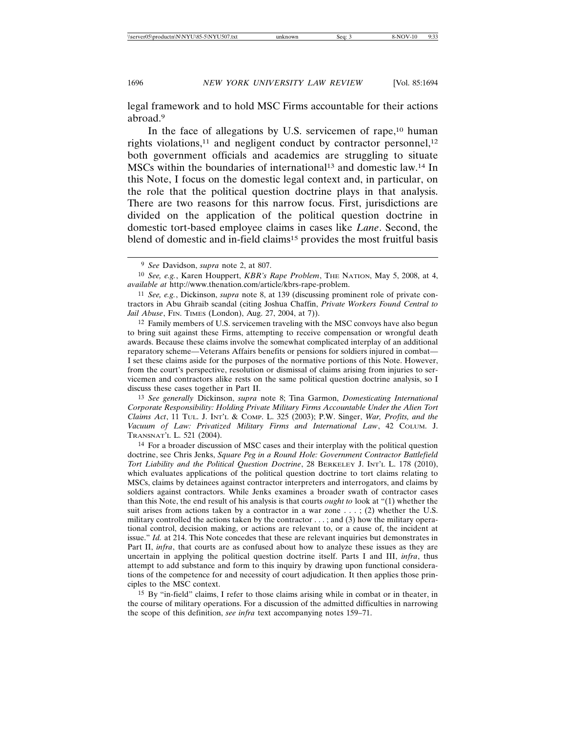legal framework and to hold MSC Firms accountable for their actions abroad.[9]

In the face of allegations by U.S. servicemen of rape,[10] human rights violations,[11] and negligent conduct by contractor personnel,[12] both government officials and academics are struggling to situate MSCs within the boundaries of international[13] and domestic law.[14] In this Note, I focus on the domestic legal context and, in particular, on the role that the political question doctrine plays in that analysis. There are two reasons for this narrow focus. First, jurisdictions are divided on the application of the political question doctrine in domestic tort-based employee claims in cases like *Lane*. Second, the blend of domestic and in-field claims[15] provides the most fruitful basis

---

[9] *See* Davidson, *supra* note 2, at 807.

[10] *See, e.g.*, Karen Houppert, *KBR's Rape Problem*, THE NATION, May 5, 2008, at 4, *available at* http://www.thenation.com/article/kbrs-rape-problem.

[11] *See, e.g.*, Dickinson, *supra* note 8, at 139 (discussing prominent role of private contractors in Abu Ghraib scandal (citing Joshua Chaffin, *Private Workers Found Central to Jail Abuse*, FIN. TIMES (London), Aug. 27, 2004, at 7)).

[12] Family members of U.S. servicemen traveling with the MSC convoys have also begun to bring suit against these Firms, attempting to receive compensation or wrongful death awards. Because these claims involve the somewhat complicated interplay of an additional reparatory scheme—Veterans Affairs benefits or pensions for soldiers injured in combat—I set these claims aside for the purposes of the normative portions of this Note. However, from the court's perspective, resolution or dismissal of claims arising from injuries to servicemen and contractors alike rests on the same political question doctrine analysis, so I discuss these cases together in Part II.

[13] *See generally* Dickinson, *supra* note 8; Tina Garmon, *Domesticating International Corporate Responsibility: Holding Private Military Firms Accountable Under the Alien Tort Claims Act*, 11 TUL. J. INT'L & COMP. L. 325 (2003); P.W. Singer, *War, Profits, and the Vacuum of Law: Privatized Military Firms and International Law*, 42 COLUM. J. TRANSNAT'L L. 521 (2004).

[14] For a broader discussion of MSC cases and their interplay with the political question doctrine, see Chris Jenks, *Square Peg in a Round Hole: Government Contractor Battlefield Tort Liability and the Political Question Doctrine*, 28 BERKELEY J. INT'L L. 178 (2010), which evaluates applications of the political question doctrine to tort claims relating to MSCs, claims by detainees against contractor interpreters and interrogators, and claims by soldiers against contractors. While Jenks examines a broader swath of contractor cases than this Note, the end result of his analysis is that courts *ought to* look at "(1) whether the suit arises from actions taken by a contractor in a war zone . . . ; (2) whether the U.S. military controlled the actions taken by the contractor . . . ; and (3) how the military operational control, decision making, or actions are relevant to, or a cause of, the incident at issue." *Id.* at 214. This Note concedes that these are relevant inquiries but demonstrates in Part II, *infra*, that courts are as confused about how to analyze these issues as they are uncertain in applying the political question doctrine itself. Parts I and III, *infra*, thus attempt to add substance and form to this inquiry by drawing upon functional considerations of the competence for and necessity of court adjudication. It then applies those principles to the MSC context.

[15] By "in-field" claims, I refer to those claims arising while in combat or in theater, in the course of military operations. For a discussion of the admitted difficulties in narrowing the scope of this definition, *see infra* text accompanying notes 159–71.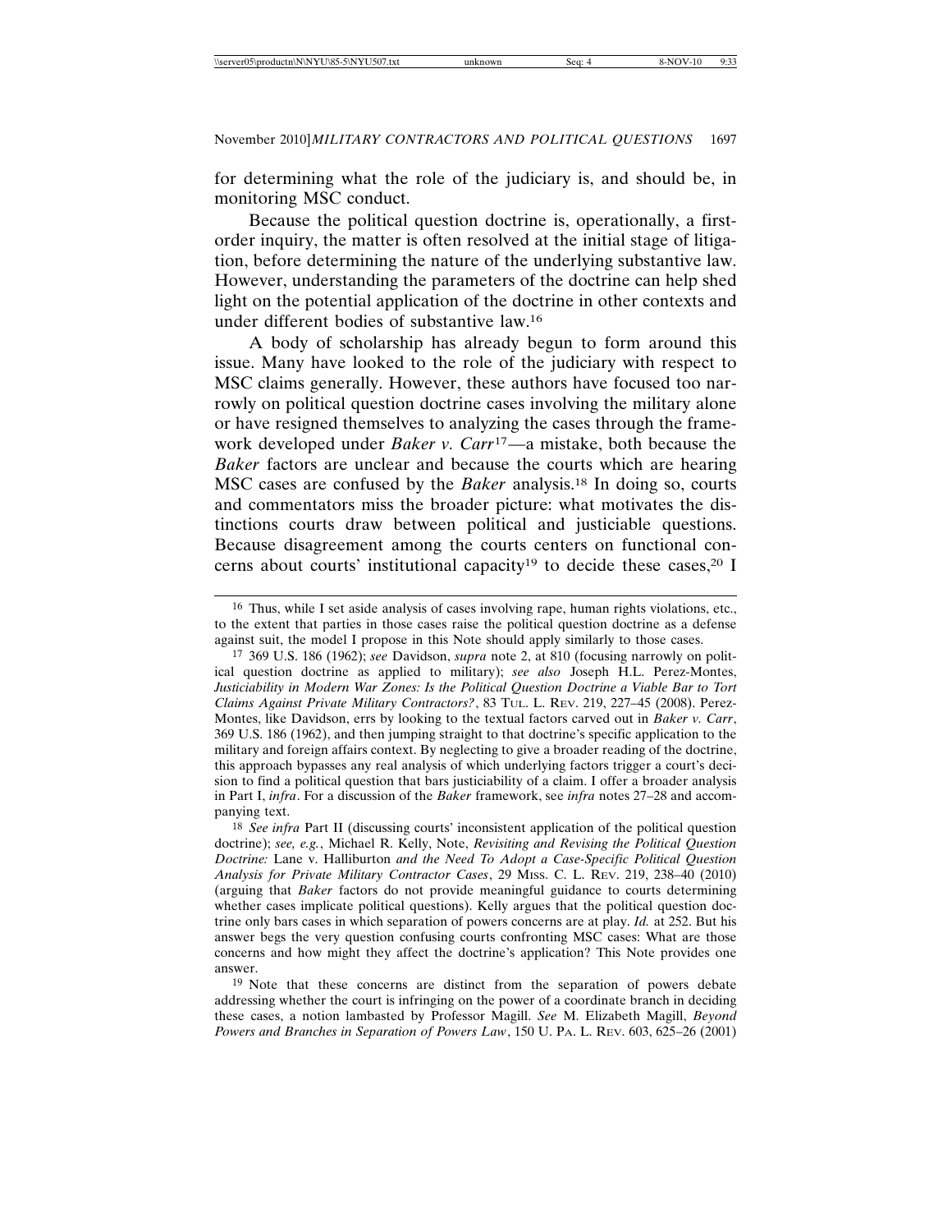for determining what the role of the judiciary is, and should be, in monitoring MSC conduct.

Because the political question doctrine is, operationally, a first-order inquiry, the matter is often resolved at the initial stage of litigation, before determining the nature of the underlying substantive law. However, understanding the parameters of the doctrine can help shed light on the potential application of the doctrine in other contexts and under different bodies of substantive law.[16]

A body of scholarship has already begun to form around this issue. Many have looked to the role of the judiciary with respect to MSC claims generally. However, these authors have focused too narrowly on political question doctrine cases involving the military alone or have resigned themselves to analyzing the cases through the framework developed under *Baker v. Carr*[17]—a mistake, both because the *Baker* factors are unclear and because the courts which are hearing MSC cases are confused by the *Baker* analysis.[18] In doing so, courts and commentators miss the broader picture: what motivates the distinctions courts draw between political and justiciable questions. Because disagreement among the courts centers on functional concerns about courts' institutional capacity[19] to decide these cases,[20] I

---

[16] Thus, while I set aside analysis of cases involving rape, human rights violations, etc., to the extent that parties in those cases raise the political question doctrine as a defense against suit, the model I propose in this Note should apply similarly to those cases.

[17] 369 U.S. 186 (1962); *see* Davidson, *supra* note 2, at 810 (focusing narrowly on political question doctrine as applied to military); *see also* Joseph H.L. Perez-Montes, *Justiciability in Modern War Zones: Is the Political Question Doctrine a Viable Bar to Tort Claims Against Private Military Contractors?*, 83 TUL. L. REV. 219, 227–45 (2008). Perez-Montes, like Davidson, errs by looking to the textual factors carved out in *Baker v. Carr*, 369 U.S. 186 (1962), and then jumping straight to that doctrine's specific application to the military and foreign affairs context. By neglecting to give a broader reading of the doctrine, this approach bypasses any real analysis of which underlying factors trigger a court's decision to find a political question that bars justiciability of a claim. I offer a broader analysis in Part I, *infra*. For a discussion of the *Baker* framework, see *infra* notes 27–28 and accompanying text.

[18] *See infra* Part II (discussing courts' inconsistent application of the political question doctrine); *see, e.g.*, Michael R. Kelly, Note, *Revisiting and Revising the Political Question Doctrine:* Lane v. Halliburton *and the Need To Adopt a Case-Specific Political Question Analysis for Private Military Contractor Cases*, 29 MISS. C. L. REV. 219, 238–40 (2010) (arguing that *Baker* factors do not provide meaningful guidance to courts determining whether cases implicate political questions). Kelly argues that the political question doctrine only bars cases in which separation of powers concerns are at play. *Id.* at 252. But his answer begs the very question confusing courts confronting MSC cases: What are those concerns and how might they affect the doctrine's application? This Note provides one answer.

[19] Note that these concerns are distinct from the separation of powers debate addressing whether the court is infringing on the power of a coordinate branch in deciding these cases, a notion lambasted by Professor Magill. *See* M. Elizabeth Magill, *Beyond Powers and Branches in Separation of Powers Law*, 150 U. PA. L. REV. 603, 625–26 (2001)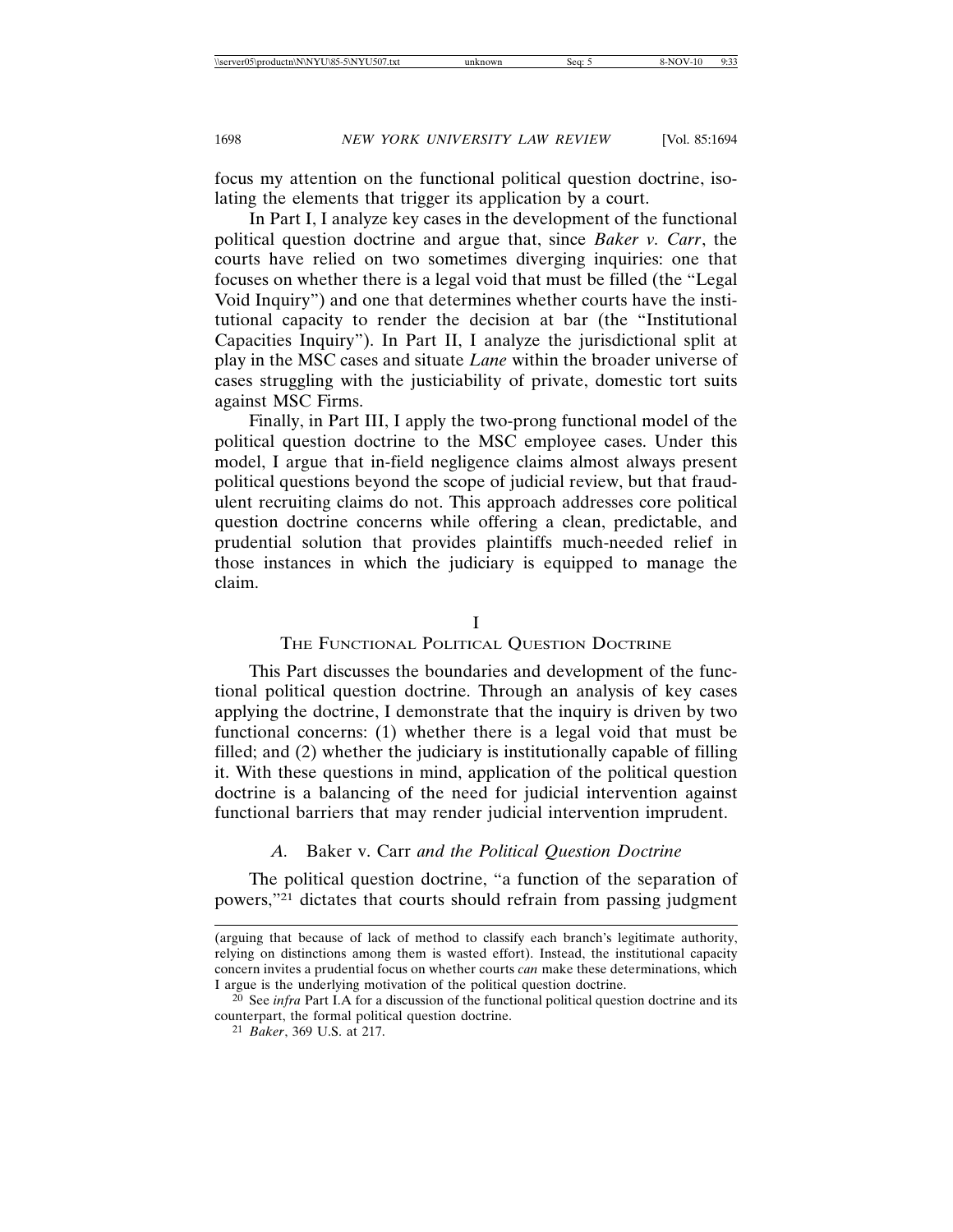focus my attention on the functional political question doctrine, isolating the elements that trigger its application by a court.

In Part I, I analyze key cases in the development of the functional political question doctrine and argue that, since *Baker v. Carr*, the courts have relied on two sometimes diverging inquiries: one that focuses on whether there is a legal void that must be filled (the "Legal Void Inquiry") and one that determines whether courts have the institutional capacity to render the decision at bar (the "Institutional Capacities Inquiry"). In Part II, I analyze the jurisdictional split at play in the MSC cases and situate *Lane* within the broader universe of cases struggling with the justiciability of private, domestic tort suits against MSC Firms.

Finally, in Part III, I apply the two-prong functional model of the political question doctrine to the MSC employee cases. Under this model, I argue that in-field negligence claims almost always present political questions beyond the scope of judicial review, but that fraudulent recruiting claims do not. This approach addresses core political question doctrine concerns while offering a clean, predictable, and prudential solution that provides plaintiffs much-needed relief in those instances in which the judiciary is equipped to manage the claim.

# I
# The Functional Political Question Doctrine

This Part discusses the boundaries and development of the functional political question doctrine. Through an analysis of key cases applying the doctrine, I demonstrate that the inquiry is driven by two functional concerns: (1) whether there is a legal void that must be filled; and (2) whether the judiciary is institutionally capable of filling it. With these questions in mind, application of the political question doctrine is a balancing of the need for judicial intervention against functional barriers that may render judicial intervention imprudent.

## *A.* Baker v. Carr *and the Political Question Doctrine*

The political question doctrine, "a function of the separation of powers,"[21] dictates that courts should refrain from passing judgment

---

(arguing that because of lack of method to classify each branch's legitimate authority, relying on distinctions among them is wasted effort). Instead, the institutional capacity concern invites a prudential focus on whether courts *can* make these determinations, which I argue is the underlying motivation of the political question doctrine.

[20] See *infra* Part I.A for a discussion of the functional political question doctrine and its counterpart, the formal political question doctrine.

[21] *Baker*, 369 U.S. at 217.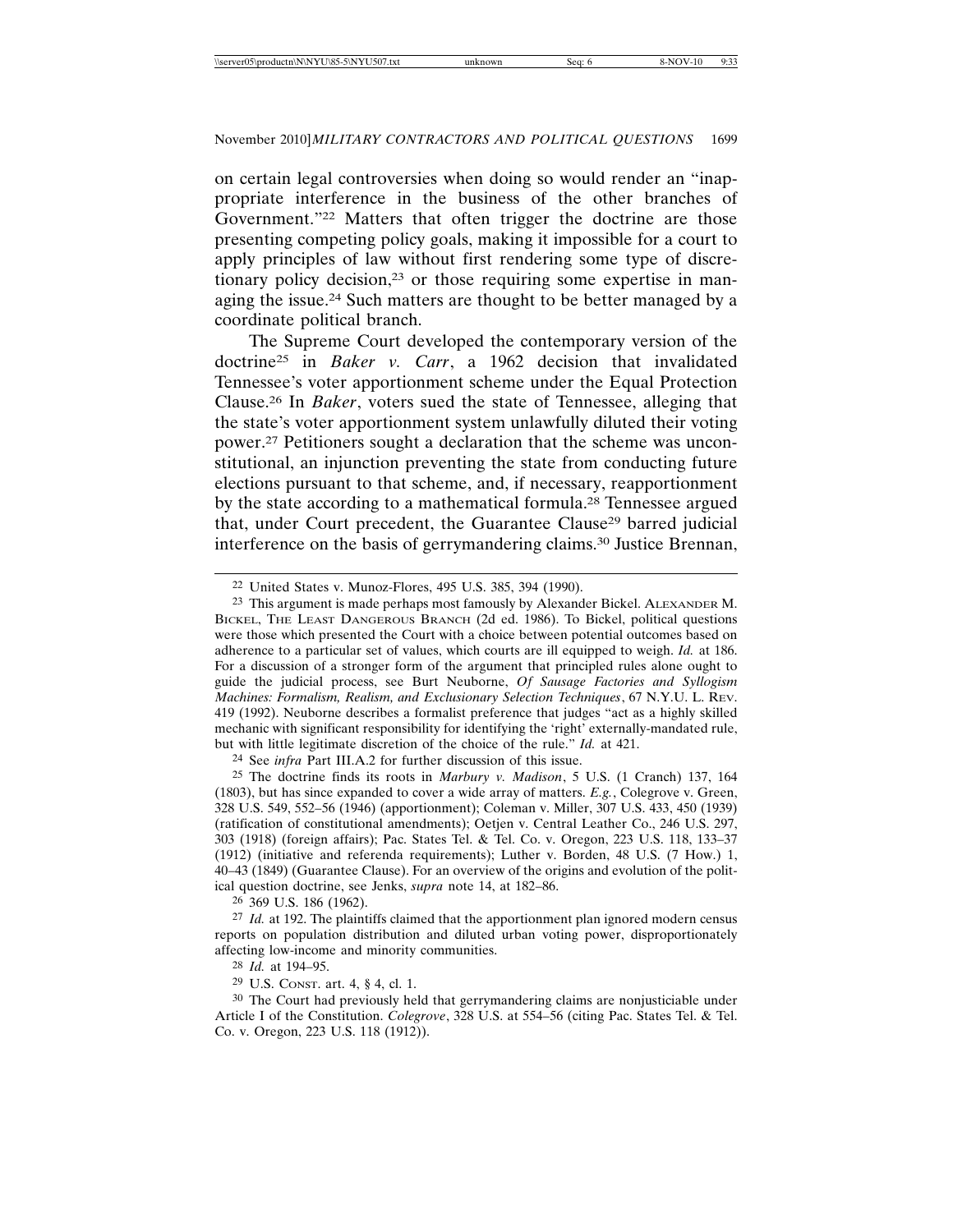on certain legal controversies when doing so would render an "inappropriate interference in the business of the other branches of Government."[22] Matters that often trigger the doctrine are those presenting competing policy goals, making it impossible for a court to apply principles of law without first rendering some type of discretionary policy decision,[23] or those requiring some expertise in managing the issue.[24] Such matters are thought to be better managed by a coordinate political branch.

The Supreme Court developed the contemporary version of the doctrine[25] in *Baker v. Carr*, a 1962 decision that invalidated Tennessee's voter apportionment scheme under the Equal Protection Clause.[26] In *Baker*, voters sued the state of Tennessee, alleging that the state's voter apportionment system unlawfully diluted their voting power.[27] Petitioners sought a declaration that the scheme was unconstitutional, an injunction preventing the state from conducting future elections pursuant to that scheme, and, if necessary, reapportionment by the state according to a mathematical formula.[28] Tennessee argued that, under Court precedent, the Guarantee Clause[29] barred judicial interference on the basis of gerrymandering claims.[30] Justice Brennan,

---

[22] United States v. Munoz-Flores, 495 U.S. 385, 394 (1990).

[23] This argument is made perhaps most famously by Alexander Bickel. ALEXANDER M. BICKEL, THE LEAST DANGEROUS BRANCH (2d ed. 1986). To Bickel, political questions were those which presented the Court with a choice between potential outcomes based on adherence to a particular set of values, which courts are ill equipped to weigh. *Id.* at 186. For a discussion of a stronger form of the argument that principled rules alone ought to guide the judicial process, see Burt Neuborne, *Of Sausage Factories and Syllogism Machines: Formalism, Realism, and Exclusionary Selection Techniques*, 67 N.Y.U. L. REV. 419 (1992). Neuborne describes a formalist preference that judges "act as a highly skilled mechanic with significant responsibility for identifying the 'right' externally-mandated rule, but with little legitimate discretion of the choice of the rule." *Id.* at 421.

[24] See *infra* Part III.A.2 for further discussion of this issue.

[25] The doctrine finds its roots in *Marbury v. Madison*, 5 U.S. (1 Cranch) 137, 164 (1803), but has since expanded to cover a wide array of matters. *E.g.*, Colegrove v. Green, 328 U.S. 549, 552–56 (1946) (apportionment); Coleman v. Miller, 307 U.S. 433, 450 (1939) (ratification of constitutional amendments); Oetjen v. Central Leather Co., 246 U.S. 297, 303 (1918) (foreign affairs); Pac. States Tel. & Tel. Co. v. Oregon, 223 U.S. 118, 133–37 (1912) (initiative and referenda requirements); Luther v. Borden, 48 U.S. (7 How.) 1, 40–43 (1849) (Guarantee Clause). For an overview of the origins and evolution of the political question doctrine, see Jenks, *supra* note 14, at 182–86.

[26] 369 U.S. 186 (1962).

[27] *Id.* at 192. The plaintiffs claimed that the apportionment plan ignored modern census reports on population distribution and diluted urban voting power, disproportionately affecting low-income and minority communities.

[28] *Id.* at 194–95.

[29] U.S. CONST. art. 4, § 4, cl. 1.

[30] The Court had previously held that gerrymandering claims are nonjusticiable under Article I of the Constitution. *Colegrove*, 328 U.S. at 554–56 (citing Pac. States Tel. & Tel. Co. v. Oregon, 223 U.S. 118 (1912)).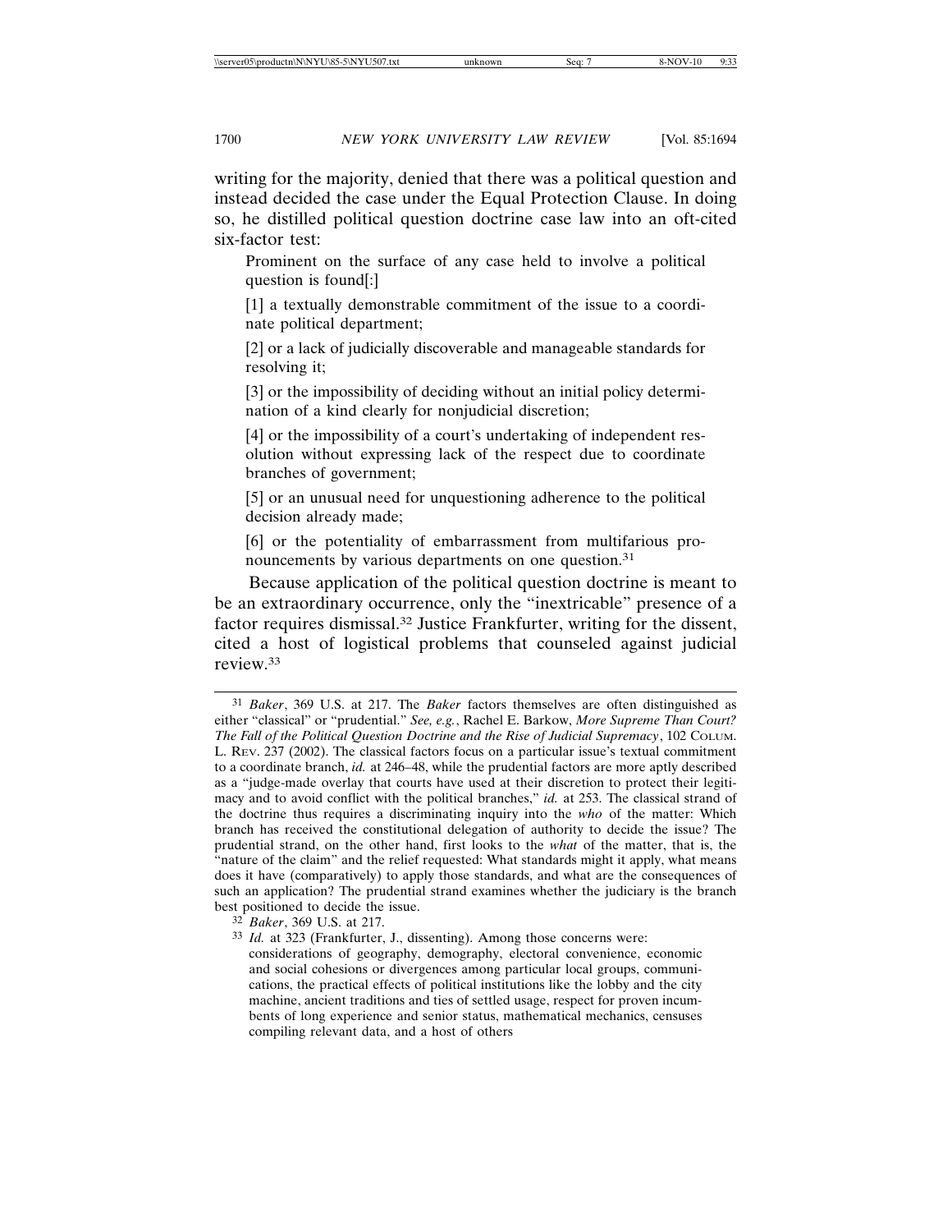writing for the majority, denied that there was a political question and instead decided the case under the Equal Protection Clause. In doing so, he distilled political question doctrine case law into an oft-cited six-factor test:

> Prominent on the surface of any case held to involve a political question is found[:]
>
> [1] a textually demonstrable commitment of the issue to a coordinate political department;
>
> [2] or a lack of judicially discoverable and manageable standards for resolving it;
>
> [3] or the impossibility of deciding without an initial policy determination of a kind clearly for nonjudicial discretion;
>
> [4] or the impossibility of a court's undertaking of independent resolution without expressing lack of the respect due to coordinate branches of government;
>
> [5] or an unusual need for unquestioning adherence to the political decision already made;
>
> [6] or the potentiality of embarrassment from multifarious pronouncements by various departments on one question.[31]

Because application of the political question doctrine is meant to be an extraordinary occurrence, only the "inextricable" presence of a factor requires dismissal.[32] Justice Frankfurter, writing for the dissent, cited a host of logistical problems that counseled against judicial review.[33]

---

[31] *Baker*, 369 U.S. at 217. The *Baker* factors themselves are often distinguished as either "classical" or "prudential." *See, e.g.*, Rachel E. Barkow, *More Supreme Than Court? The Fall of the Political Question Doctrine and the Rise of Judicial Supremacy*, 102 COLUM. L. REV. 237 (2002). The classical factors focus on a particular issue's textual commitment to a coordinate branch, *id.* at 246–48, while the prudential factors are more aptly described as a "judge-made overlay that courts have used at their discretion to protect their legitimacy and to avoid conflict with the political branches," *id.* at 253. The classical strand of the doctrine thus requires a discriminating inquiry into the *who* of the matter: Which branch has received the constitutional delegation of authority to decide the issue? The prudential strand, on the other hand, first looks to the *what* of the matter, that is, the "nature of the claim" and the relief requested: What standards might it apply, what means does it have (comparatively) to apply those standards, and what are the consequences of such an application? The prudential strand examines whether the judiciary is the branch best positioned to decide the issue.

[32] *Baker*, 369 U.S. at 217.

[33] *Id.* at 323 (Frankfurter, J., dissenting). Among those concerns were:

> considerations of geography, demography, electoral convenience, economic and social cohesions or divergences among particular local groups, communications, the practical effects of political institutions like the lobby and the city machine, ancient traditions and ties of settled usage, respect for proven incumbents of long experience and senior status, mathematical mechanics, censuses compiling relevant data, and a host of others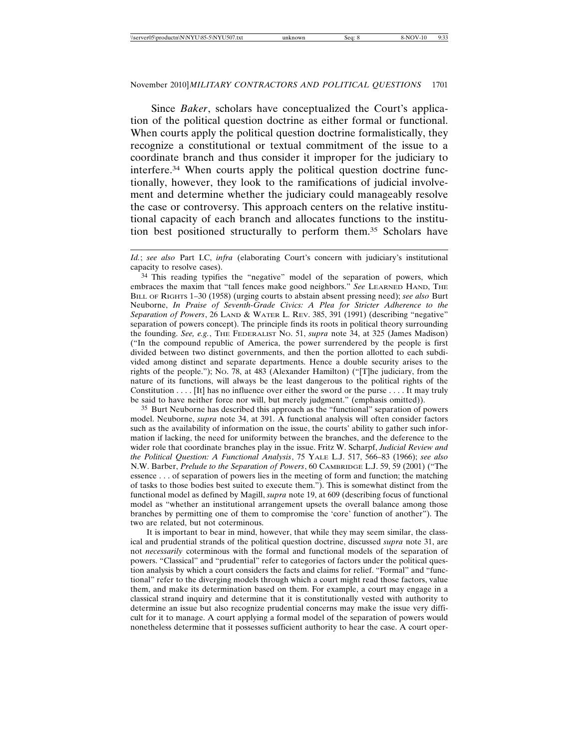Since *Baker*, scholars have conceptualized the Court's application of the political question doctrine as either formal or functional. When courts apply the political question doctrine formalistically, they recognize a constitutional or textual commitment of the issue to a coordinate branch and thus consider it improper for the judiciary to interfere.[34] When courts apply the political question doctrine functionally, however, they look to the ramifications of judicial involvement and determine whether the judiciary could manageably resolve the case or controversy. This approach centers on the relative institutional capacity of each branch and allocates functions to the institution best positioned structurally to perform them.[35] Scholars have

---

*Id.*; *see also* Part I.C, *infra* (elaborating Court's concern with judiciary's institutional capacity to resolve cases).

[34] This reading typifies the "negative" model of the separation of powers, which embraces the maxim that "tall fences make good neighbors." *See* LEARNED HAND, THE BILL OF RIGHTS 1–30 (1958) (urging courts to abstain absent pressing need); *see also* Burt Neuborne, *In Praise of Seventh-Grade Civics: A Plea for Stricter Adherence to the Separation of Powers*, 26 LAND & WATER L. REV. 385, 391 (1991) (describing "negative" separation of powers concept). The principle finds its roots in political theory surrounding the founding. *See, e.g.*, THE FEDERALIST NO. 51, *supra* note 34, at 325 (James Madison) ("In the compound republic of America, the power surrendered by the people is first divided between two distinct governments, and then the portion allotted to each subdivided among distinct and separate departments. Hence a double security arises to the rights of the people."); NO. 78, at 483 (Alexander Hamilton) ("[T]he judiciary, from the nature of its functions, will always be the least dangerous to the political rights of the Constitution . . . . [It] has no influence over either the sword or the purse . . . . It may truly be said to have neither force nor will, but merely judgment." (emphasis omitted)).

[35] Burt Neuborne has described this approach as the "functional" separation of powers model. Neuborne, *supra* note 34, at 391. A functional analysis will often consider factors such as the availability of information on the issue, the courts' ability to gather such information if lacking, the need for uniformity between the branches, and the deference to the wider role that coordinate branches play in the issue. Fritz W. Scharpf, *Judicial Review and the Political Question: A Functional Analysis*, 75 YALE L.J. 517, 566–83 (1966); *see also* N.W. Barber, *Prelude to the Separation of Powers*, 60 CAMBRIDGE L.J. 59, 59 (2001) ("The essence . . . of separation of powers lies in the meeting of form and function; the matching of tasks to those bodies best suited to execute them."). This is somewhat distinct from the functional model as defined by Magill, *supra* note 19, at 609 (describing focus of functional model as "whether an institutional arrangement upsets the overall balance among those branches by permitting one of them to compromise the 'core' function of another"). The two are related, but not coterminous.

It is important to bear in mind, however, that while they may seem similar, the classical and prudential strands of the political question doctrine, discussed *supra* note 31, are not *necessarily* coterminous with the formal and functional models of the separation of powers. "Classical" and "prudential" refer to categories of factors under the political question analysis by which a court considers the facts and claims for relief. "Formal" and "functional" refer to the diverging models through which a court might read those factors, value them, and make its determination based on them. For example, a court may engage in a classical strand inquiry and determine that it is constitutionally vested with authority to determine an issue but also recognize prudential concerns may make the issue very difficult for it to manage. A court applying a formal model of the separation of powers would nonetheless determine that it possesses sufficient authority to hear the case. A court oper-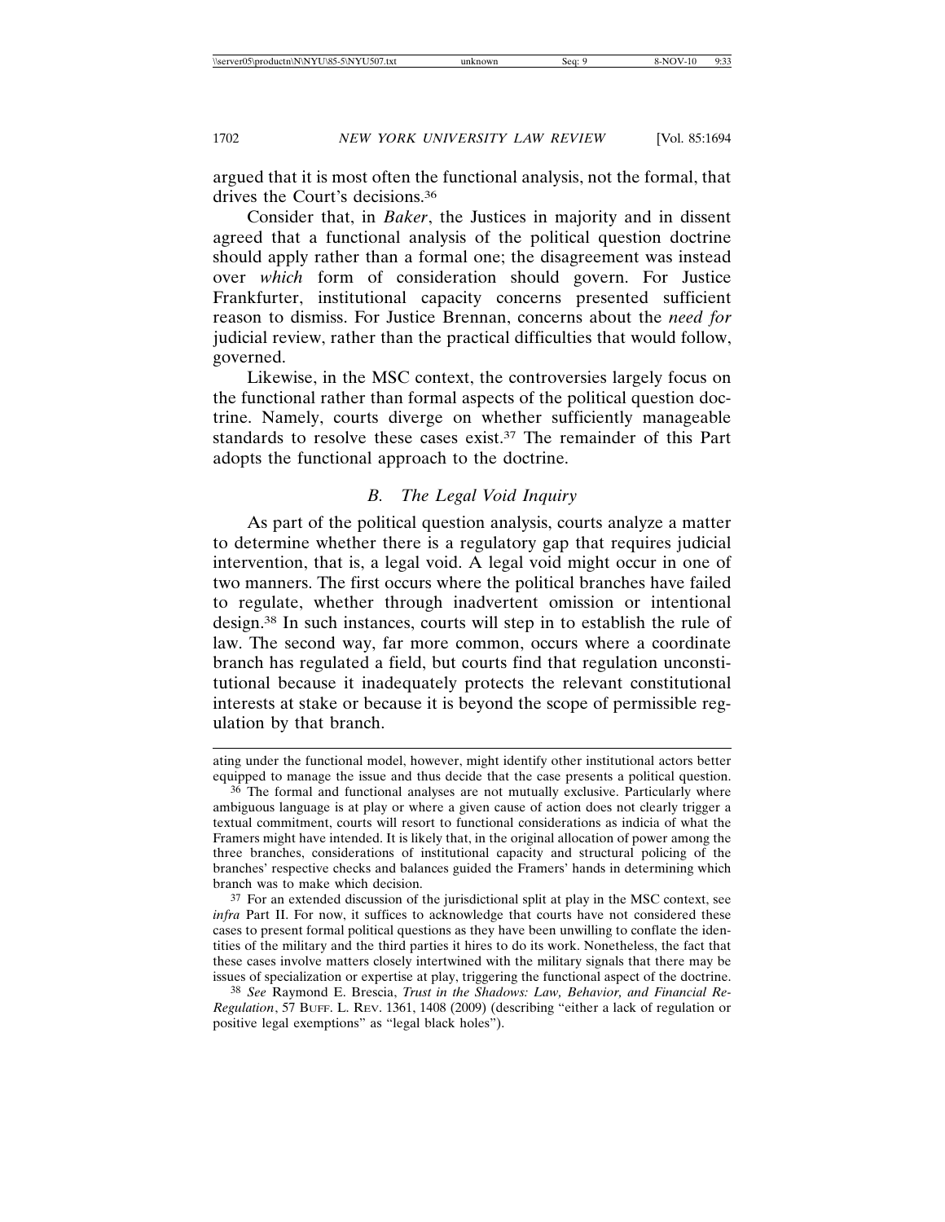argued that it is most often the functional analysis, not the formal, that drives the Court's decisions.[36]

Consider that, in *Baker*, the Justices in majority and in dissent agreed that a functional analysis of the political question doctrine should apply rather than a formal one; the disagreement was instead over *which* form of consideration should govern. For Justice Frankfurter, institutional capacity concerns presented sufficient reason to dismiss. For Justice Brennan, concerns about the *need for* judicial review, rather than the practical difficulties that would follow, governed.

Likewise, in the MSC context, the controversies largely focus on the functional rather than formal aspects of the political question doctrine. Namely, courts diverge on whether sufficiently manageable standards to resolve these cases exist.[37] The remainder of this Part adopts the functional approach to the doctrine.

### *B. The Legal Void Inquiry*

As part of the political question analysis, courts analyze a matter to determine whether there is a regulatory gap that requires judicial intervention, that is, a legal void. A legal void might occur in one of two manners. The first occurs where the political branches have failed to regulate, whether through inadvertent omission or intentional design.[38] In such instances, courts will step in to establish the rule of law. The second way, far more common, occurs where a coordinate branch has regulated a field, but courts find that regulation unconstitutional because it inadequately protects the relevant constitutional interests at stake or because it is beyond the scope of permissible regulation by that branch.

---

ating under the functional model, however, might identify other institutional actors better equipped to manage the issue and thus decide that the case presents a political question.

[36] The formal and functional analyses are not mutually exclusive. Particularly where ambiguous language is at play or where a given cause of action does not clearly trigger a textual commitment, courts will resort to functional considerations as indicia of what the Framers might have intended. It is likely that, in the original allocation of power among the three branches, considerations of institutional capacity and structural policing of the branches' respective checks and balances guided the Framers' hands in determining which branch was to make which decision.

[37] For an extended discussion of the jurisdictional split at play in the MSC context, see *infra* Part II. For now, it suffices to acknowledge that courts have not considered these cases to present formal political questions as they have been unwilling to conflate the identities of the military and the third parties it hires to do its work. Nonetheless, the fact that these cases involve matters closely intertwined with the military signals that there may be issues of specialization or expertise at play, triggering the functional aspect of the doctrine.

[38] *See* Raymond E. Brescia, *Trust in the Shadows: Law, Behavior, and Financial Re-Regulation*, 57 BUFF. L. REV. 1361, 1408 (2009) (describing "either a lack of regulation or positive legal exemptions" as "legal black holes").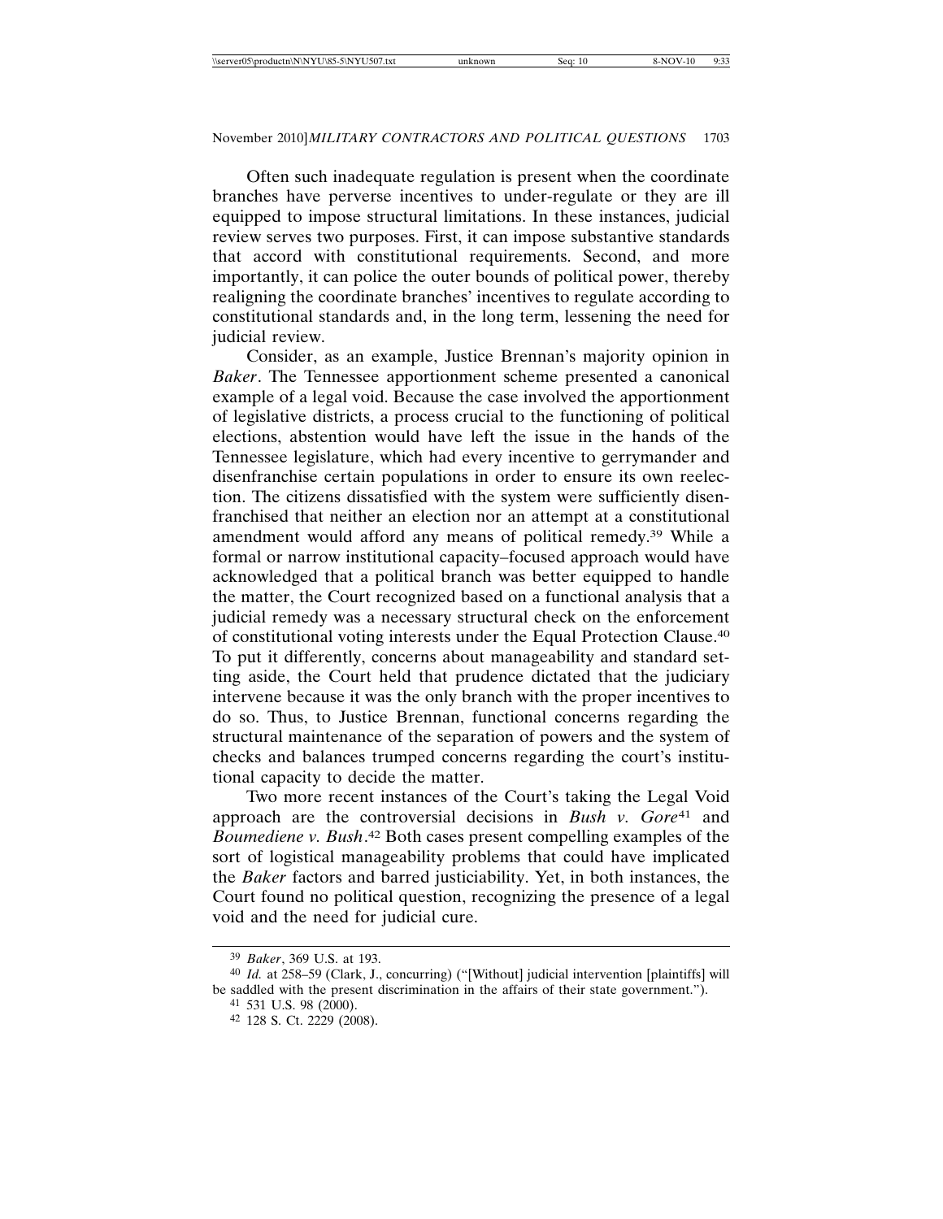Often such inadequate regulation is present when the coordinate branches have perverse incentives to under-regulate or they are ill equipped to impose structural limitations. In these instances, judicial review serves two purposes. First, it can impose substantive standards that accord with constitutional requirements. Second, and more importantly, it can police the outer bounds of political power, thereby realigning the coordinate branches' incentives to regulate according to constitutional standards and, in the long term, lessening the need for judicial review.

Consider, as an example, Justice Brennan's majority opinion in *Baker*. The Tennessee apportionment scheme presented a canonical example of a legal void. Because the case involved the apportionment of legislative districts, a process crucial to the functioning of political elections, abstention would have left the issue in the hands of the Tennessee legislature, which had every incentive to gerrymander and disenfranchise certain populations in order to ensure its own reelection. The citizens dissatisfied with the system were sufficiently disenfranchised that neither an election nor an attempt at a constitutional amendment would afford any means of political remedy.[39] While a formal or narrow institutional capacity–focused approach would have acknowledged that a political branch was better equipped to handle the matter, the Court recognized based on a functional analysis that a judicial remedy was a necessary structural check on the enforcement of constitutional voting interests under the Equal Protection Clause.[40] To put it differently, concerns about manageability and standard setting aside, the Court held that prudence dictated that the judiciary intervene because it was the only branch with the proper incentives to do so. Thus, to Justice Brennan, functional concerns regarding the structural maintenance of the separation of powers and the system of checks and balances trumped concerns regarding the court's institutional capacity to decide the matter.

Two more recent instances of the Court's taking the Legal Void approach are the controversial decisions in *Bush v. Gore*[41] and *Boumediene v. Bush*.[42] Both cases present compelling examples of the sort of logistical manageability problems that could have implicated the *Baker* factors and barred justiciability. Yet, in both instances, the Court found no political question, recognizing the presence of a legal void and the need for judicial cure.

---

[39] *Baker*, 369 U.S. at 193.

[40] *Id.* at 258–59 (Clark, J., concurring) ("[Without] judicial intervention [plaintiffs] will be saddled with the present discrimination in the affairs of their state government.").

[41] 531 U.S. 98 (2000).

[42] 128 S. Ct. 2229 (2008).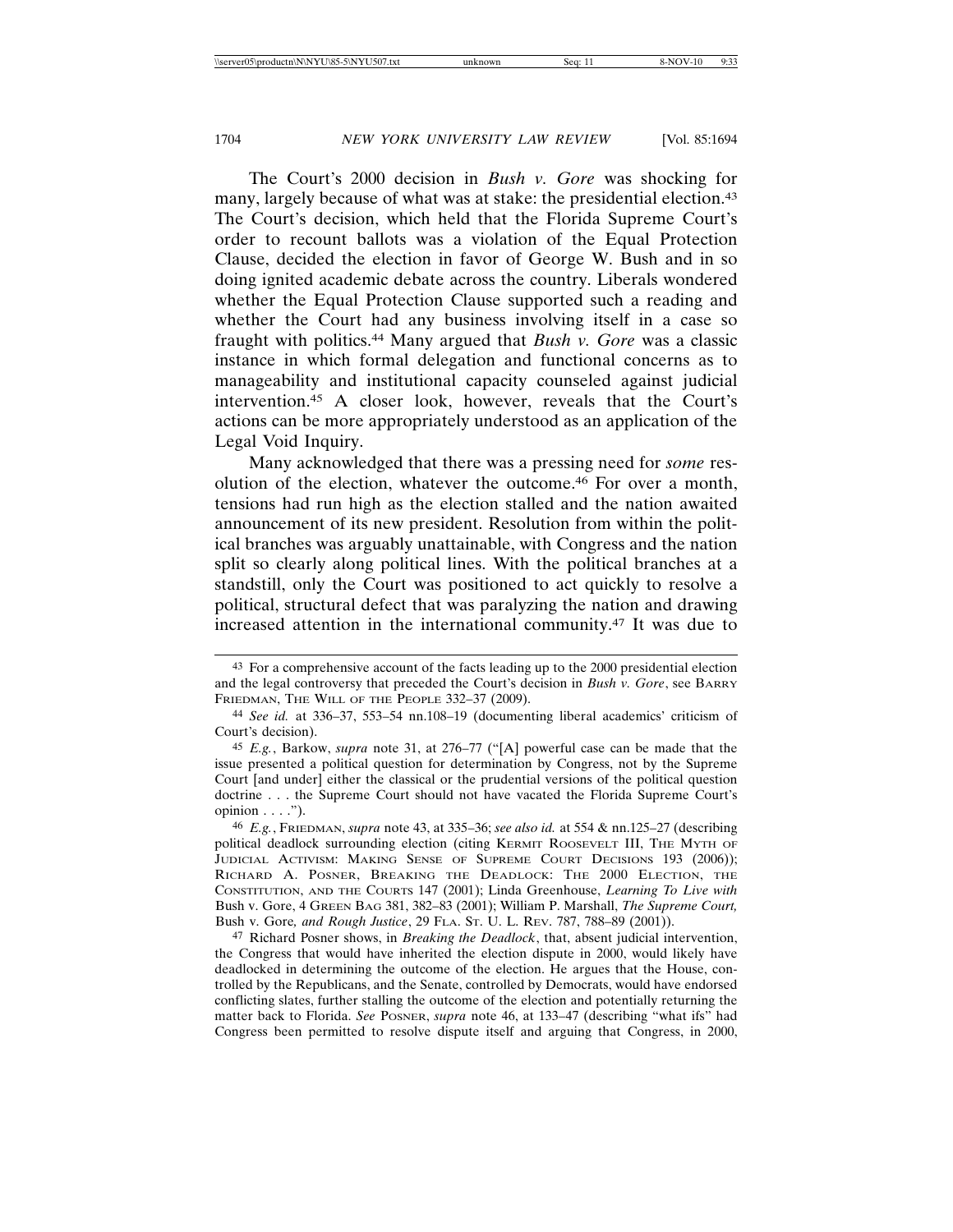The Court's 2000 decision in *Bush v. Gore* was shocking for many, largely because of what was at stake: the presidential election.[43] The Court's decision, which held that the Florida Supreme Court's order to recount ballots was a violation of the Equal Protection Clause, decided the election in favor of George W. Bush and in so doing ignited academic debate across the country. Liberals wondered whether the Equal Protection Clause supported such a reading and whether the Court had any business involving itself in a case so fraught with politics.[44] Many argued that *Bush v. Gore* was a classic instance in which formal delegation and functional concerns as to manageability and institutional capacity counseled against judicial intervention.[45] A closer look, however, reveals that the Court's actions can be more appropriately understood as an application of the Legal Void Inquiry.

Many acknowledged that there was a pressing need for *some* resolution of the election, whatever the outcome.[46] For over a month, tensions had run high as the election stalled and the nation awaited announcement of its new president. Resolution from within the political branches was arguably unattainable, with Congress and the nation split so clearly along political lines. With the political branches at a standstill, only the Court was positioned to act quickly to resolve a political, structural defect that was paralyzing the nation and drawing increased attention in the international community.[47] It was due to

---

[43] For a comprehensive account of the facts leading up to the 2000 presidential election and the legal controversy that preceded the Court's decision in *Bush v. Gore*, see BARRY FRIEDMAN, THE WILL OF THE PEOPLE 332–37 (2009).

[44] *See id.* at 336–37, 553–54 nn.108–19 (documenting liberal academics' criticism of Court's decision).

[45] *E.g.*, Barkow, *supra* note 31, at 276–77 ("[A] powerful case can be made that the issue presented a political question for determination by Congress, not by the Supreme Court [and under] either the classical or the prudential versions of the political question doctrine . . . the Supreme Court should not have vacated the Florida Supreme Court's opinion . . . .").

[46] *E.g.*, FRIEDMAN, *supra* note 43, at 335–36; *see also id.* at 554 & nn.125–27 (describing political deadlock surrounding election (citing KERMIT ROOSEVELT III, THE MYTH OF JUDICIAL ACTIVISM: MAKING SENSE OF SUPREME COURT DECISIONS 193 (2006)); RICHARD A. POSNER, BREAKING THE DEADLOCK: THE 2000 ELECTION, THE CONSTITUTION, AND THE COURTS 147 (2001); Linda Greenhouse, *Learning To Live with* Bush v. Gore, 4 GREEN BAG 381, 382–83 (2001); William P. Marshall, *The Supreme Court,* Bush v. Gore*, and Rough Justice*, 29 FLA. ST. U. L. REV. 787, 788–89 (2001)).

[47] Richard Posner shows, in *Breaking the Deadlock*, that, absent judicial intervention, the Congress that would have inherited the election dispute in 2000, would likely have deadlocked in determining the outcome of the election. He argues that the House, controlled by the Republicans, and the Senate, controlled by Democrats, would have endorsed conflicting slates, further stalling the outcome of the election and potentially returning the matter back to Florida. *See* POSNER, *supra* note 46, at 133–47 (describing "what ifs" had Congress been permitted to resolve dispute itself and arguing that Congress, in 2000,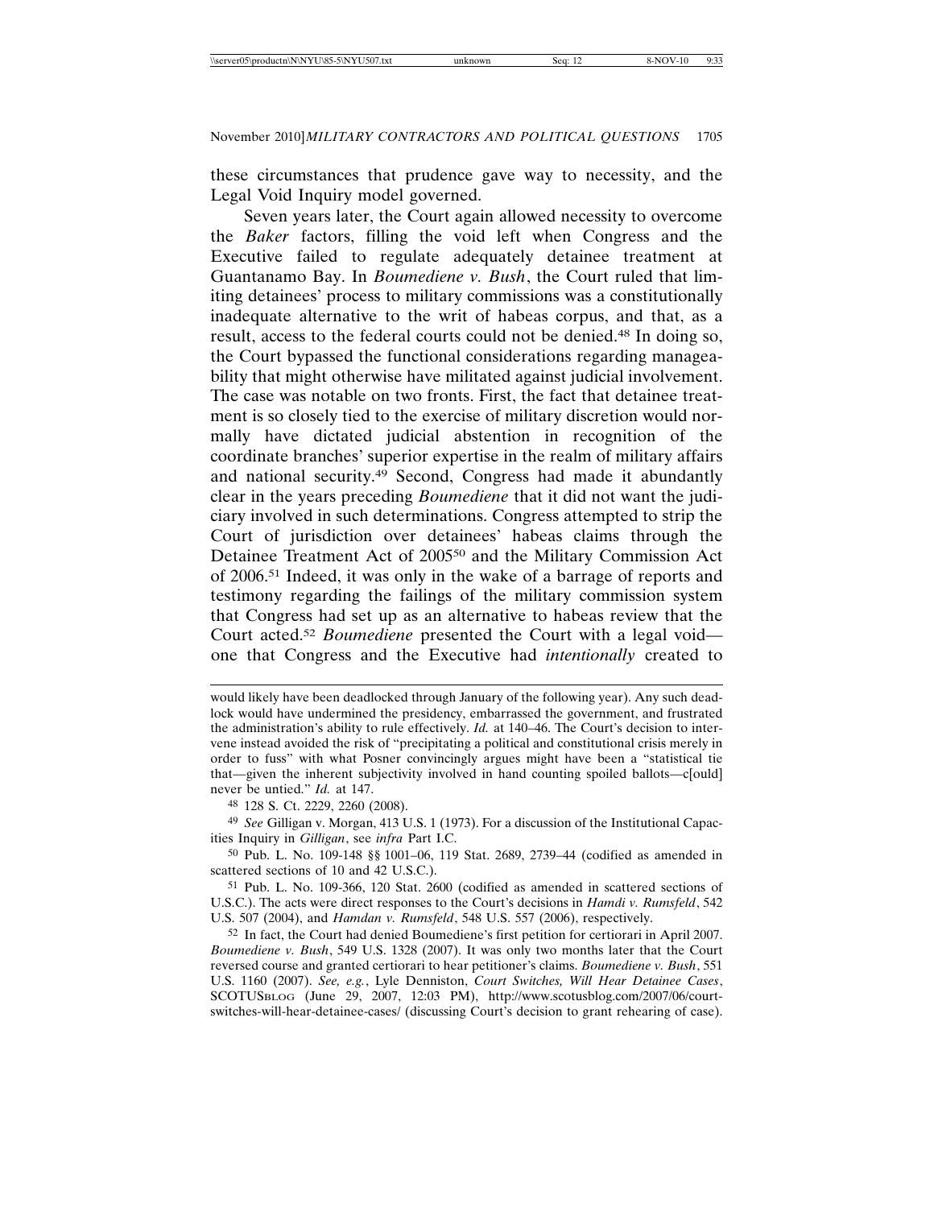these circumstances that prudence gave way to necessity, and the Legal Void Inquiry model governed.

Seven years later, the Court again allowed necessity to overcome the *Baker* factors, filling the void left when Congress and the Executive failed to regulate adequately detainee treatment at Guantanamo Bay. In *Boumediene v. Bush*, the Court ruled that limiting detainees' process to military commissions was a constitutionally inadequate alternative to the writ of habeas corpus, and that, as a result, access to the federal courts could not be denied.[48] In doing so, the Court bypassed the functional considerations regarding manageability that might otherwise have militated against judicial involvement. The case was notable on two fronts. First, the fact that detainee treatment is so closely tied to the exercise of military discretion would normally have dictated judicial abstention in recognition of the coordinate branches' superior expertise in the realm of military affairs and national security.[49] Second, Congress had made it abundantly clear in the years preceding *Boumediene* that it did not want the judiciary involved in such determinations. Congress attempted to strip the Court of jurisdiction over detainees' habeas claims through the Detainee Treatment Act of 2005[50] and the Military Commission Act of 2006.[51] Indeed, it was only in the wake of a barrage of reports and testimony regarding the failings of the military commission system that Congress had set up as an alternative to habeas review that the Court acted.[52] *Boumediene* presented the Court with a legal void—one that Congress and the Executive had *intentionally* created to

---

would likely have been deadlocked through January of the following year). Any such deadlock would have undermined the presidency, embarrassed the government, and frustrated the administration's ability to rule effectively. *Id.* at 140–46. The Court's decision to intervene instead avoided the risk of "precipitating a political and constitutional crisis merely in order to fuss" with what Posner convincingly argues might have been a "statistical tie that—given the inherent subjectivity involved in hand counting spoiled ballots—c[ould] never be untied." *Id.* at 147.

[48] 128 S. Ct. 2229, 2260 (2008).

[49] *See* Gilligan v. Morgan, 413 U.S. 1 (1973). For a discussion of the Institutional Capacities Inquiry in *Gilligan*, see *infra* Part I.C.

[50] Pub. L. No. 109-148 §§ 1001–06, 119 Stat. 2689, 2739–44 (codified as amended in scattered sections of 10 and 42 U.S.C.).

[51] Pub. L. No. 109-366, 120 Stat. 2600 (codified as amended in scattered sections of U.S.C.). The acts were direct responses to the Court's decisions in *Hamdi v. Rumsfeld*, 542 U.S. 507 (2004), and *Hamdan v. Rumsfeld*, 548 U.S. 557 (2006), respectively.

[52] In fact, the Court had denied Boumediene's first petition for certiorari in April 2007. *Boumediene v. Bush*, 549 U.S. 1328 (2007). It was only two months later that the Court reversed course and granted certiorari to hear petitioner's claims. *Boumediene v. Bush*, 551 U.S. 1160 (2007). *See, e.g.*, Lyle Denniston, *Court Switches, Will Hear Detainee Cases*, SCOTUSBLOG (June 29, 2007, 12:03 PM), http://www.scotusblog.com/2007/06/court-switches-will-hear-detainee-cases/ (discussing Court's decision to grant rehearing of case).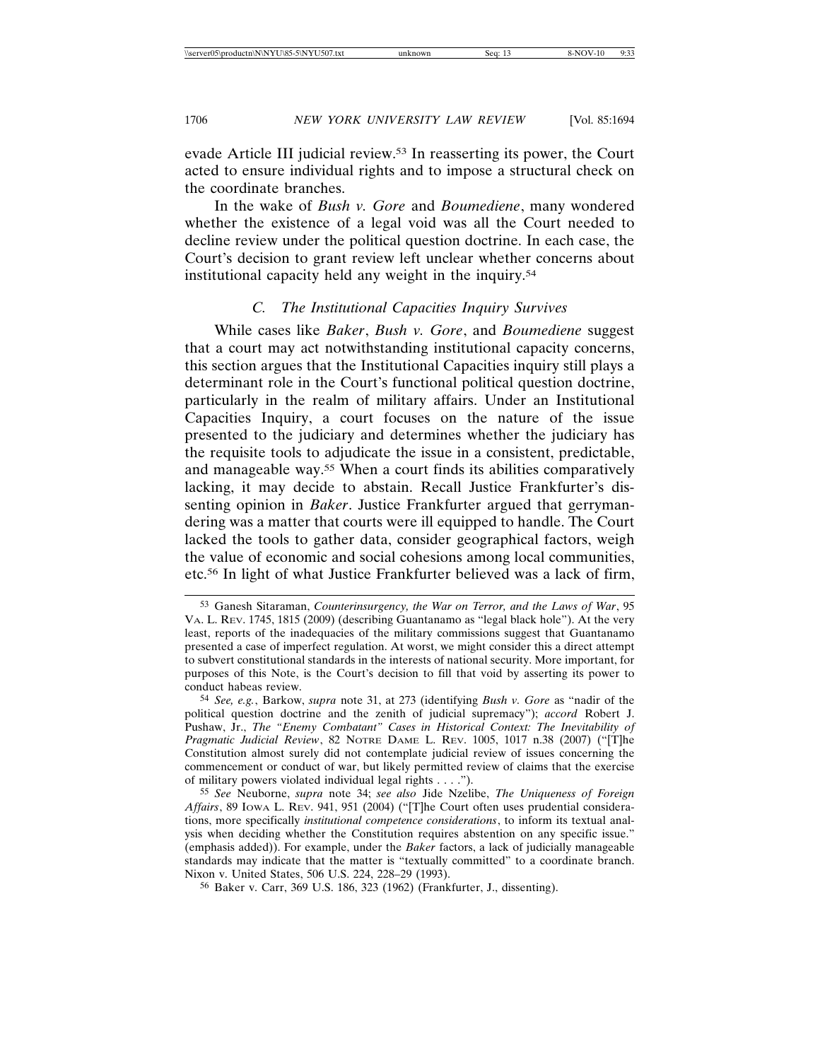evade Article III judicial review.[53] In reasserting its power, the Court acted to ensure individual rights and to impose a structural check on the coordinate branches.

In the wake of *Bush v. Gore* and *Boumediene*, many wondered whether the existence of a legal void was all the Court needed to decline review under the political question doctrine. In each case, the Court's decision to grant review left unclear whether concerns about institutional capacity held any weight in the inquiry.[54]

### *C. The Institutional Capacities Inquiry Survives*

While cases like *Baker*, *Bush v. Gore*, and *Boumediene* suggest that a court may act notwithstanding institutional capacity concerns, this section argues that the Institutional Capacities inquiry still plays a determinant role in the Court's functional political question doctrine, particularly in the realm of military affairs. Under an Institutional Capacities Inquiry, a court focuses on the nature of the issue presented to the judiciary and determines whether the judiciary has the requisite tools to adjudicate the issue in a consistent, predictable, and manageable way.[55] When a court finds its abilities comparatively lacking, it may decide to abstain. Recall Justice Frankfurter's dissenting opinion in *Baker*. Justice Frankfurter argued that gerrymandering was a matter that courts were ill equipped to handle. The Court lacked the tools to gather data, consider geographical factors, weigh the value of economic and social cohesions among local communities, etc.[56] In light of what Justice Frankfurter believed was a lack of firm,

---

[53] Ganesh Sitaraman, *Counterinsurgency, the War on Terror, and the Laws of War*, 95 VA. L. REV. 1745, 1815 (2009) (describing Guantanamo as "legal black hole"). At the very least, reports of the inadequacies of the military commissions suggest that Guantanamo presented a case of imperfect regulation. At worst, we might consider this a direct attempt to subvert constitutional standards in the interests of national security. More important, for purposes of this Note, is the Court's decision to fill that void by asserting its power to conduct habeas review.

[54] *See, e.g.*, Barkow, *supra* note 31, at 273 (identifying *Bush v. Gore* as "nadir of the political question doctrine and the zenith of judicial supremacy"); *accord* Robert J. Pushaw, Jr., *The "Enemy Combatant" Cases in Historical Context: The Inevitability of Pragmatic Judicial Review*, 82 NOTRE DAME L. REV. 1005, 1017 n.38 (2007) ("[T]he Constitution almost surely did not contemplate judicial review of issues concerning the commencement or conduct of war, but likely permitted review of claims that the exercise of military powers violated individual legal rights . . . .").

[55] *See* Neuborne, *supra* note 34; *see also* Jide Nzelibe, *The Uniqueness of Foreign Affairs*, 89 IOWA L. REV. 941, 951 (2004) ("[T]he Court often uses prudential considerations, more specifically *institutional competence considerations*, to inform its textual analysis when deciding whether the Constitution requires abstention on any specific issue." (emphasis added)). For example, under the *Baker* factors, a lack of judicially manageable standards may indicate that the matter is "textually committed" to a coordinate branch. Nixon v. United States, 506 U.S. 224, 228–29 (1993).

[56] Baker v. Carr, 369 U.S. 186, 323 (1962) (Frankfurter, J., dissenting).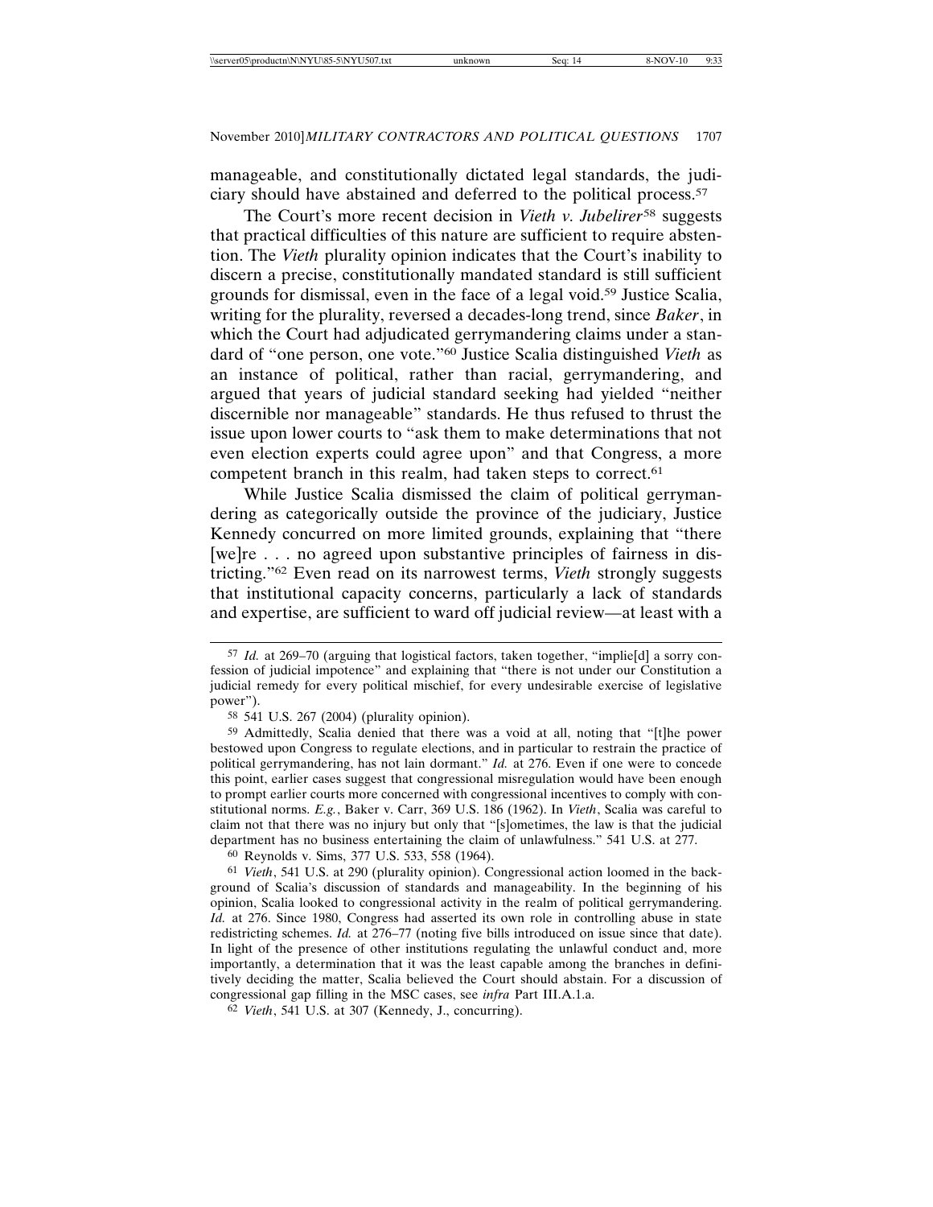manageable, and constitutionally dictated legal standards, the judiciary should have abstained and deferred to the political process.[57]

The Court's more recent decision in *Vieth v. Jubelirer*[58] suggests that practical difficulties of this nature are sufficient to require abstention. The *Vieth* plurality opinion indicates that the Court's inability to discern a precise, constitutionally mandated standard is still sufficient grounds for dismissal, even in the face of a legal void.[59] Justice Scalia, writing for the plurality, reversed a decades-long trend, since *Baker*, in which the Court had adjudicated gerrymandering claims under a standard of "one person, one vote."[60] Justice Scalia distinguished *Vieth* as an instance of political, rather than racial, gerrymandering, and argued that years of judicial standard seeking had yielded "neither discernible nor manageable" standards. He thus refused to thrust the issue upon lower courts to "ask them to make determinations that not even election experts could agree upon" and that Congress, a more competent branch in this realm, had taken steps to correct.[61]

While Justice Scalia dismissed the claim of political gerrymandering as categorically outside the province of the judiciary, Justice Kennedy concurred on more limited grounds, explaining that "there [we]re . . . no agreed upon substantive principles of fairness in districting."[62] Even read on its narrowest terms, *Vieth* strongly suggests that institutional capacity concerns, particularly a lack of standards and expertise, are sufficient to ward off judicial review—at least with a

---

[57] *Id.* at 269–70 (arguing that logistical factors, taken together, "implie[d] a sorry confession of judicial impotence" and explaining that "there is not under our Constitution a judicial remedy for every political mischief, for every undesirable exercise of legislative power").

[58] 541 U.S. 267 (2004) (plurality opinion).

[59] Admittedly, Scalia denied that there was a void at all, noting that "[t]he power bestowed upon Congress to regulate elections, and in particular to restrain the practice of political gerrymandering, has not lain dormant." *Id.* at 276. Even if one were to concede this point, earlier cases suggest that congressional misregulation would have been enough to prompt earlier courts more concerned with congressional incentives to comply with constitutional norms. *E.g.*, Baker v. Carr, 369 U.S. 186 (1962). In *Vieth*, Scalia was careful to claim not that there was no injury but only that "[s]ometimes, the law is that the judicial department has no business entertaining the claim of unlawfulness." 541 U.S. at 277.

[60] Reynolds v. Sims, 377 U.S. 533, 558 (1964).

[61] *Vieth*, 541 U.S. at 290 (plurality opinion). Congressional action loomed in the background of Scalia's discussion of standards and manageability. In the beginning of his opinion, Scalia looked to congressional activity in the realm of political gerrymandering. *Id.* at 276. Since 1980, Congress had asserted its own role in controlling abuse in state redistricting schemes. *Id.* at 276–77 (noting five bills introduced on issue since that date). In light of the presence of other institutions regulating the unlawful conduct and, more importantly, a determination that it was the least capable among the branches in definitively deciding the matter, Scalia believed the Court should abstain. For a discussion of congressional gap filling in the MSC cases, see *infra* Part III.A.1.a.

[62] *Vieth*, 541 U.S. at 307 (Kennedy, J., concurring).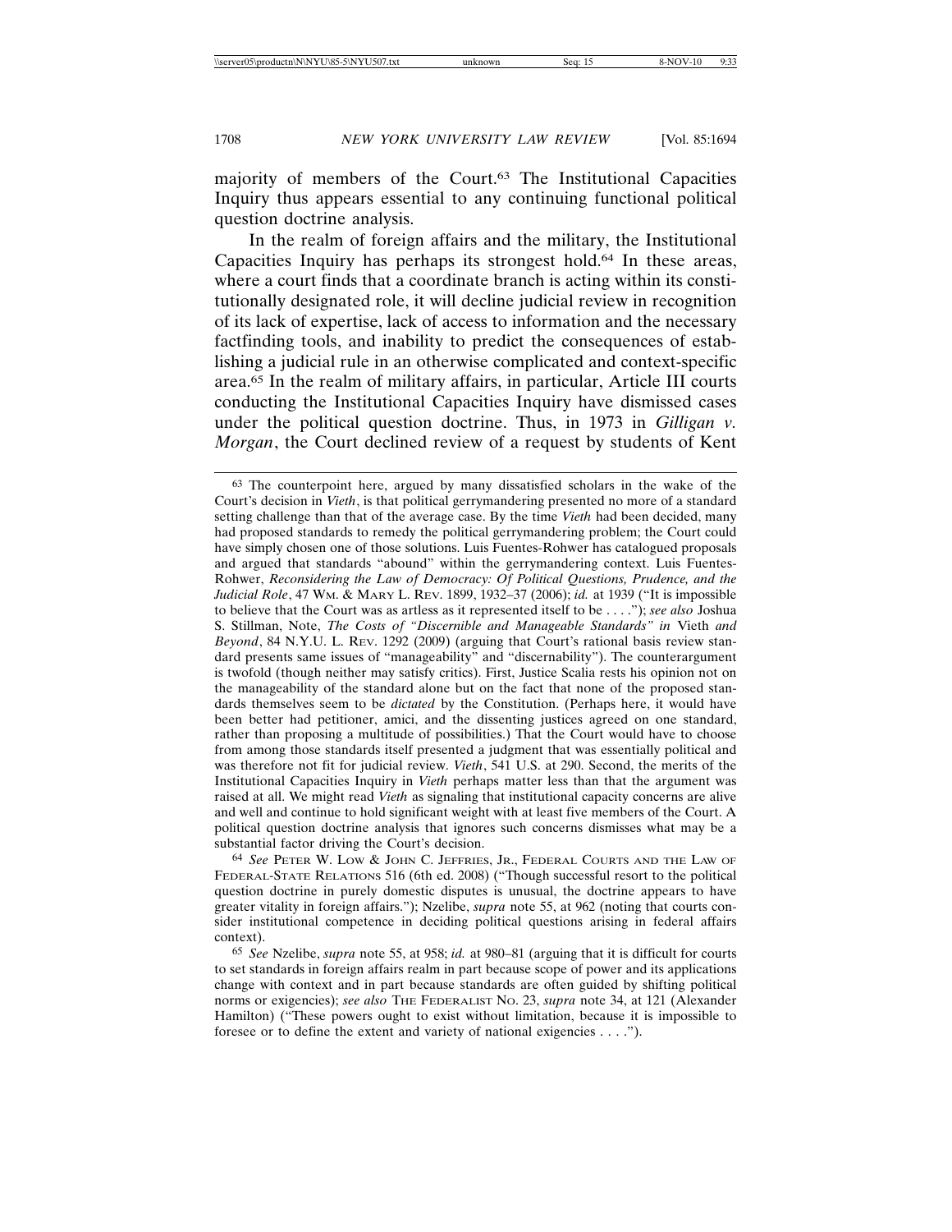majority of members of the Court.[63] The Institutional Capacities Inquiry thus appears essential to any continuing functional political question doctrine analysis.

In the realm of foreign affairs and the military, the Institutional Capacities Inquiry has perhaps its strongest hold.[64] In these areas, where a court finds that a coordinate branch is acting within its constitutionally designated role, it will decline judicial review in recognition of its lack of expertise, lack of access to information and the necessary factfinding tools, and inability to predict the consequences of establishing a judicial rule in an otherwise complicated and context-specific area.[65] In the realm of military affairs, in particular, Article III courts conducting the Institutional Capacities Inquiry have dismissed cases under the political question doctrine. Thus, in 1973 in *Gilligan v. Morgan*, the Court declined review of a request by students of Kent

---

[63] The counterpoint here, argued by many dissatisfied scholars in the wake of the Court's decision in *Vieth*, is that political gerrymandering presented no more of a standard setting challenge than that of the average case. By the time *Vieth* had been decided, many had proposed standards to remedy the political gerrymandering problem; the Court could have simply chosen one of those solutions. Luis Fuentes-Rohwer has catalogued proposals and argued that standards "abound" within the gerrymandering context. Luis Fuentes-Rohwer, *Reconsidering the Law of Democracy: Of Political Questions, Prudence, and the Judicial Role*, 47 Wm. & Mary L. Rev. 1899, 1932–37 (2006); *id.* at 1939 ("It is impossible to believe that the Court was as artless as it represented itself to be . . . ."); *see also* Joshua S. Stillman, Note, *The Costs of "Discernible and Manageable Standards" in* Vieth *and Beyond*, 84 N.Y.U. L. Rev. 1292 (2009) (arguing that Court's rational basis review standard presents same issues of "manageability" and "discernability"). The counterargument is twofold (though neither may satisfy critics). First, Justice Scalia rests his opinion not on the manageability of the standard alone but on the fact that none of the proposed standards themselves seem to be *dictated* by the Constitution. (Perhaps here, it would have been better had petitioner, amici, and the dissenting justices agreed on one standard, rather than proposing a multitude of possibilities.) That the Court would have to choose from among those standards itself presented a judgment that was essentially political and was therefore not fit for judicial review. *Vieth*, 541 U.S. at 290. Second, the merits of the Institutional Capacities Inquiry in *Vieth* perhaps matter less than that the argument was raised at all. We might read *Vieth* as signaling that institutional capacity concerns are alive and well and continue to hold significant weight with at least five members of the Court. A political question doctrine analysis that ignores such concerns dismisses what may be a substantial factor driving the Court's decision.

[64] *See* Peter W. Low & John C. Jeffries, Jr., Federal Courts and the Law of Federal-State Relations 516 (6th ed. 2008) ("Though successful resort to the political question doctrine in purely domestic disputes is unusual, the doctrine appears to have greater vitality in foreign affairs."); Nzelibe, *supra* note 55, at 962 (noting that courts consider institutional competence in deciding political questions arising in federal affairs context).

[65] *See* Nzelibe, *supra* note 55, at 958; *id.* at 980–81 (arguing that it is difficult for courts to set standards in foreign affairs realm in part because scope of power and its applications change with context and in part because standards are often guided by shifting political norms or exigencies); *see also* The Federalist No. 23, *supra* note 34, at 121 (Alexander Hamilton) ("These powers ought to exist without limitation, because it is impossible to foresee or to define the extent and variety of national exigencies . . . .").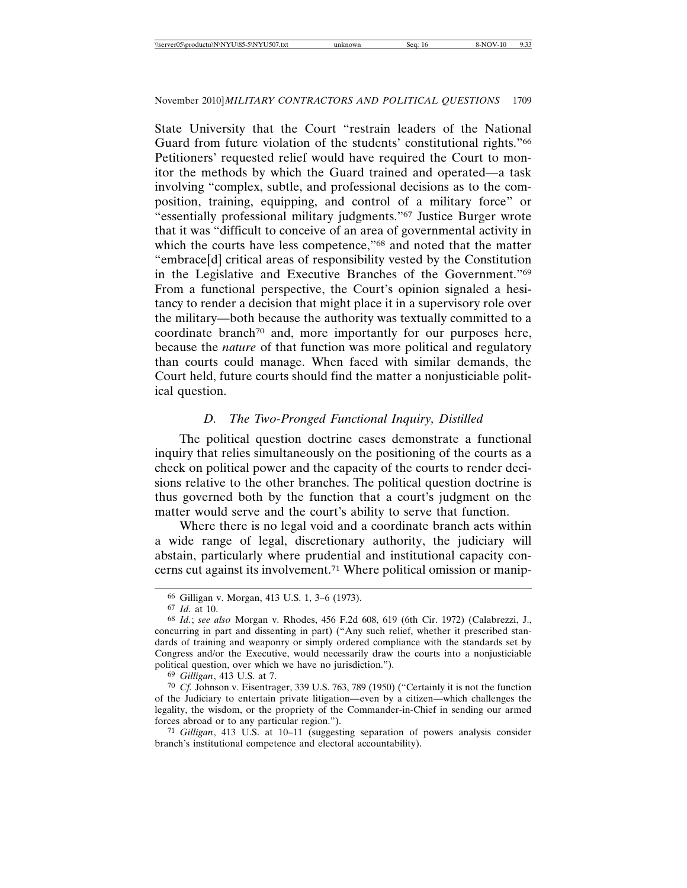State University that the Court "restrain leaders of the National Guard from future violation of the students' constitutional rights."[66] Petitioners' requested relief would have required the Court to monitor the methods by which the Guard trained and operated—a task involving "complex, subtle, and professional decisions as to the composition, training, equipping, and control of a military force" or "essentially professional military judgments."[67] Justice Burger wrote that it was "difficult to conceive of an area of governmental activity in which the courts have less competence,"[68] and noted that the matter "embrace[d] critical areas of responsibility vested by the Constitution in the Legislative and Executive Branches of the Government."[69] From a functional perspective, the Court's opinion signaled a hesitancy to render a decision that might place it in a supervisory role over the military—both because the authority was textually committed to a coordinate branch[70] and, more importantly for our purposes here, because the *nature* of that function was more political and regulatory than courts could manage. When faced with similar demands, the Court held, future courts should find the matter a nonjusticiable political question.

### *D. The Two-Pronged Functional Inquiry, Distilled*

The political question doctrine cases demonstrate a functional inquiry that relies simultaneously on the positioning of the courts as a check on political power and the capacity of the courts to render decisions relative to the other branches. The political question doctrine is thus governed both by the function that a court's judgment on the matter would serve and the court's ability to serve that function.

Where there is no legal void and a coordinate branch acts within a wide range of legal, discretionary authority, the judiciary will abstain, particularly where prudential and institutional capacity concerns cut against its involvement.[71] Where political omission or manip-

---

[66] Gilligan v. Morgan, 413 U.S. 1, 3–6 (1973).

[67] *Id.* at 10.

[68] *Id.*; *see also* Morgan v. Rhodes, 456 F.2d 608, 619 (6th Cir. 1972) (Calabrezzi, J., concurring in part and dissenting in part) ("Any such relief, whether it prescribed standards of training and weaponry or simply ordered compliance with the standards set by Congress and/or the Executive, would necessarily draw the courts into a nonjusticiable political question, over which we have no jurisdiction.").

[69] *Gilligan*, 413 U.S. at 7.

[70] *Cf.* Johnson v. Eisentrager, 339 U.S. 763, 789 (1950) ("Certainly it is not the function of the Judiciary to entertain private litigation—even by a citizen—which challenges the legality, the wisdom, or the propriety of the Commander-in-Chief in sending our armed forces abroad or to any particular region.").

[71] *Gilligan*, 413 U.S. at 10–11 (suggesting separation of powers analysis consider branch's institutional competence and electoral accountability).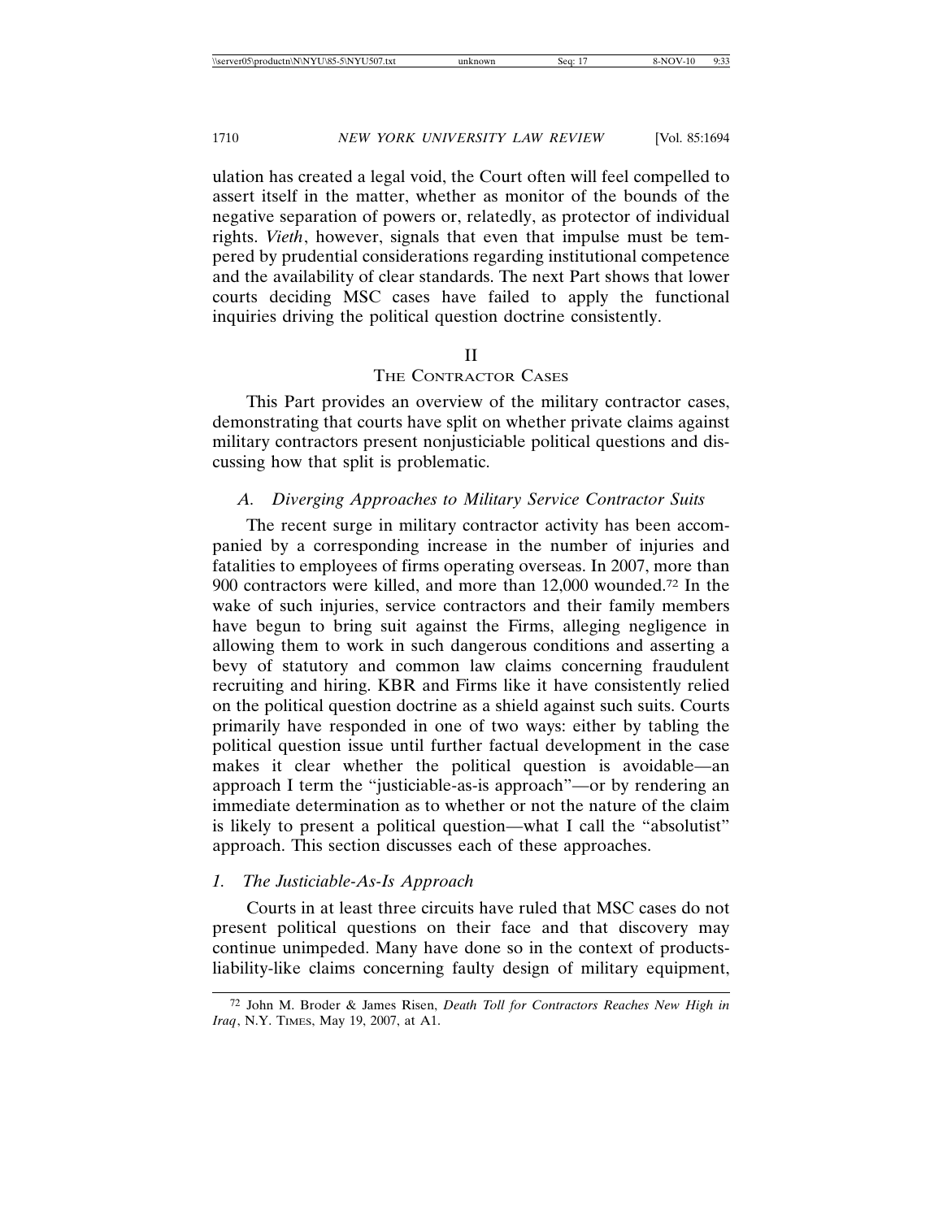ulation has created a legal void, the Court often will feel compelled to assert itself in the matter, whether as monitor of the bounds of the negative separation of powers or, relatedly, as protector of individual rights. *Vieth*, however, signals that even that impulse must be tempered by prudential considerations regarding institutional competence and the availability of clear standards. The next Part shows that lower courts deciding MSC cases have failed to apply the functional inquiries driving the political question doctrine consistently.

# II
# THE CONTRACTOR CASES

This Part provides an overview of the military contractor cases, demonstrating that courts have split on whether private claims against military contractors present nonjusticiable political questions and discussing how that split is problematic.

## *A. Diverging Approaches to Military Service Contractor Suits*

The recent surge in military contractor activity has been accompanied by a corresponding increase in the number of injuries and fatalities to employees of firms operating overseas. In 2007, more than 900 contractors were killed, and more than 12,000 wounded.[72] In the wake of such injuries, service contractors and their family members have begun to bring suit against the Firms, alleging negligence in allowing them to work in such dangerous conditions and asserting a bevy of statutory and common law claims concerning fraudulent recruiting and hiring. KBR and Firms like it have consistently relied on the political question doctrine as a shield against such suits. Courts primarily have responded in one of two ways: either by tabling the political question issue until further factual development in the case makes it clear whether the political question is avoidable—an approach I term the "justiciable-as-is approach"—or by rendering an immediate determination as to whether or not the nature of the claim is likely to present a political question—what I call the "absolutist" approach. This section discusses each of these approaches.

### *1. The Justiciable-As-Is Approach*

Courts in at least three circuits have ruled that MSC cases do not present political questions on their face and that discovery may continue unimpeded. Many have done so in the context of products-liability-like claims concerning faulty design of military equipment,

---

[72] John M. Broder & James Risen, *Death Toll for Contractors Reaches New High in Iraq*, N.Y. TIMES, May 19, 2007, at A1.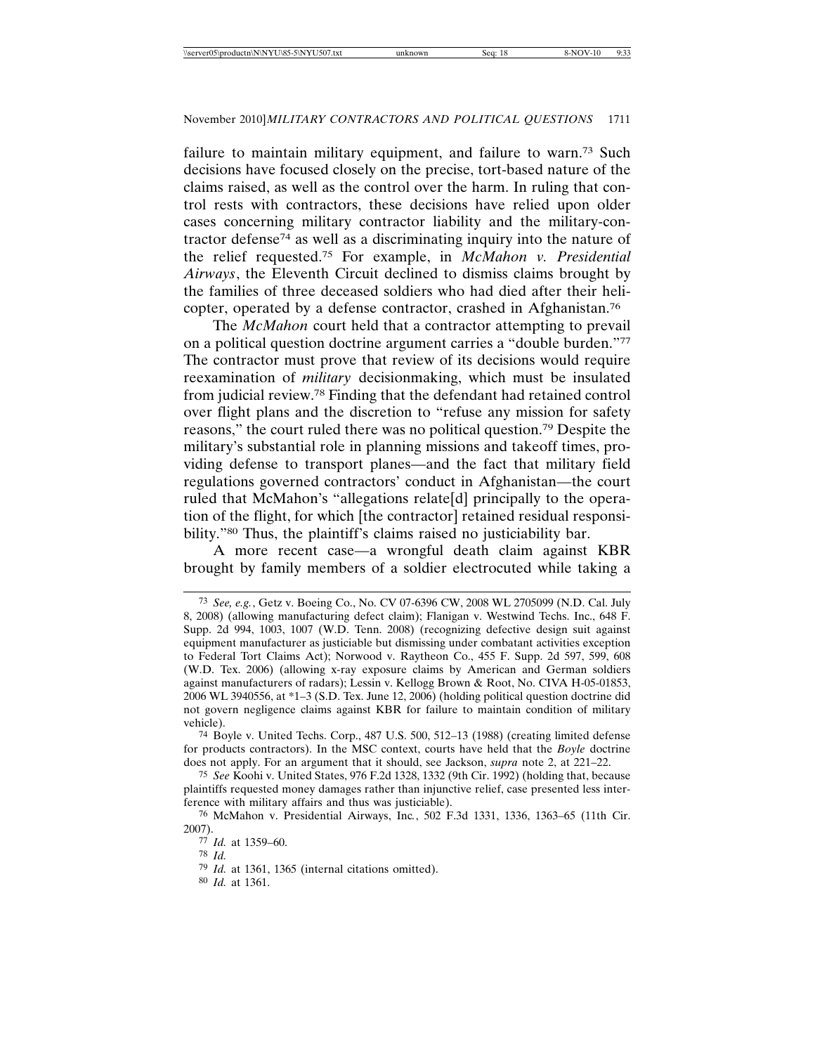failure to maintain military equipment, and failure to warn.[73] Such decisions have focused closely on the precise, tort-based nature of the claims raised, as well as the control over the harm. In ruling that control rests with contractors, these decisions have relied upon older cases concerning military contractor liability and the military-contractor defense[74] as well as a discriminating inquiry into the nature of the relief requested.[75] For example, in *McMahon v. Presidential Airways*, the Eleventh Circuit declined to dismiss claims brought by the families of three deceased soldiers who had died after their helicopter, operated by a defense contractor, crashed in Afghanistan.[76]

The *McMahon* court held that a contractor attempting to prevail on a political question doctrine argument carries a "double burden."[77] The contractor must prove that review of its decisions would require reexamination of *military* decisionmaking, which must be insulated from judicial review.[78] Finding that the defendant had retained control over flight plans and the discretion to "refuse any mission for safety reasons," the court ruled there was no political question.[79] Despite the military's substantial role in planning missions and takeoff times, providing defense to transport planes—and the fact that military field regulations governed contractors' conduct in Afghanistan—the court ruled that McMahon's "allegations relate[d] principally to the operation of the flight, for which [the contractor] retained residual responsibility."[80] Thus, the plaintiff's claims raised no justiciability bar.

A more recent case—a wrongful death claim against KBR brought by family members of a soldier electrocuted while taking a

---

[73] *See, e.g.*, Getz v. Boeing Co., No. CV 07-6396 CW, 2008 WL 2705099 (N.D. Cal. July 8, 2008) (allowing manufacturing defect claim); Flanigan v. Westwind Techs. Inc., 648 F. Supp. 2d 994, 1003, 1007 (W.D. Tenn. 2008) (recognizing defective design suit against equipment manufacturer as justiciable but dismissing under combatant activities exception to Federal Tort Claims Act); Norwood v. Raytheon Co., 455 F. Supp. 2d 597, 599, 608 (W.D. Tex. 2006) (allowing x-ray exposure claims by American and German soldiers against manufacturers of radars); Lessin v. Kellogg Brown & Root, No. CIVA H-05-01853, 2006 WL 3940556, at *1–3 (S.D. Tex. June 12, 2006) (holding political question doctrine did not govern negligence claims against KBR for failure to maintain condition of military vehicle).

[74] Boyle v. United Techs. Corp., 487 U.S. 500, 512–13 (1988) (creating limited defense for products contractors). In the MSC context, courts have held that the *Boyle* doctrine does not apply. For an argument that it should, see Jackson, *supra* note 2, at 221–22.

[75] *See* Koohi v. United States, 976 F.2d 1328, 1332 (9th Cir. 1992) (holding that, because plaintiffs requested money damages rather than injunctive relief, case presented less interference with military affairs and thus was justiciable).

[76] McMahon v. Presidential Airways, Inc., 502 F.3d 1331, 1336, 1363–65 (11th Cir. 2007).

[77] *Id.* at 1359–60.

[78] *Id.*

[79] *Id.* at 1361, 1365 (internal citations omitted).

[80] *Id.* at 1361.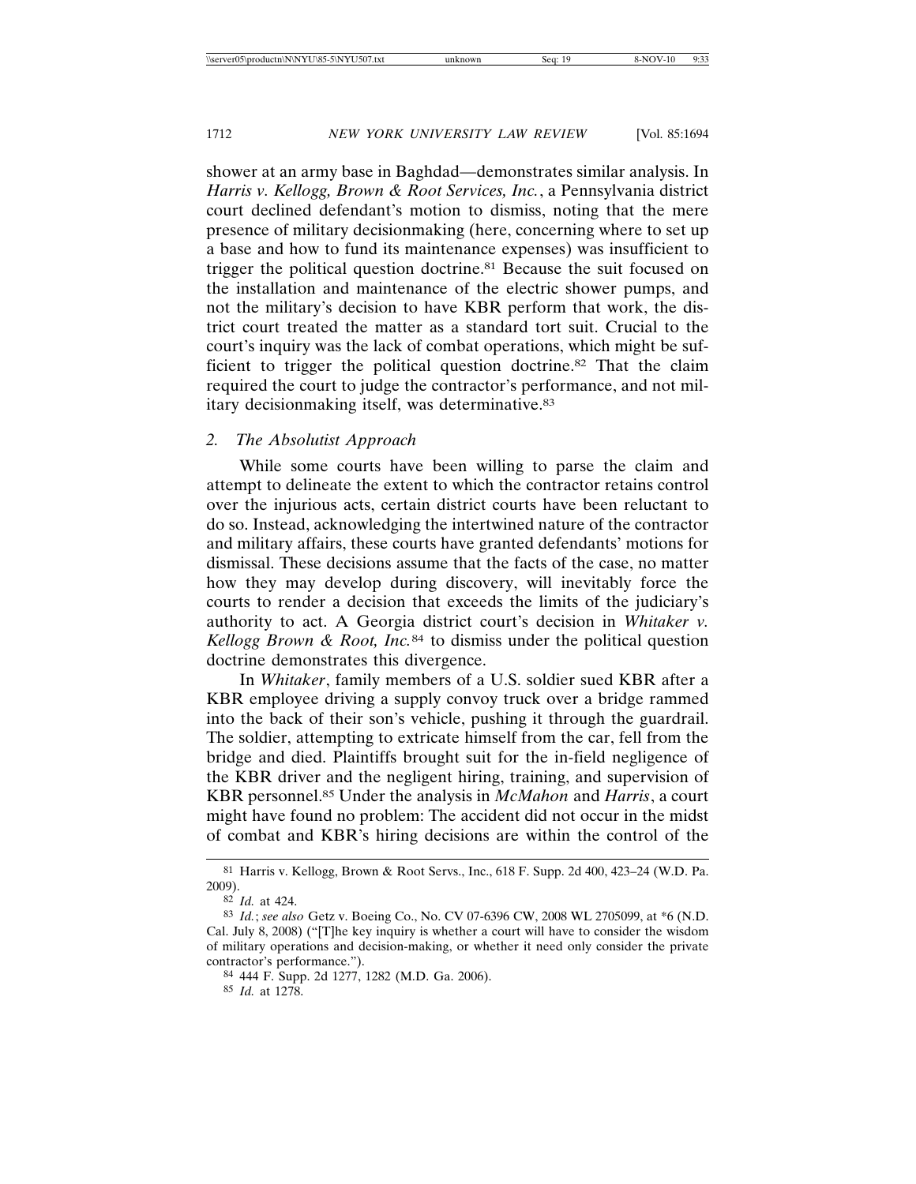shower at an army base in Baghdad—demonstrates similar analysis. In *Harris v. Kellogg, Brown & Root Services, Inc.*, a Pennsylvania district court declined defendant's motion to dismiss, noting that the mere presence of military decisionmaking (here, concerning where to set up a base and how to fund its maintenance expenses) was insufficient to trigger the political question doctrine.[81] Because the suit focused on the installation and maintenance of the electric shower pumps, and not the military's decision to have KBR perform that work, the district court treated the matter as a standard tort suit. Crucial to the court's inquiry was the lack of combat operations, which might be sufficient to trigger the political question doctrine.[82] That the claim required the court to judge the contractor's performance, and not military decisionmaking itself, was determinative.[83]

### 2. *The Absolutist Approach*

While some courts have been willing to parse the claim and attempt to delineate the extent to which the contractor retains control over the injurious acts, certain district courts have been reluctant to do so. Instead, acknowledging the intertwined nature of the contractor and military affairs, these courts have granted defendants' motions for dismissal. These decisions assume that the facts of the case, no matter how they may develop during discovery, will inevitably force the courts to render a decision that exceeds the limits of the judiciary's authority to act. A Georgia district court's decision in *Whitaker v. Kellogg Brown & Root, Inc.*[84] to dismiss under the political question doctrine demonstrates this divergence.

In *Whitaker*, family members of a U.S. soldier sued KBR after a KBR employee driving a supply convoy truck over a bridge rammed into the back of their son's vehicle, pushing it through the guardrail. The soldier, attempting to extricate himself from the car, fell from the bridge and died. Plaintiffs brought suit for the in-field negligence of the KBR driver and the negligent hiring, training, and supervision of KBR personnel.[85] Under the analysis in *McMahon* and *Harris*, a court might have found no problem: The accident did not occur in the midst of combat and KBR's hiring decisions are within the control of the

---

[81] Harris v. Kellogg, Brown & Root Servs., Inc., 618 F. Supp. 2d 400, 423–24 (W.D. Pa. 2009).

[82] *Id.* at 424.

[83] *Id.*; *see also* Getz v. Boeing Co., No. CV 07-6396 CW, 2008 WL 2705099, at *6 (N.D. Cal. July 8, 2008) ("[T]he key inquiry is whether a court will have to consider the wisdom of military operations and decision-making, or whether it need only consider the private contractor's performance.").

[84] 444 F. Supp. 2d 1277, 1282 (M.D. Ga. 2006).

[85] *Id.* at 1278.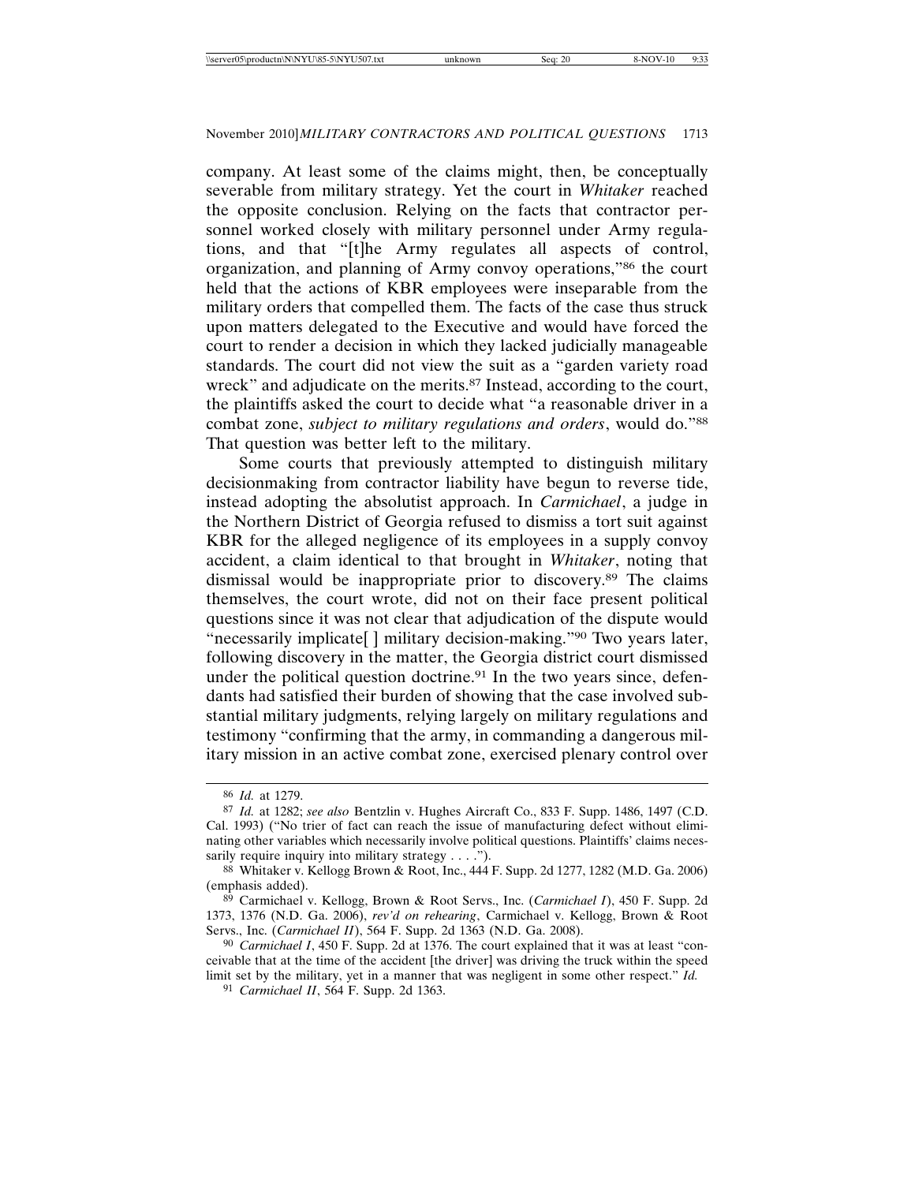company. At least some of the claims might, then, be conceptually severable from military strategy. Yet the court in *Whitaker* reached the opposite conclusion. Relying on the facts that contractor personnel worked closely with military personnel under Army regulations, and that "[t]he Army regulates all aspects of control, organization, and planning of Army convoy operations,"[86] the court held that the actions of KBR employees were inseparable from the military orders that compelled them. The facts of the case thus struck upon matters delegated to the Executive and would have forced the court to render a decision in which they lacked judicially manageable standards. The court did not view the suit as a "garden variety road wreck" and adjudicate on the merits.[87] Instead, according to the court, the plaintiffs asked the court to decide what "a reasonable driver in a combat zone, *subject to military regulations and orders*, would do."[88] That question was better left to the military.

Some courts that previously attempted to distinguish military decisionmaking from contractor liability have begun to reverse tide, instead adopting the absolutist approach. In *Carmichael*, a judge in the Northern District of Georgia refused to dismiss a tort suit against KBR for the alleged negligence of its employees in a supply convoy accident, a claim identical to that brought in *Whitaker*, noting that dismissal would be inappropriate prior to discovery.[89] The claims themselves, the court wrote, did not on their face present political questions since it was not clear that adjudication of the dispute would "necessarily implicate[ ] military decision-making."[90] Two years later, following discovery in the matter, the Georgia district court dismissed under the political question doctrine.[91] In the two years since, defendants had satisfied their burden of showing that the case involved substantial military judgments, relying largely on military regulations and testimony "confirming that the army, in commanding a dangerous military mission in an active combat zone, exercised plenary control over

---

[86] *Id.* at 1279.

[87] *Id.* at 1282; *see also* Bentzlin v. Hughes Aircraft Co., 833 F. Supp. 1486, 1497 (C.D. Cal. 1993) ("No trier of fact can reach the issue of manufacturing defect without eliminating other variables which necessarily involve political questions. Plaintiffs' claims necessarily require inquiry into military strategy . . . .").

[88] Whitaker v. Kellogg Brown & Root, Inc., 444 F. Supp. 2d 1277, 1282 (M.D. Ga. 2006) (emphasis added).

[89] Carmichael v. Kellogg, Brown & Root Servs., Inc. (*Carmichael I*), 450 F. Supp. 2d 1373, 1376 (N.D. Ga. 2006), *rev'd on rehearing*, Carmichael v. Kellogg, Brown & Root Servs., Inc. (*Carmichael II*), 564 F. Supp. 2d 1363 (N.D. Ga. 2008).

[90] *Carmichael I*, 450 F. Supp. 2d at 1376. The court explained that it was at least "conceivable that at the time of the accident [the driver] was driving the truck within the speed limit set by the military, yet in a manner that was negligent in some other respect." *Id.*

[91] *Carmichael II*, 564 F. Supp. 2d 1363.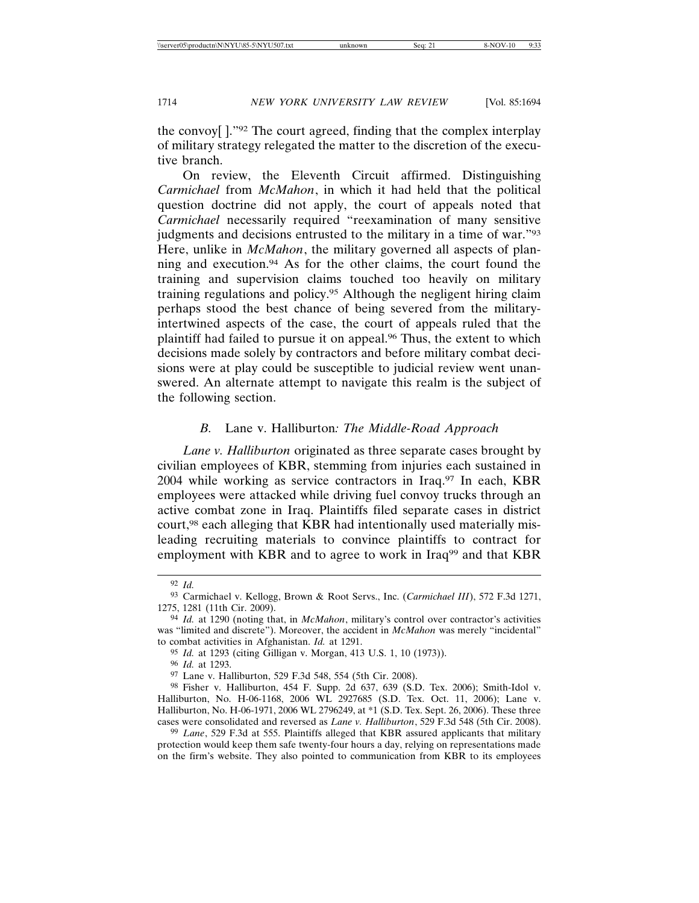the convoy[ ]."[92] The court agreed, finding that the complex interplay of military strategy relegated the matter to the discretion of the executive branch.

On review, the Eleventh Circuit affirmed. Distinguishing *Carmichael* from *McMahon*, in which it had held that the political question doctrine did not apply, the court of appeals noted that *Carmichael* necessarily required "reexamination of many sensitive judgments and decisions entrusted to the military in a time of war."[93] Here, unlike in *McMahon*, the military governed all aspects of planning and execution.[94] As for the other claims, the court found the training and supervision claims touched too heavily on military training regulations and policy.[95] Although the negligent hiring claim perhaps stood the best chance of being severed from the military-intertwined aspects of the case, the court of appeals ruled that the plaintiff had failed to pursue it on appeal.[96] Thus, the extent to which decisions made solely by contractors and before military combat decisions were at play could be susceptible to judicial review went unanswered. An alternate attempt to navigate this realm is the subject of the following section.

### *B.* Lane v. Halliburton*: The Middle-Road Approach*

*Lane v. Halliburton* originated as three separate cases brought by civilian employees of KBR, stemming from injuries each sustained in 2004 while working as service contractors in Iraq.[97] In each, KBR employees were attacked while driving fuel convoy trucks through an active combat zone in Iraq. Plaintiffs filed separate cases in district court,[98] each alleging that KBR had intentionally used materially misleading recruiting materials to convince plaintiffs to contract for employment with KBR and to agree to work in Iraq[99] and that KBR

---

[92] *Id.*

[93] Carmichael v. Kellogg, Brown & Root Servs., Inc. (*Carmichael III*), 572 F.3d 1271, 1275, 1281 (11th Cir. 2009).

[94] *Id.* at 1290 (noting that, in *McMahon*, military's control over contractor's activities was "limited and discrete"). Moreover, the accident in *McMahon* was merely "incidental" to combat activities in Afghanistan. *Id.* at 1291.

[95] *Id.* at 1293 (citing Gilligan v. Morgan, 413 U.S. 1, 10 (1973)).

[96] *Id.* at 1293.

[97] Lane v. Halliburton, 529 F.3d 548, 554 (5th Cir. 2008).

[98] Fisher v. Halliburton, 454 F. Supp. 2d 637, 639 (S.D. Tex. 2006); Smith-Idol v. Halliburton, No. H-06-1168, 2006 WL 2927685 (S.D. Tex. Oct. 11, 2006); Lane v. Halliburton, No. H-06-1971, 2006 WL 2796249, at *1 (S.D. Tex. Sept. 26, 2006). These three cases were consolidated and reversed as *Lane v. Halliburton*, 529 F.3d 548 (5th Cir. 2008).

[99] *Lane*, 529 F.3d at 555. Plaintiffs alleged that KBR assured applicants that military protection would keep them safe twenty-four hours a day, relying on representations made on the firm's website. They also pointed to communication from KBR to its employees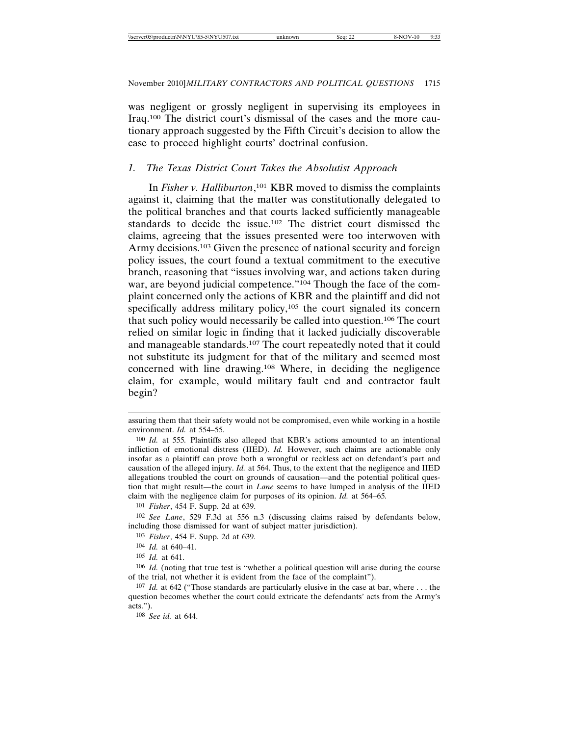was negligent or grossly negligent in supervising its employees in Iraq.[100] The district court's dismissal of the cases and the more cautionary approach suggested by the Fifth Circuit's decision to allow the case to proceed highlight courts' doctrinal confusion.

### 1. The Texas District Court Takes the Absolutist Approach

In *Fisher v. Halliburton*,[101] KBR moved to dismiss the complaints against it, claiming that the matter was constitutionally delegated to the political branches and that courts lacked sufficiently manageable standards to decide the issue.[102] The district court dismissed the claims, agreeing that the issues presented were too interwoven with Army decisions.[103] Given the presence of national security and foreign policy issues, the court found a textual commitment to the executive branch, reasoning that "issues involving war, and actions taken during war, are beyond judicial competence."[104] Though the face of the complaint concerned only the actions of KBR and the plaintiff and did not specifically address military policy,[105] the court signaled its concern that such policy would necessarily be called into question.[106] The court relied on similar logic in finding that it lacked judicially discoverable and manageable standards.[107] The court repeatedly noted that it could not substitute its judgment for that of the military and seemed most concerned with line drawing.[108] Where, in deciding the negligence claim, for example, would military fault end and contractor fault begin?

---

assuring them that their safety would not be compromised, even while working in a hostile environment. *Id.* at 554–55.

[100] *Id.* at 555. Plaintiffs also alleged that KBR's actions amounted to an intentional infliction of emotional distress (IIED). *Id.* However, such claims are actionable only insofar as a plaintiff can prove both a wrongful or reckless act on defendant's part and causation of the alleged injury. *Id.* at 564. Thus, to the extent that the negligence and IIED allegations troubled the court on grounds of causation—and the potential political question that might result—the court in *Lane* seems to have lumped in analysis of the IIED claim with the negligence claim for purposes of its opinion. *Id.* at 564–65.

[101] *Fisher*, 454 F. Supp. 2d at 639.

[102] *See Lane*, 529 F.3d at 556 n.3 (discussing claims raised by defendants below, including those dismissed for want of subject matter jurisdiction).

[103] *Fisher*, 454 F. Supp. 2d at 639.

[104] *Id.* at 640–41.

[105] *Id.* at 641.

[106] *Id.* (noting that true test is "whether a political question will arise during the course of the trial, not whether it is evident from the face of the complaint").

[107] *Id.* at 642 ("Those standards are particularly elusive in the case at bar, where . . . the question becomes whether the court could extricate the defendants' acts from the Army's acts.").

[108] *See id.* at 644.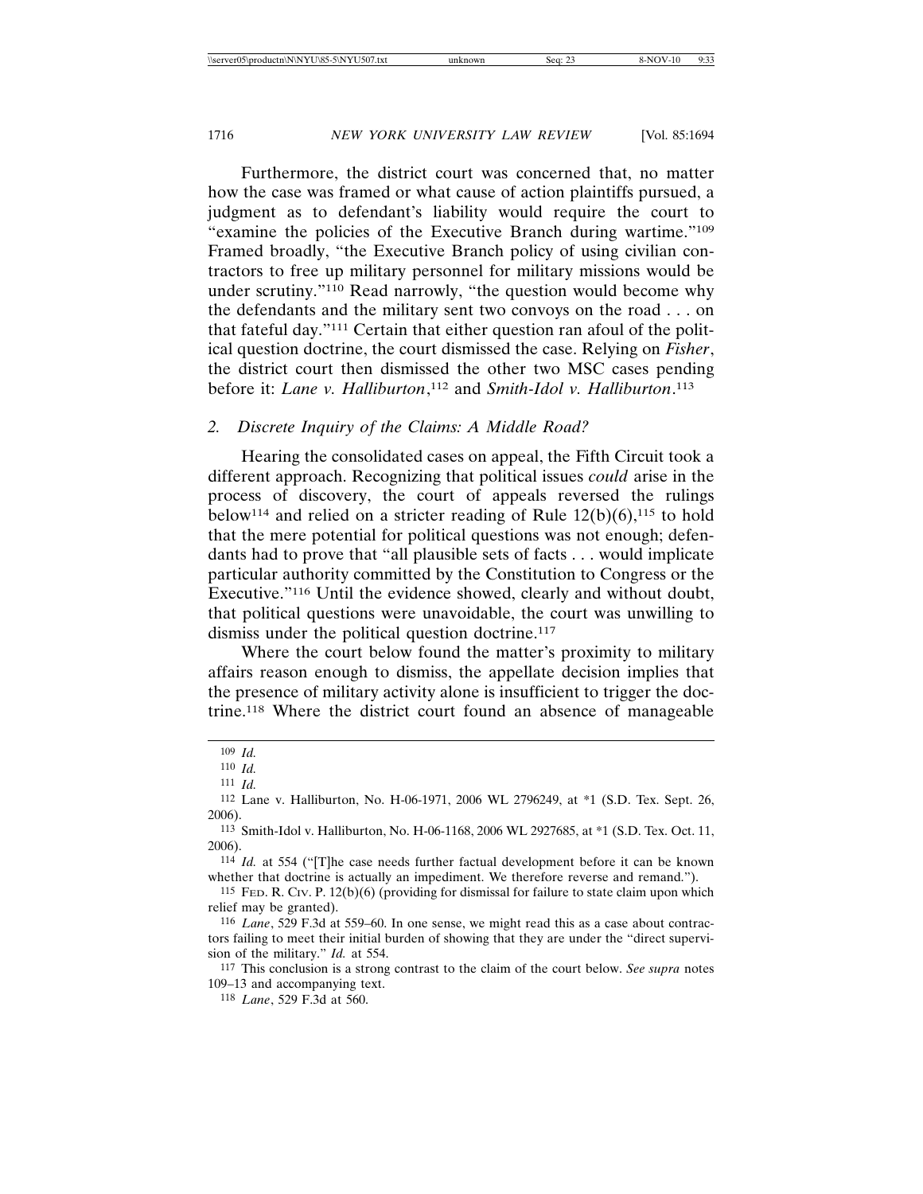Furthermore, the district court was concerned that, no matter how the case was framed or what cause of action plaintiffs pursued, a judgment as to defendant's liability would require the court to "examine the policies of the Executive Branch during wartime."[109] Framed broadly, "the Executive Branch policy of using civilian contractors to free up military personnel for military missions would be under scrutiny."[110] Read narrowly, "the question would become why the defendants and the military sent two convoys on the road . . . on that fateful day."[111] Certain that either question ran afoul of the political question doctrine, the court dismissed the case. Relying on *Fisher*, the district court then dismissed the other two MSC cases pending before it: *Lane v. Halliburton*,[112] and *Smith-Idol v. Halliburton*.[113]

### 2. *Discrete Inquiry of the Claims: A Middle Road?*

Hearing the consolidated cases on appeal, the Fifth Circuit took a different approach. Recognizing that political issues *could* arise in the process of discovery, the court of appeals reversed the rulings below[114] and relied on a stricter reading of Rule 12(b)(6),[115] to hold that the mere potential for political questions was not enough; defendants had to prove that "all plausible sets of facts . . . would implicate particular authority committed by the Constitution to Congress or the Executive."[116] Until the evidence showed, clearly and without doubt, that political questions were unavoidable, the court was unwilling to dismiss under the political question doctrine.[117]

Where the court below found the matter's proximity to military affairs reason enough to dismiss, the appellate decision implies that the presence of military activity alone is insufficient to trigger the doctrine.[118] Where the district court found an absence of manageable

---

109 *Id.*

110 *Id.*

111 *Id.*

112 Lane v. Halliburton, No. H-06-1971, 2006 WL 2796249, at *1 (S.D. Tex. Sept. 26, 2006).

113 Smith-Idol v. Halliburton, No. H-06-1168, 2006 WL 2927685, at *1 (S.D. Tex. Oct. 11, 2006).

114 *Id.* at 554 ("[T]he case needs further factual development before it can be known whether that doctrine is actually an impediment. We therefore reverse and remand.").

115 FED. R. CIV. P. 12(b)(6) (providing for dismissal for failure to state claim upon which relief may be granted).

116 *Lane*, 529 F.3d at 559–60. In one sense, we might read this as a case about contractors failing to meet their initial burden of showing that they are under the "direct supervision of the military." *Id.* at 554.

117 This conclusion is a strong contrast to the claim of the court below. *See supra* notes 109–13 and accompanying text.

118 *Lane*, 529 F.3d at 560.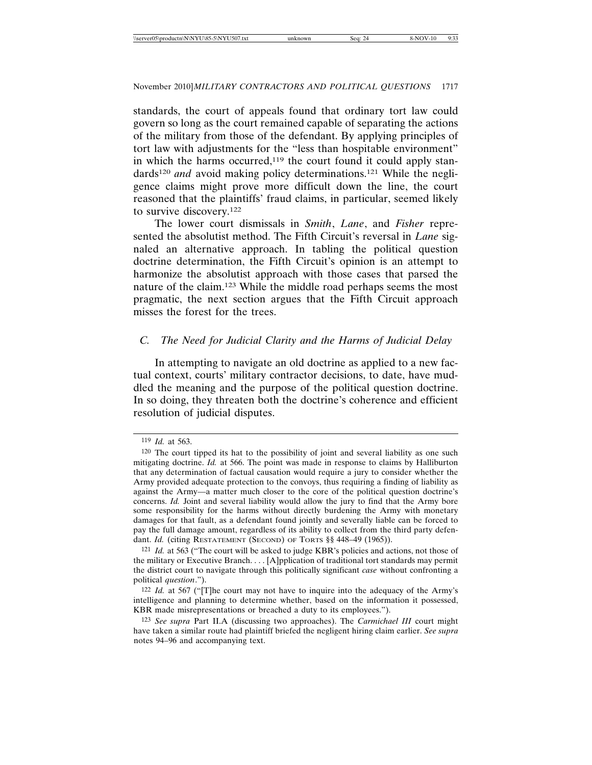standards, the court of appeals found that ordinary tort law could govern so long as the court remained capable of separating the actions of the military from those of the defendant. By applying principles of tort law with adjustments for the "less than hospitable environment" in which the harms occurred,[119] the court found it could apply standards[120] *and* avoid making policy determinations.[121] While the negligence claims might prove more difficult down the line, the court reasoned that the plaintiffs' fraud claims, in particular, seemed likely to survive discovery.[122]

The lower court dismissals in *Smith*, *Lane*, and *Fisher* represented the absolutist method. The Fifth Circuit's reversal in *Lane* signaled an alternative approach. In tabling the political question doctrine determination, the Fifth Circuit's opinion is an attempt to harmonize the absolutist approach with those cases that parsed the nature of the claim.[123] While the middle road perhaps seems the most pragmatic, the next section argues that the Fifth Circuit approach misses the forest for the trees.

### *C. The Need for Judicial Clarity and the Harms of Judicial Delay*

In attempting to navigate an old doctrine as applied to a new factual context, courts' military contractor decisions, to date, have muddled the meaning and the purpose of the political question doctrine. In so doing, they threaten both the doctrine's coherence and efficient resolution of judicial disputes.

---

[119] *Id.* at 563.

[120] The court tipped its hat to the possibility of joint and several liability as one such mitigating doctrine. *Id.* at 566. The point was made in response to claims by Halliburton that any determination of factual causation would require a jury to consider whether the Army provided adequate protection to the convoys, thus requiring a finding of liability as against the Army—a matter much closer to the core of the political question doctrine's concerns. *Id.* Joint and several liability would allow the jury to find that the Army bore some responsibility for the harms without directly burdening the Army with monetary damages for that fault, as a defendant found jointly and severally liable can be forced to pay the full damage amount, regardless of its ability to collect from the third party defendant. *Id.* (citing RESTATEMENT (SECOND) OF TORTS §§ 448–49 (1965)).

[121] *Id.* at 563 ("The court will be asked to judge KBR's policies and actions, not those of the military or Executive Branch. . . . [A]pplication of traditional tort standards may permit the district court to navigate through this politically significant *case* without confronting a political *question*.").

[122] *Id.* at 567 ("[T]he court may not have to inquire into the adequacy of the Army's intelligence and planning to determine whether, based on the information it possessed, KBR made misrepresentations or breached a duty to its employees.").

[123] *See supra* Part II.A (discussing two approaches). The *Carmichael III* court might have taken a similar route had plaintiff briefed the negligent hiring claim earlier. *See supra* notes 94–96 and accompanying text.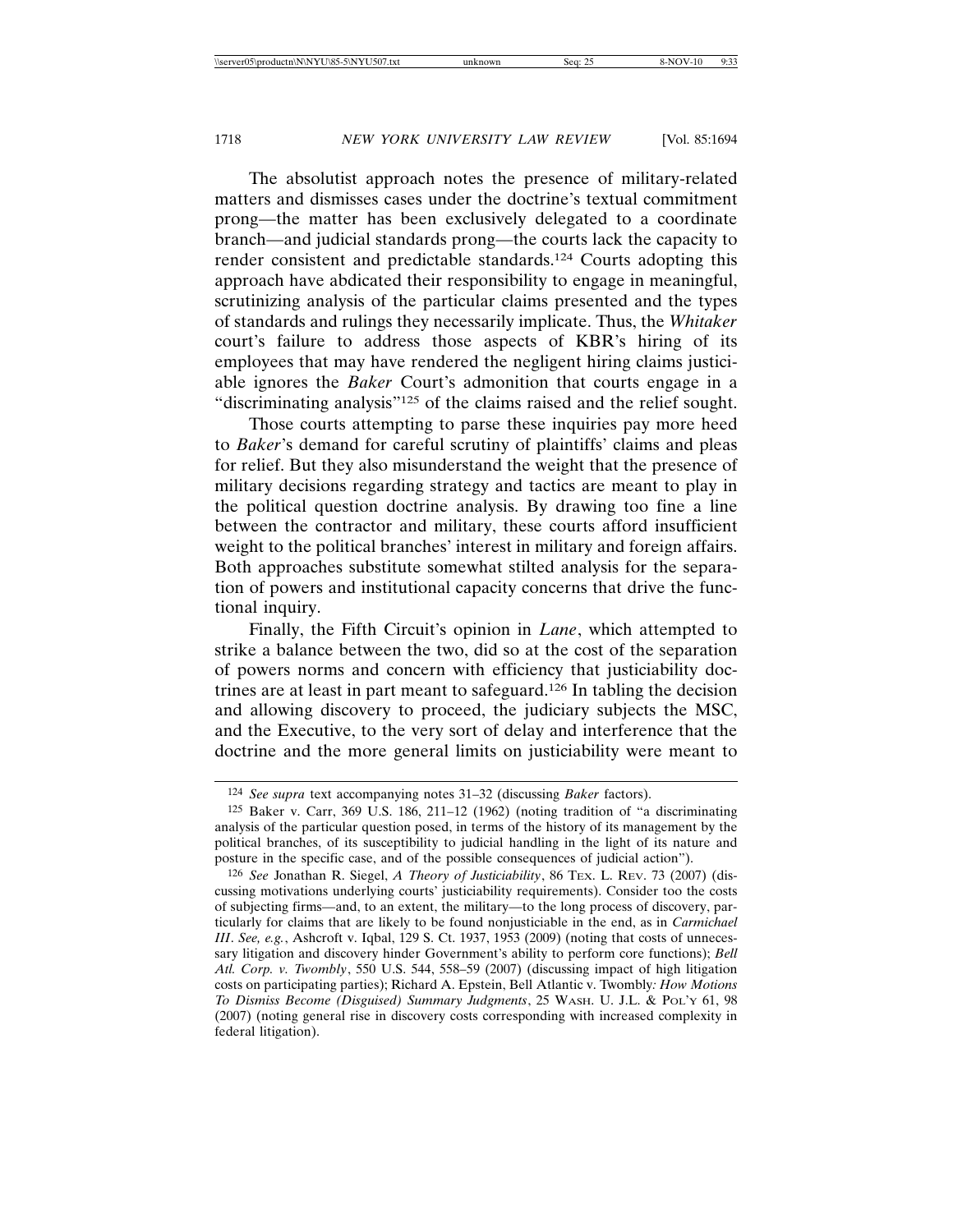The absolutist approach notes the presence of military-related matters and dismisses cases under the doctrine's textual commitment prong—the matter has been exclusively delegated to a coordinate branch—and judicial standards prong—the courts lack the capacity to render consistent and predictable standards.[124] Courts adopting this approach have abdicated their responsibility to engage in meaningful, scrutinizing analysis of the particular claims presented and the types of standards and rulings they necessarily implicate. Thus, the *Whitaker* court's failure to address those aspects of KBR's hiring of its employees that may have rendered the negligent hiring claims justiciable ignores the *Baker* Court's admonition that courts engage in a "discriminating analysis"[125] of the claims raised and the relief sought.

Those courts attempting to parse these inquiries pay more heed to *Baker*'s demand for careful scrutiny of plaintiffs' claims and pleas for relief. But they also misunderstand the weight that the presence of military decisions regarding strategy and tactics are meant to play in the political question doctrine analysis. By drawing too fine a line between the contractor and military, these courts afford insufficient weight to the political branches' interest in military and foreign affairs. Both approaches substitute somewhat stilted analysis for the separation of powers and institutional capacity concerns that drive the functional inquiry.

Finally, the Fifth Circuit's opinion in *Lane*, which attempted to strike a balance between the two, did so at the cost of the separation of powers norms and concern with efficiency that justiciability doctrines are at least in part meant to safeguard.[126] In tabling the decision and allowing discovery to proceed, the judiciary subjects the MSC, and the Executive, to the very sort of delay and interference that the doctrine and the more general limits on justiciability were meant to

---

[124] *See supra* text accompanying notes 31–32 (discussing *Baker* factors).

[125] Baker v. Carr, 369 U.S. 186, 211–12 (1962) (noting tradition of "a discriminating analysis of the particular question posed, in terms of the history of its management by the political branches, of its susceptibility to judicial handling in the light of its nature and posture in the specific case, and of the possible consequences of judicial action").

[126] *See* Jonathan R. Siegel, *A Theory of Justiciability*, 86 TEX. L. REV. 73 (2007) (discussing motivations underlying courts' justiciability requirements). Consider too the costs of subjecting firms—and, to an extent, the military—to the long process of discovery, particularly for claims that are likely to be found nonjusticiable in the end, as in *Carmichael III*. *See, e.g.*, Ashcroft v. Iqbal, 129 S. Ct. 1937, 1953 (2009) (noting that costs of unnecessary litigation and discovery hinder Government's ability to perform core functions); *Bell Atl. Corp. v. Twombly*, 550 U.S. 544, 558–59 (2007) (discussing impact of high litigation costs on participating parties); Richard A. Epstein, Bell Atlantic v. Twombly*: How Motions To Dismiss Become (Disguised) Summary Judgments*, 25 WASH. U. J.L. & POL'Y 61, 98 (2007) (noting general rise in discovery costs corresponding with increased complexity in federal litigation).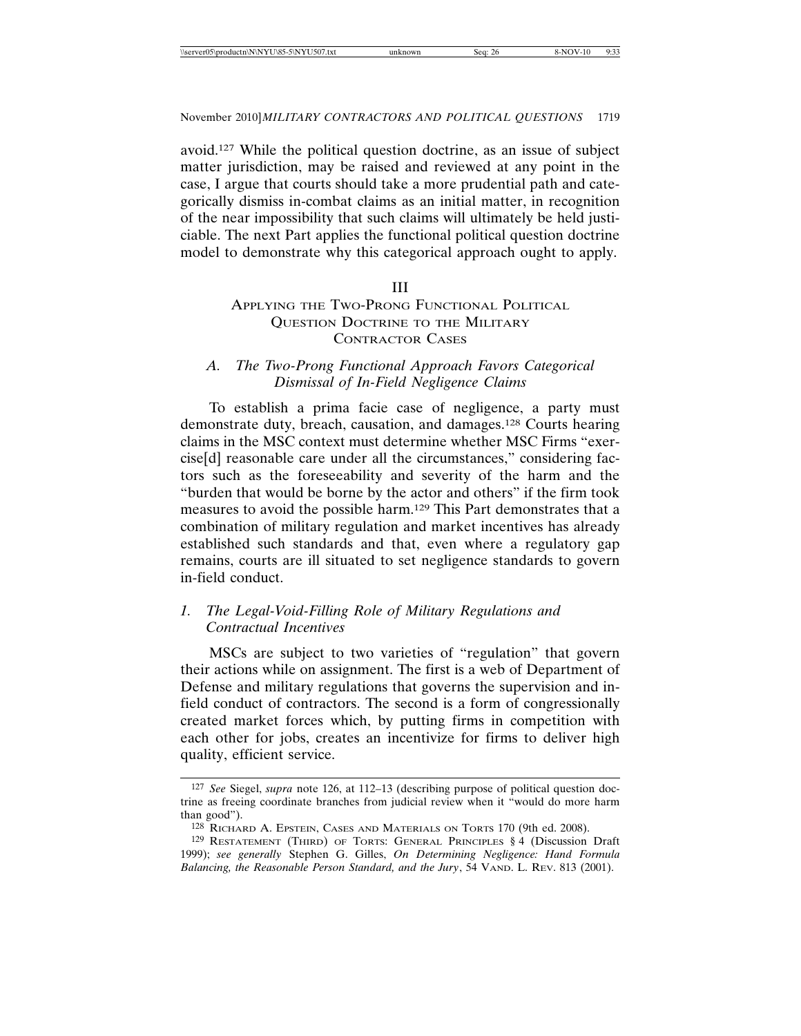avoid.[127] While the political question doctrine, as an issue of subject matter jurisdiction, may be raised and reviewed at any point in the case, I argue that courts should take a more prudential path and categorically dismiss in-combat claims as an initial matter, in recognition of the near impossibility that such claims will ultimately be held justiciable. The next Part applies the functional political question doctrine model to demonstrate why this categorical approach ought to apply.

## III
## APPLYING THE TWO-PRONG FUNCTIONAL POLITICAL QUESTION DOCTRINE TO THE MILITARY CONTRACTOR CASES

### *A. The Two-Prong Functional Approach Favors Categorical Dismissal of In-Field Negligence Claims*

To establish a prima facie case of negligence, a party must demonstrate duty, breach, causation, and damages.[128] Courts hearing claims in the MSC context must determine whether MSC Firms "exercise[d] reasonable care under all the circumstances," considering factors such as the foreseeability and severity of the harm and the "burden that would be borne by the actor and others" if the firm took measures to avoid the possible harm.[129] This Part demonstrates that a combination of military regulation and market incentives has already established such standards and that, even where a regulatory gap remains, courts are ill situated to set negligence standards to govern in-field conduct.

#### *1. The Legal-Void-Filling Role of Military Regulations and Contractual Incentives*

MSCs are subject to two varieties of "regulation" that govern their actions while on assignment. The first is a web of Department of Defense and military regulations that governs the supervision and in-field conduct of contractors. The second is a form of congressionally created market forces which, by putting firms in competition with each other for jobs, creates an incentivize for firms to deliver high quality, efficient service.

---

[127] *See* Siegel, *supra* note 126, at 112–13 (describing purpose of political question doctrine as freeing coordinate branches from judicial review when it "would do more harm than good").

[128] RICHARD A. EPSTEIN, CASES AND MATERIALS ON TORTS 170 (9th ed. 2008).

[129] RESTATEMENT (THIRD) OF TORTS: GENERAL PRINCIPLES § 4 (Discussion Draft 1999); *see generally* Stephen G. Gilles, *On Determining Negligence: Hand Formula Balancing, the Reasonable Person Standard, and the Jury*, 54 VAND. L. REV. 813 (2001).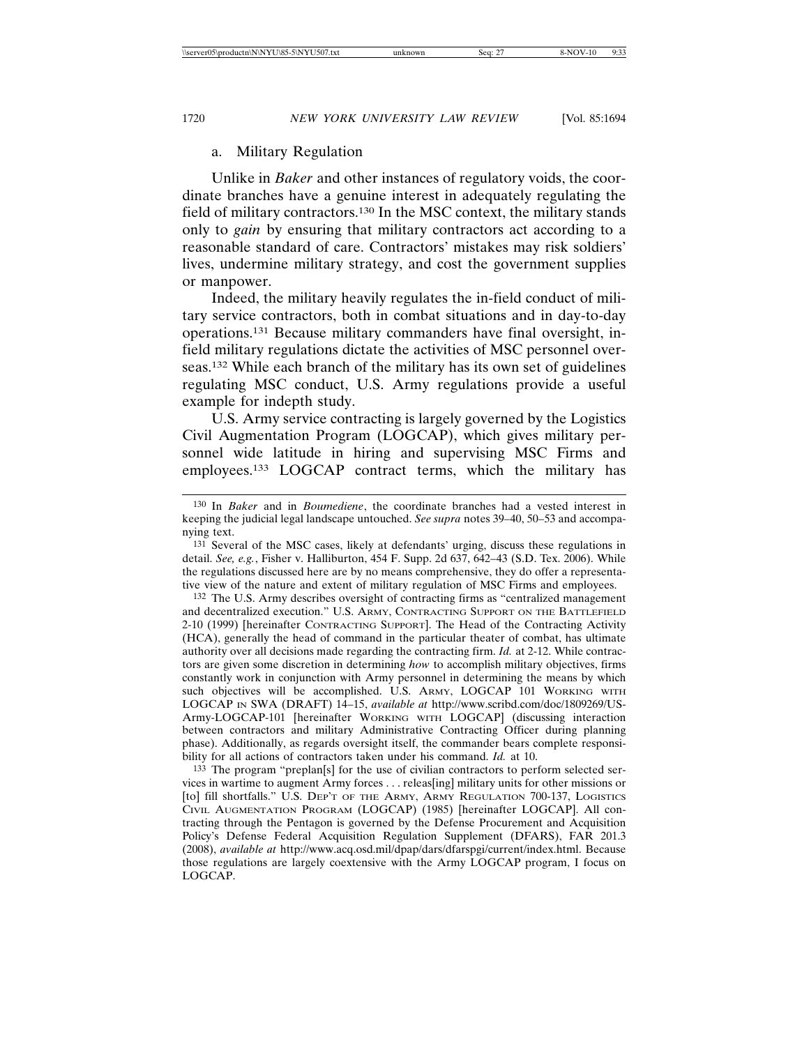### a. Military Regulation

Unlike in *Baker* and other instances of regulatory voids, the coordinate branches have a genuine interest in adequately regulating the field of military contractors.[130] In the MSC context, the military stands only to *gain* by ensuring that military contractors act according to a reasonable standard of care. Contractors' mistakes may risk soldiers' lives, undermine military strategy, and cost the government supplies or manpower.

Indeed, the military heavily regulates the in-field conduct of military service contractors, both in combat situations and in day-to-day operations.[131] Because military commanders have final oversight, in-field military regulations dictate the activities of MSC personnel overseas.[132] While each branch of the military has its own set of guidelines regulating MSC conduct, U.S. Army regulations provide a useful example for indepth study.

U.S. Army service contracting is largely governed by the Logistics Civil Augmentation Program (LOGCAP), which gives military personnel wide latitude in hiring and supervising MSC Firms and employees.[133] LOGCAP contract terms, which the military has

---

[130] In *Baker* and in *Boumediene*, the coordinate branches had a vested interest in keeping the judicial legal landscape untouched. *See supra* notes 39–40, 50–53 and accompanying text.

[131] Several of the MSC cases, likely at defendants' urging, discuss these regulations in detail. *See, e.g.*, Fisher v. Halliburton, 454 F. Supp. 2d 637, 642–43 (S.D. Tex. 2006). While the regulations discussed here are by no means comprehensive, they do offer a representative view of the nature and extent of military regulation of MSC Firms and employees.

[132] The U.S. Army describes oversight of contracting firms as "centralized management and decentralized execution." U.S. ARMY, CONTRACTING SUPPORT ON THE BATTLEFIELD 2-10 (1999) [hereinafter CONTRACTING SUPPORT]. The Head of the Contracting Activity (HCA), generally the head of command in the particular theater of combat, has ultimate authority over all decisions made regarding the contracting firm. *Id.* at 2-12. While contractors are given some discretion in determining *how* to accomplish military objectives, firms constantly work in conjunction with Army personnel in determining the means by which such objectives will be accomplished. U.S. ARMY, LOGCAP 101 WORKING WITH LOGCAP IN SWA (DRAFT) 14–15, *available at* http://www.scribd.com/doc/1809269/US-Army-LOGCAP-101 [hereinafter WORKING WITH LOGCAP] (discussing interaction between contractors and military Administrative Contracting Officer during planning phase). Additionally, as regards oversight itself, the commander bears complete responsibility for all actions of contractors taken under his command. *Id.* at 10.

[133] The program "preplan[s] for the use of civilian contractors to perform selected services in wartime to augment Army forces . . . releas[ing] military units for other missions or [to] fill shortfalls." U.S. DEP'T OF THE ARMY, ARMY REGULATION 700-137, LOGISTICS CIVIL AUGMENTATION PROGRAM (LOGCAP) (1985) [hereinafter LOGCAP]. All contracting through the Pentagon is governed by the Defense Procurement and Acquisition Policy's Defense Federal Acquisition Regulation Supplement (DFARS), FAR 201.3 (2008), *available at* http://www.acq.osd.mil/dpap/dars/dfarspgi/current/index.html. Because those regulations are largely coextensive with the Army LOGCAP program, I focus on LOGCAP.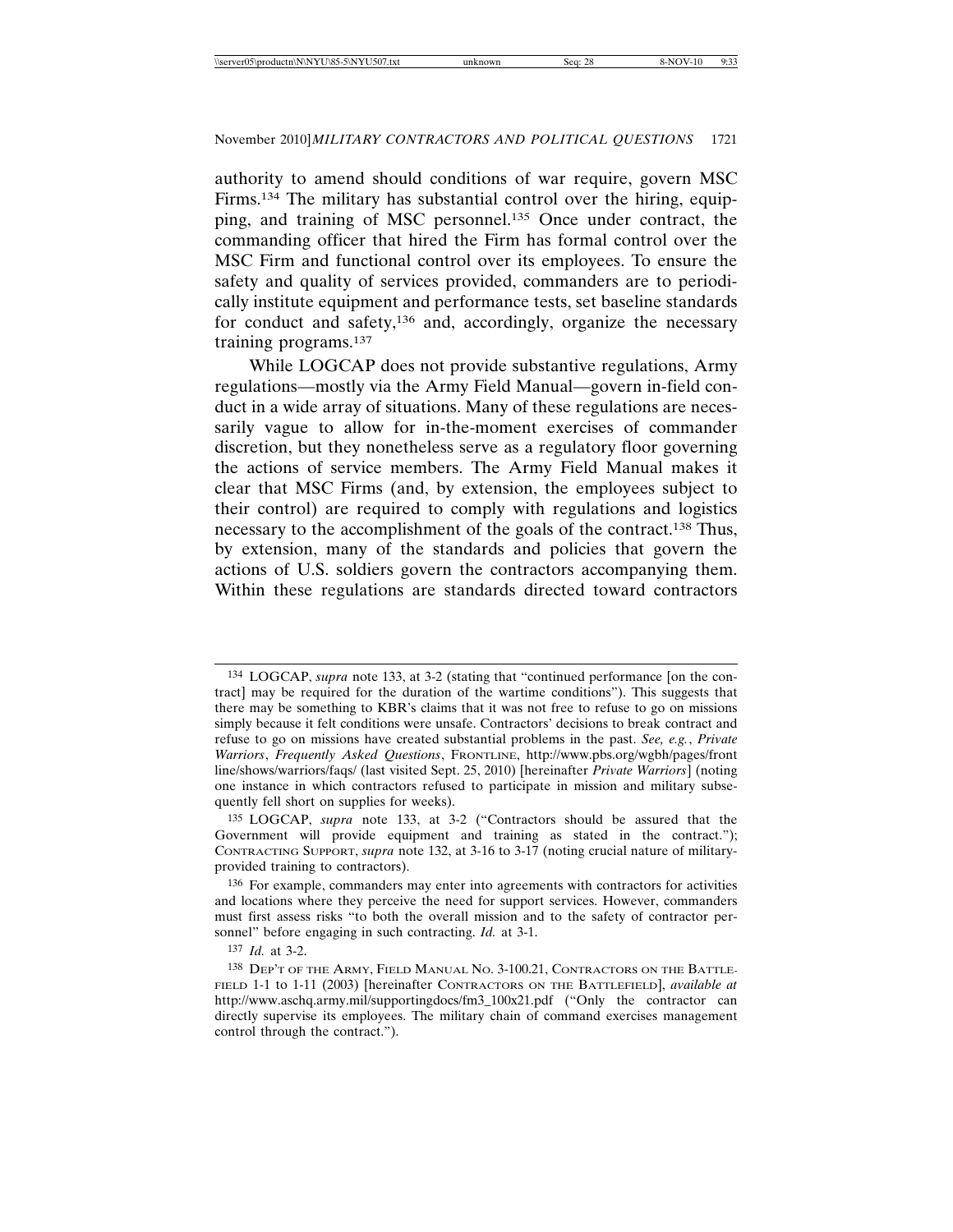authority to amend should conditions of war require, govern MSC Firms.[134] The military has substantial control over the hiring, equipping, and training of MSC personnel.[135] Once under contract, the commanding officer that hired the Firm has formal control over the MSC Firm and functional control over its employees. To ensure the safety and quality of services provided, commanders are to periodically institute equipment and performance tests, set baseline standards for conduct and safety,[136] and, accordingly, organize the necessary training programs.[137]

While LOGCAP does not provide substantive regulations, Army regulations—mostly via the Army Field Manual—govern in-field conduct in a wide array of situations. Many of these regulations are necessarily vague to allow for in-the-moment exercises of commander discretion, but they nonetheless serve as a regulatory floor governing the actions of service members. The Army Field Manual makes it clear that MSC Firms (and, by extension, the employees subject to their control) are required to comply with regulations and logistics necessary to the accomplishment of the goals of the contract.[138] Thus, by extension, many of the standards and policies that govern the actions of U.S. soldiers govern the contractors accompanying them. Within these regulations are standards directed toward contractors

---

[134] LOGCAP, *supra* note 133, at 3-2 (stating that "continued performance [on the contract] may be required for the duration of the wartime conditions"). This suggests that there may be something to KBR's claims that it was not free to refuse to go on missions simply because it felt conditions were unsafe. Contractors' decisions to break contract and refuse to go on missions have created substantial problems in the past. *See, e.g.*, *Private Warriors*, *Frequently Asked Questions*, FRONTLINE, http://www.pbs.org/wgbh/pages/frontline/shows/warriors/faqs/ (last visited Sept. 25, 2010) [hereinafter *Private Warriors*] (noting one instance in which contractors refused to participate in mission and military subsequently fell short on supplies for weeks).

[135] LOGCAP, *supra* note 133, at 3-2 ("Contractors should be assured that the Government will provide equipment and training as stated in the contract."); CONTRACTING SUPPORT, *supra* note 132, at 3-16 to 3-17 (noting crucial nature of military-provided training to contractors).

[136] For example, commanders may enter into agreements with contractors for activities and locations where they perceive the need for support services. However, commanders must first assess risks "to both the overall mission and to the safety of contractor personnel" before engaging in such contracting. *Id.* at 3-1.

[137] *Id.* at 3-2.

[138] DEP'T OF THE ARMY, FIELD MANUAL NO. 3-100.21, CONTRACTORS ON THE BATTLEFIELD 1-1 to 1-11 (2003) [hereinafter CONTRACTORS ON THE BATTLEFIELD], *available at* http://www.aschq.army.mil/supportingdocs/fm3_100x21.pdf ("Only the contractor can directly supervise its employees. The military chain of command exercises management control through the contract.").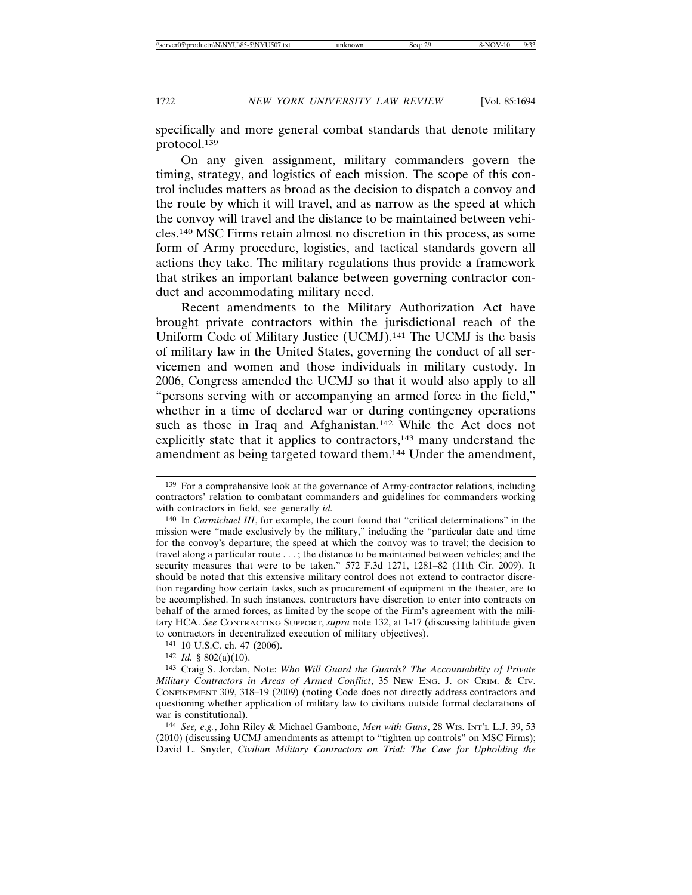specifically and more general combat standards that denote military protocol.[139]

On any given assignment, military commanders govern the timing, strategy, and logistics of each mission. The scope of this control includes matters as broad as the decision to dispatch a convoy and the route by which it will travel, and as narrow as the speed at which the convoy will travel and the distance to be maintained between vehicles.[140] MSC Firms retain almost no discretion in this process, as some form of Army procedure, logistics, and tactical standards govern all actions they take. The military regulations thus provide a framework that strikes an important balance between governing contractor conduct and accommodating military need.

Recent amendments to the Military Authorization Act have brought private contractors within the jurisdictional reach of the Uniform Code of Military Justice (UCMJ).[141] The UCMJ is the basis of military law in the United States, governing the conduct of all servicemen and women and those individuals in military custody. In 2006, Congress amended the UCMJ so that it would also apply to all "persons serving with or accompanying an armed force in the field," whether in a time of declared war or during contingency operations such as those in Iraq and Afghanistan.[142] While the Act does not explicitly state that it applies to contractors,[143] many understand the amendment as being targeted toward them.[144] Under the amendment,

---

[139] For a comprehensive look at the governance of Army-contractor relations, including contractors' relation to combatant commanders and guidelines for commanders working with contractors in field, see generally *id.*

[140] In *Carmichael III*, for example, the court found that "critical determinations" in the mission were "made exclusively by the military," including the "particular date and time for the convoy's departure; the speed at which the convoy was to travel; the decision to travel along a particular route . . . ; the distance to be maintained between vehicles; and the security measures that were to be taken." 572 F.3d 1271, 1281–82 (11th Cir. 2009). It should be noted that this extensive military control does not extend to contractor discretion regarding how certain tasks, such as procurement of equipment in the theater, are to be accomplished. In such instances, contractors have discretion to enter into contracts on behalf of the armed forces, as limited by the scope of the Firm's agreement with the military HCA. *See* CONTRACTING SUPPORT, *supra* note 132, at 1-17 (discussing latititude given to contractors in decentralized execution of military objectives).

[141] 10 U.S.C. ch. 47 (2006).

[142] *Id.* § 802(a)(10).

[143] Craig S. Jordan, Note: *Who Will Guard the Guards? The Accountability of Private Military Contractors in Areas of Armed Conflict*, 35 NEW ENG. J. ON CRIM. & CIV. CONFINEMENT 309, 318–19 (2009) (noting Code does not directly address contractors and questioning whether application of military law to civilians outside formal declarations of war is constitutional).

[144] *See, e.g.*, John Riley & Michael Gambone, *Men with Guns*, 28 WIS. INT'L L.J. 39, 53 (2010) (discussing UCMJ amendments as attempt to "tighten up controls" on MSC Firms); David L. Snyder, *Civilian Military Contractors on Trial: The Case for Upholding the*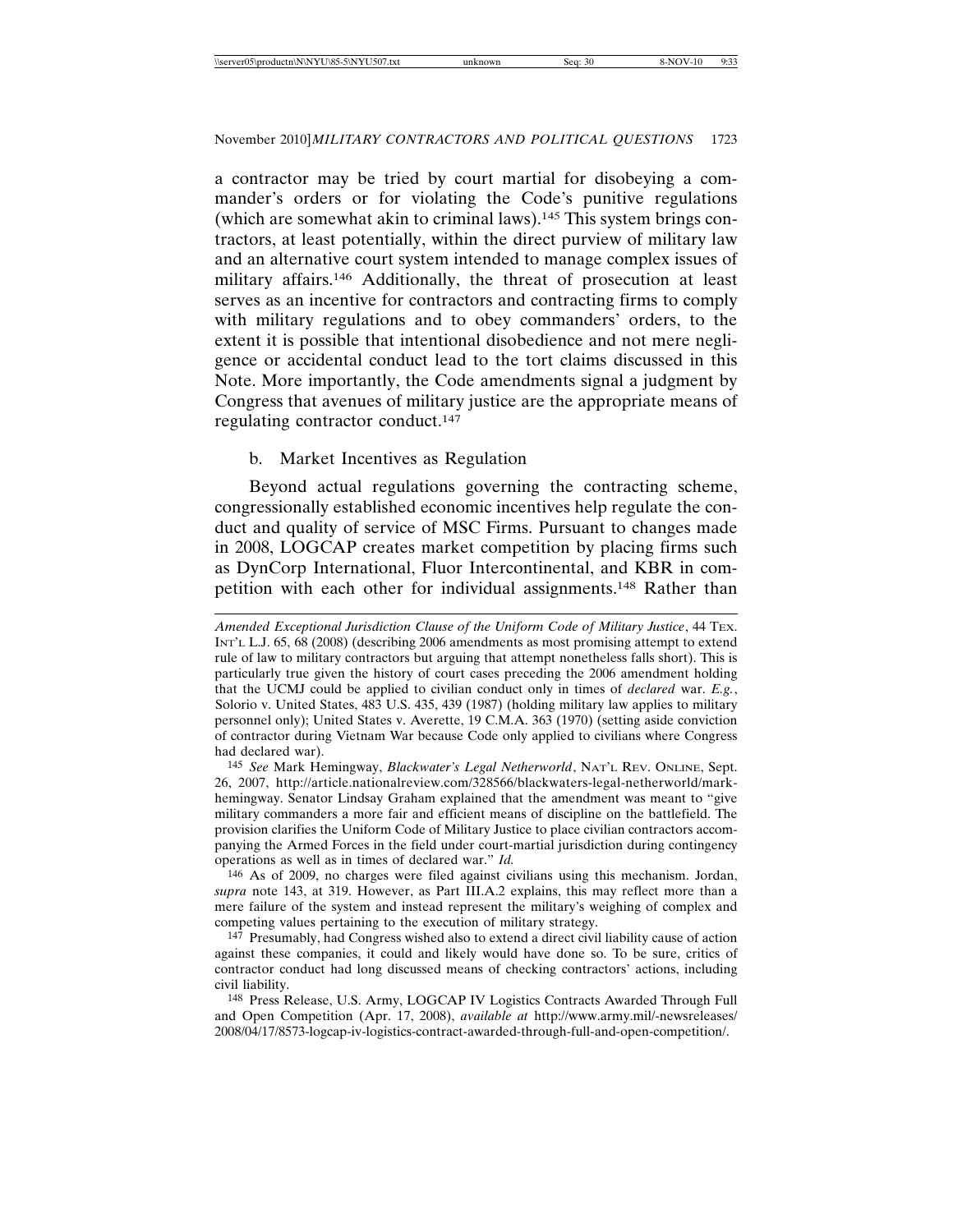a contractor may be tried by court martial for disobeying a commander's orders or for violating the Code's punitive regulations (which are somewhat akin to criminal laws).[145] This system brings contractors, at least potentially, within the direct purview of military law and an alternative court system intended to manage complex issues of military affairs.[146] Additionally, the threat of prosecution at least serves as an incentive for contractors and contracting firms to comply with military regulations and to obey commanders' orders, to the extent it is possible that intentional disobedience and not mere negligence or accidental conduct lead to the tort claims discussed in this Note. More importantly, the Code amendments signal a judgment by Congress that avenues of military justice are the appropriate means of regulating contractor conduct.[147]

b. Market Incentives as Regulation

Beyond actual regulations governing the contracting scheme, congressionally established economic incentives help regulate the conduct and quality of service of MSC Firms. Pursuant to changes made in 2008, LOGCAP creates market competition by placing firms such as DynCorp International, Fluor Intercontinental, and KBR in competition with each other for individual assignments.[148] Rather than

---

*Amended Exceptional Jurisdiction Clause of the Uniform Code of Military Justice*, 44 TEX. INT'L L.J. 65, 68 (2008) (describing 2006 amendments as most promising attempt to extend rule of law to military contractors but arguing that attempt nonetheless falls short). This is particularly true given the history of court cases preceding the 2006 amendment holding that the UCMJ could be applied to civilian conduct only in times of *declared* war. *E.g.*, Solorio v. United States, 483 U.S. 435, 439 (1987) (holding military law applies to military personnel only); United States v. Averette, 19 C.M.A. 363 (1970) (setting aside conviction of contractor during Vietnam War because Code only applied to civilians where Congress had declared war).

145 *See* Mark Hemingway, *Blackwater's Legal Netherworld*, NAT'L REV. ONLINE, Sept. 26, 2007, http://article.nationalreview.com/328566/blackwaters-legal-netherworld/mark-hemingway. Senator Lindsay Graham explained that the amendment was meant to "give military commanders a more fair and efficient means of discipline on the battlefield. The provision clarifies the Uniform Code of Military Justice to place civilian contractors accompanying the Armed Forces in the field under court-martial jurisdiction during contingency operations as well as in times of declared war." *Id.*

146 As of 2009, no charges were filed against civilians using this mechanism. Jordan, *supra* note 143, at 319. However, as Part III.A.2 explains, this may reflect more than a mere failure of the system and instead represent the military's weighing of complex and competing values pertaining to the execution of military strategy.

147 Presumably, had Congress wished also to extend a direct civil liability cause of action against these companies, it could and likely would have done so. To be sure, critics of contractor conduct had long discussed means of checking contractors' actions, including civil liability.

148 Press Release, U.S. Army, LOGCAP IV Logistics Contracts Awarded Through Full and Open Competition (Apr. 17, 2008), *available at* http://www.army.mil/-newsreleases/2008/04/17/8573-logcap-iv-logistics-contract-awarded-through-full-and-open-competition/.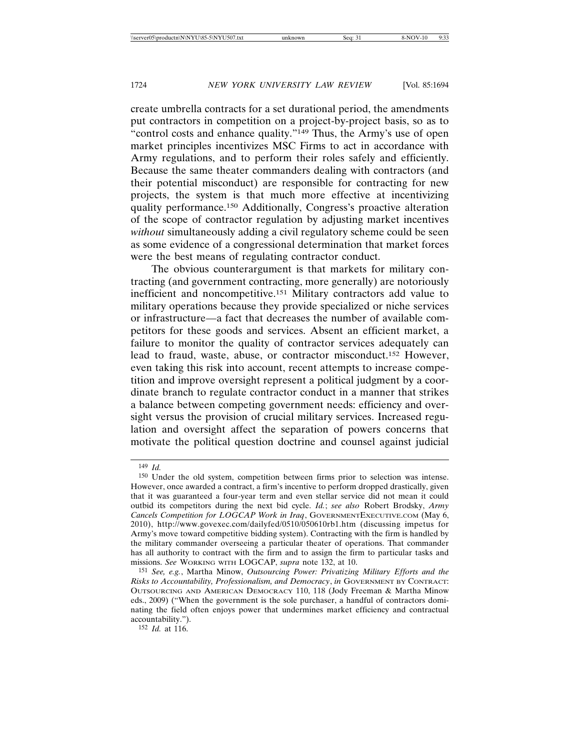create umbrella contracts for a set durational period, the amendments put contractors in competition on a project-by-project basis, so as to "control costs and enhance quality."[149] Thus, the Army's use of open market principles incentivizes MSC Firms to act in accordance with Army regulations, and to perform their roles safely and efficiently. Because the same theater commanders dealing with contractors (and their potential misconduct) are responsible for contracting for new projects, the system is that much more effective at incentivizing quality performance.[150] Additionally, Congress's proactive alteration of the scope of contractor regulation by adjusting market incentives *without* simultaneously adding a civil regulatory scheme could be seen as some evidence of a congressional determination that market forces were the best means of regulating contractor conduct.

The obvious counterargument is that markets for military contracting (and government contracting, more generally) are notoriously inefficient and noncompetitive.[151] Military contractors add value to military operations because they provide specialized or niche services or infrastructure—a fact that decreases the number of available competitors for these goods and services. Absent an efficient market, a failure to monitor the quality of contractor services adequately can lead to fraud, waste, abuse, or contractor misconduct.[152] However, even taking this risk into account, recent attempts to increase competition and improve oversight represent a political judgment by a coordinate branch to regulate contractor conduct in a manner that strikes a balance between competing government needs: efficiency and oversight versus the provision of crucial military services. Increased regulation and oversight affect the separation of powers concerns that motivate the political question doctrine and counsel against judicial

---

[149] *Id.*

[150] Under the old system, competition between firms prior to selection was intense. However, once awarded a contract, a firm's incentive to perform dropped drastically, given that it was guaranteed a four-year term and even stellar service did not mean it could outbid its competitors during the next bid cycle. *Id.*; *see also* Robert Brodsky, *Army Cancels Competition for LOGCAP Work in Iraq*, GOVERNMENTEXECUTIVE.COM (May 6, 2010), http://www.govexec.com/dailyfed/0510/050610rb1.htm (discussing impetus for Army's move toward competitive bidding system). Contracting with the firm is handled by the military commander overseeing a particular theater of operations. That commander has all authority to contract with the firm and to assign the firm to particular tasks and missions. *See* WORKING WITH LOGCAP, *supra* note 132, at 10.

[151] *See, e.g.*, Martha Minow, *Outsourcing Power: Privatizing Military Efforts and the Risks to Accountability, Professionalism, and Democracy*, *in* GOVERNMENT BY CONTRACT: OUTSOURCING AND AMERICAN DEMOCRACY 110, 118 (Jody Freeman & Martha Minow eds., 2009) ("When the government is the sole purchaser, a handful of contractors dominating the field often enjoys power that undermines market efficiency and contractual accountability.").

[152] *Id.* at 116.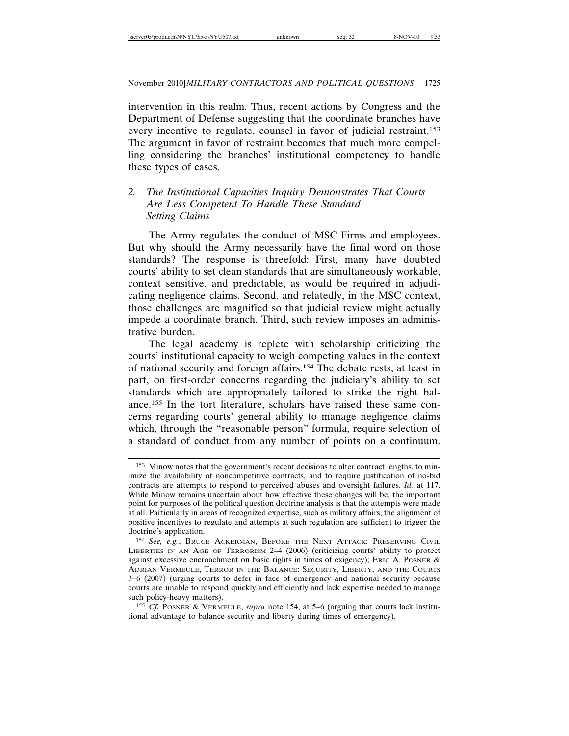intervention in this realm. Thus, recent actions by Congress and the Department of Defense suggesting that the coordinate branches have every incentive to regulate, counsel in favor of judicial restraint.[153] The argument in favor of restraint becomes that much more compelling considering the branches' institutional competency to handle these types of cases.

### 2. *The Institutional Capacities Inquiry Demonstrates That Courts Are Less Competent To Handle These Standard Setting Claims*

The Army regulates the conduct of MSC Firms and employees. But why should the Army necessarily have the final word on those standards? The response is threefold: First, many have doubted courts' ability to set clean standards that are simultaneously workable, context sensitive, and predictable, as would be required in adjudicating negligence claims. Second, and relatedly, in the MSC context, those challenges are magnified so that judicial review might actually impede a coordinate branch. Third, such review imposes an administrative burden.

The legal academy is replete with scholarship criticizing the courts' institutional capacity to weigh competing values in the context of national security and foreign affairs.[154] The debate rests, at least in part, on first-order concerns regarding the judiciary's ability to set standards which are appropriately tailored to strike the right balance.[155] In the tort literature, scholars have raised these same concerns regarding courts' general ability to manage negligence claims which, through the "reasonable person" formula, require selection of a standard of conduct from any number of points on a continuum.

---

[153] Minow notes that the government's recent decisions to alter contract lengths, to minimize the availability of noncompetitive contracts, and to require justification of no-bid contracts are attempts to respond to perceived abuses and oversight failures. *Id.* at 117. While Minow remains uncertain about how effective these changes will be, the important point for purposes of the political question doctrine analysis is that the attempts were made at all. Particularly in areas of recognized expertise, such as military affairs, the alignment of positive incentives to regulate and attempts at such regulation are sufficient to trigger the doctrine's application.

[154] *See, e.g.*, Bruce Ackerman, Before the Next Attack: Preserving Civil Liberties in an Age of Terrorism 2–4 (2006) (criticizing courts' ability to protect against excessive encroachment on basic rights in times of exigency); Eric A. Posner & Adrian Vermeule, Terror in the Balance: Security, Liberty, and the Courts 3–6 (2007) (urging courts to defer in face of emergency and national security because courts are unable to respond quickly and efficiently and lack expertise needed to manage such policy-heavy matters).

[155] *Cf.* Posner & Vermeule, *supra* note 154, at 5–6 (arguing that courts lack institutional advantage to balance security and liberty during times of emergency).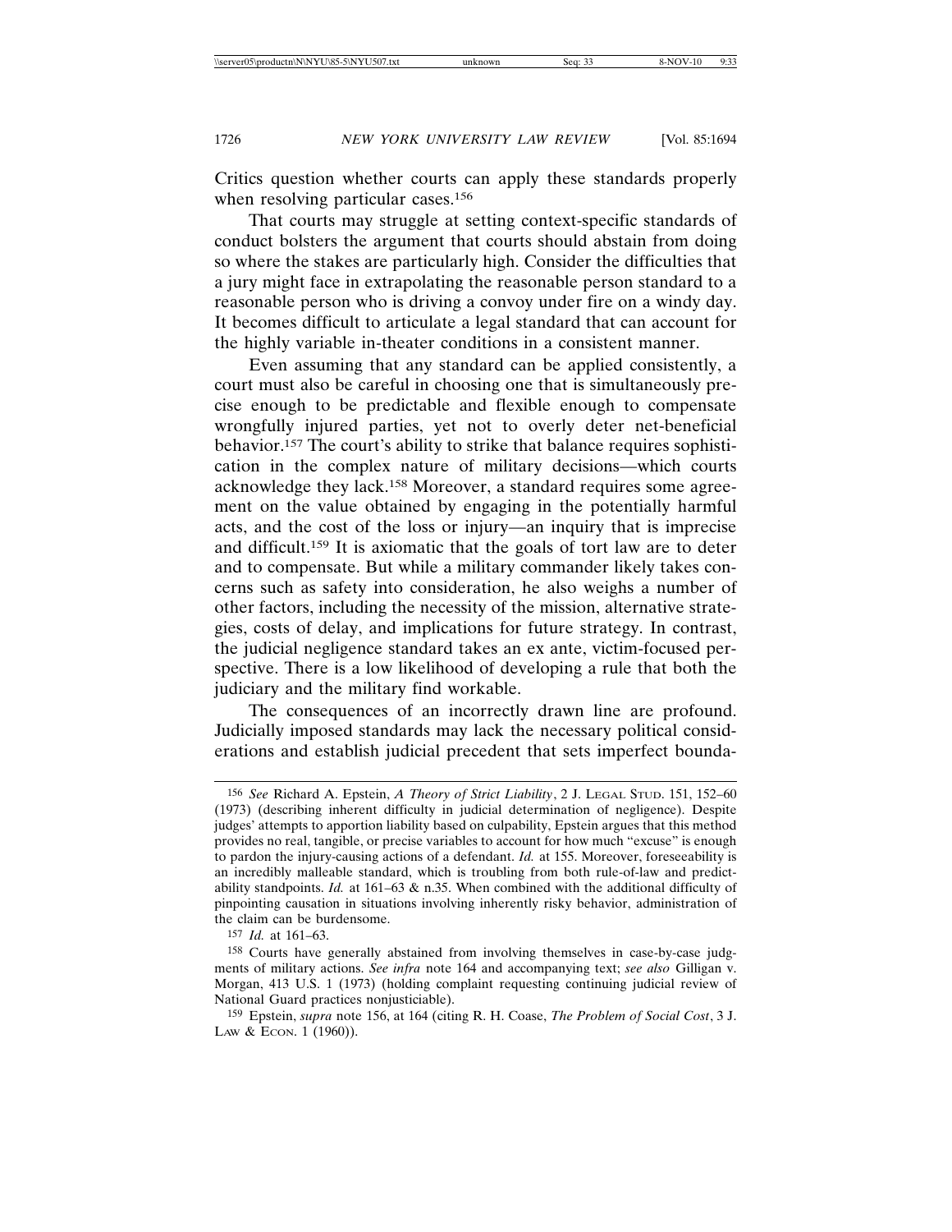Critics question whether courts can apply these standards properly when resolving particular cases.[156]

That courts may struggle at setting context-specific standards of conduct bolsters the argument that courts should abstain from doing so where the stakes are particularly high. Consider the difficulties that a jury might face in extrapolating the reasonable person standard to a reasonable person who is driving a convoy under fire on a windy day. It becomes difficult to articulate a legal standard that can account for the highly variable in-theater conditions in a consistent manner.

Even assuming that any standard can be applied consistently, a court must also be careful in choosing one that is simultaneously precise enough to be predictable and flexible enough to compensate wrongfully injured parties, yet not to overly deter net-beneficial behavior.[157] The court's ability to strike that balance requires sophistication in the complex nature of military decisions—which courts acknowledge they lack.[158] Moreover, a standard requires some agreement on the value obtained by engaging in the potentially harmful acts, and the cost of the loss or injury—an inquiry that is imprecise and difficult.[159] It is axiomatic that the goals of tort law are to deter and to compensate. But while a military commander likely takes concerns such as safety into consideration, he also weighs a number of other factors, including the necessity of the mission, alternative strategies, costs of delay, and implications for future strategy. In contrast, the judicial negligence standard takes an ex ante, victim-focused perspective. There is a low likelihood of developing a rule that both the judiciary and the military find workable.

The consequences of an incorrectly drawn line are profound. Judicially imposed standards may lack the necessary political considerations and establish judicial precedent that sets imperfect bounda-

---

[156] *See* Richard A. Epstein, *A Theory of Strict Liability*, 2 J. LEGAL STUD. 151, 152–60 (1973) (describing inherent difficulty in judicial determination of negligence). Despite judges' attempts to apportion liability based on culpability, Epstein argues that this method provides no real, tangible, or precise variables to account for how much "excuse" is enough to pardon the injury-causing actions of a defendant. *Id.* at 155. Moreover, foreseeability is an incredibly malleable standard, which is troubling from both rule-of-law and predictability standpoints. *Id.* at 161–63 & n.35. When combined with the additional difficulty of pinpointing causation in situations involving inherently risky behavior, administration of the claim can be burdensome.

[157] *Id.* at 161–63.

[158] Courts have generally abstained from involving themselves in case-by-case judgments of military actions. *See infra* note 164 and accompanying text; *see also* Gilligan v. Morgan, 413 U.S. 1 (1973) (holding complaint requesting continuing judicial review of National Guard practices nonjusticiable).

[159] Epstein, *supra* note 156, at 164 (citing R. H. Coase, *The Problem of Social Cost*, 3 J. LAW & ECON. 1 (1960)).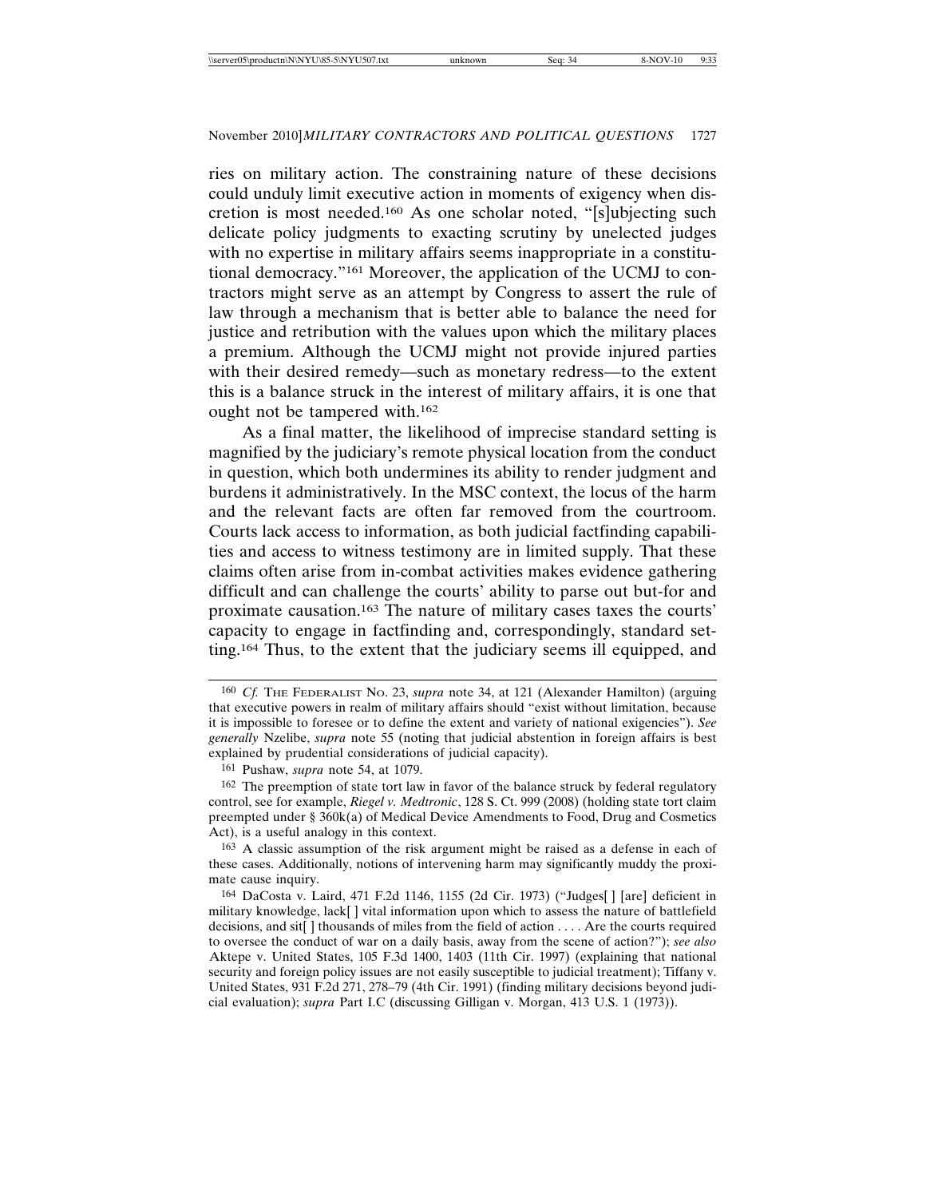ries on military action. The constraining nature of these decisions could unduly limit executive action in moments of exigency when discretion is most needed.[160] As one scholar noted, "[s]ubjecting such delicate policy judgments to exacting scrutiny by unelected judges with no expertise in military affairs seems inappropriate in a constitutional democracy."[161] Moreover, the application of the UCMJ to contractors might serve as an attempt by Congress to assert the rule of law through a mechanism that is better able to balance the need for justice and retribution with the values upon which the military places a premium. Although the UCMJ might not provide injured parties with their desired remedy—such as monetary redress—to the extent this is a balance struck in the interest of military affairs, it is one that ought not be tampered with.[162]

As a final matter, the likelihood of imprecise standard setting is magnified by the judiciary's remote physical location from the conduct in question, which both undermines its ability to render judgment and burdens it administratively. In the MSC context, the locus of the harm and the relevant facts are often far removed from the courtroom. Courts lack access to information, as both judicial factfinding capabilities and access to witness testimony are in limited supply. That these claims often arise from in-combat activities makes evidence gathering difficult and can challenge the courts' ability to parse out but-for and proximate causation.[163] The nature of military cases taxes the courts' capacity to engage in factfinding and, correspondingly, standard setting.[164] Thus, to the extent that the judiciary seems ill equipped, and

---

[160] *Cf.* THE FEDERALIST NO. 23, *supra* note 34, at 121 (Alexander Hamilton) (arguing that executive powers in realm of military affairs should "exist without limitation, because it is impossible to foresee or to define the extent and variety of national exigencies"). *See generally* Nzelibe, *supra* note 55 (noting that judicial abstention in foreign affairs is best explained by prudential considerations of judicial capacity).

[161] Pushaw, *supra* note 54, at 1079.

[162] The preemption of state tort law in favor of the balance struck by federal regulatory control, see for example, *Riegel v. Medtronic*, 128 S. Ct. 999 (2008) (holding state tort claim preempted under § 360k(a) of Medical Device Amendments to Food, Drug and Cosmetics Act), is a useful analogy in this context.

[163] A classic assumption of the risk argument might be raised as a defense in each of these cases. Additionally, notions of intervening harm may significantly muddy the proximate cause inquiry.

[164] DaCosta v. Laird, 471 F.2d 1146, 1155 (2d Cir. 1973) ("Judges[ ] [are] deficient in military knowledge, lack[ ] vital information upon which to assess the nature of battlefield decisions, and sit[ ] thousands of miles from the field of action . . . . Are the courts required to oversee the conduct of war on a daily basis, away from the scene of action?"); *see also* Aktepe v. United States, 105 F.3d 1400, 1403 (11th Cir. 1997) (explaining that national security and foreign policy issues are not easily susceptible to judicial treatment); Tiffany v. United States, 931 F.2d 271, 278–79 (4th Cir. 1991) (finding military decisions beyond judicial evaluation); *supra* Part I.C (discussing Gilligan v. Morgan, 413 U.S. 1 (1973)).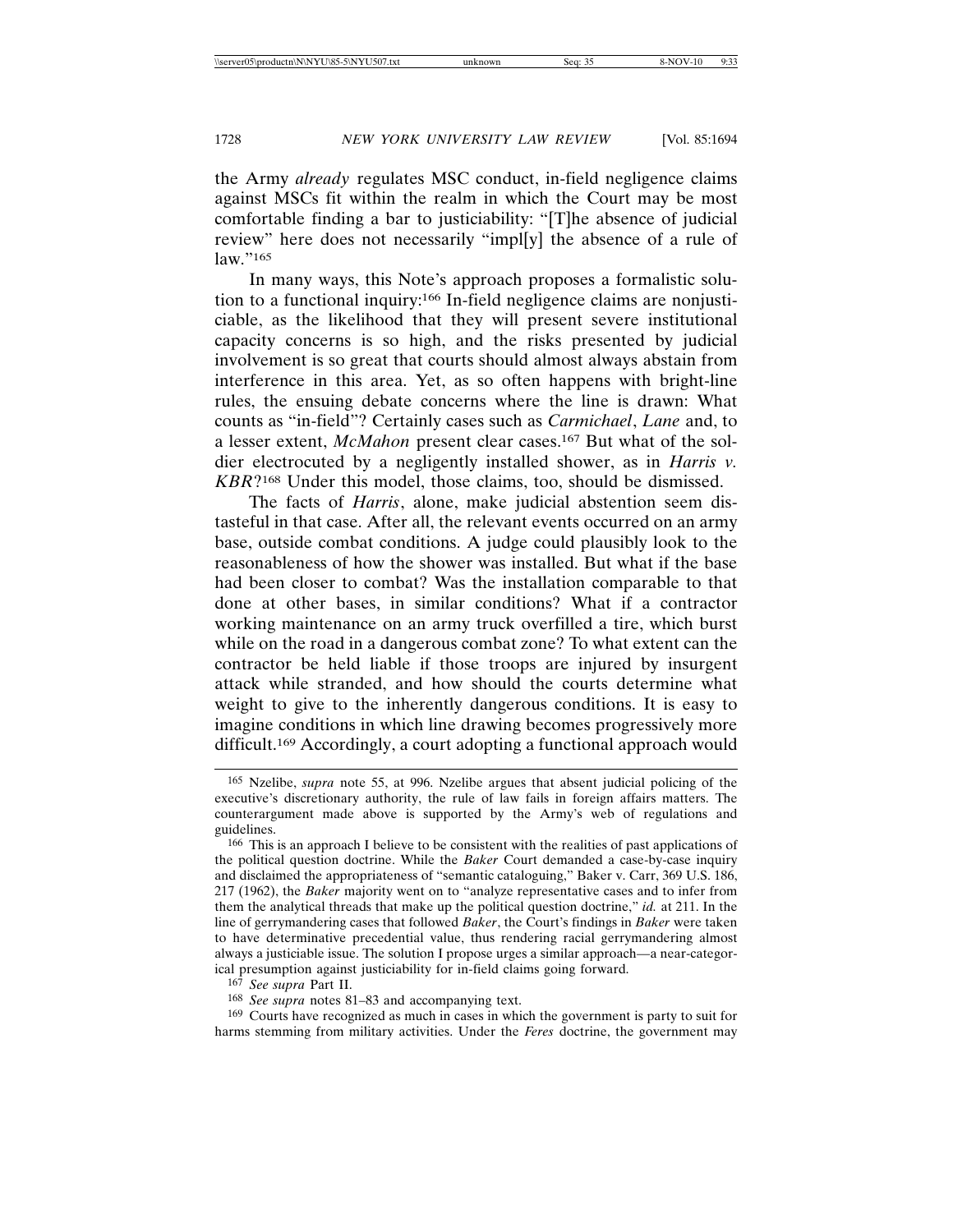the Army *already* regulates MSC conduct, in-field negligence claims against MSCs fit within the realm in which the Court may be most comfortable finding a bar to justiciability: "[T]he absence of judicial review" here does not necessarily "impl[y] the absence of a rule of law."[165]

In many ways, this Note's approach proposes a formalistic solution to a functional inquiry:[166] In-field negligence claims are nonjusticiable, as the likelihood that they will present severe institutional capacity concerns is so high, and the risks presented by judicial involvement is so great that courts should almost always abstain from interference in this area. Yet, as so often happens with bright-line rules, the ensuing debate concerns where the line is drawn: What counts as "in-field"? Certainly cases such as *Carmichael*, *Lane* and, to a lesser extent, *McMahon* present clear cases.[167] But what of the soldier electrocuted by a negligently installed shower, as in *Harris v. KBR*?[168] Under this model, those claims, too, should be dismissed.

The facts of *Harris*, alone, make judicial abstention seem distasteful in that case. After all, the relevant events occurred on an army base, outside combat conditions. A judge could plausibly look to the reasonableness of how the shower was installed. But what if the base had been closer to combat? Was the installation comparable to that done at other bases, in similar conditions? What if a contractor working maintenance on an army truck overfilled a tire, which burst while on the road in a dangerous combat zone? To what extent can the contractor be held liable if those troops are injured by insurgent attack while stranded, and how should the courts determine what weight to give to the inherently dangerous conditions. It is easy to imagine conditions in which line drawing becomes progressively more difficult.[169] Accordingly, a court adopting a functional approach would

---

[165] Nzelibe, *supra* note 55, at 996. Nzelibe argues that absent judicial policing of the executive's discretionary authority, the rule of law fails in foreign affairs matters. The counterargument made above is supported by the Army's web of regulations and guidelines.

[166] This is an approach I believe to be consistent with the realities of past applications of the political question doctrine. While the *Baker* Court demanded a case-by-case inquiry and disclaimed the appropriateness of "semantic cataloguing," Baker v. Carr, 369 U.S. 186, 217 (1962), the *Baker* majority went on to "analyze representative cases and to infer from them the analytical threads that make up the political question doctrine," *id.* at 211. In the line of gerrymandering cases that followed *Baker*, the Court's findings in *Baker* were taken to have determinative precedential value, thus rendering racial gerrymandering almost always a justiciable issue. The solution I propose urges a similar approach—a near-categorical presumption against justiciability for in-field claims going forward.

[167] *See supra* Part II.

[168] *See supra* notes 81–83 and accompanying text.

[169] Courts have recognized as much in cases in which the government is party to suit for harms stemming from military activities. Under the *Feres* doctrine, the government may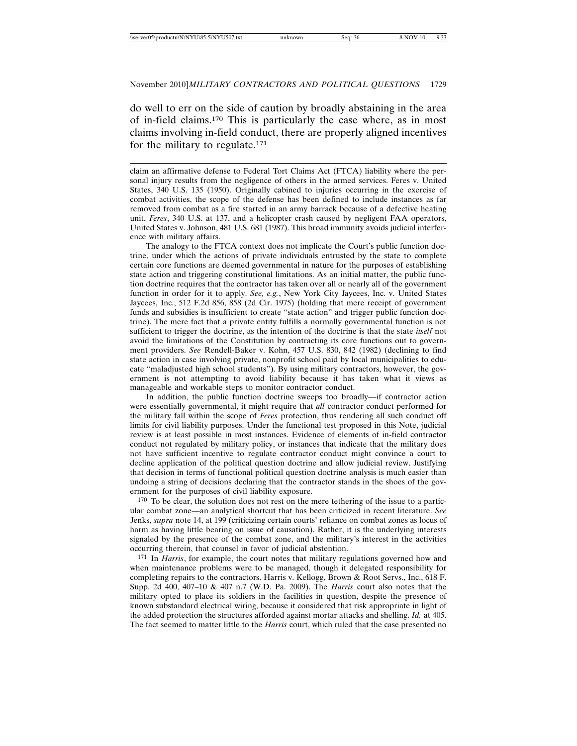do well to err on the side of caution by broadly abstaining in the area of in-field claims.[170] This is particularly the case where, as in most claims involving in-field conduct, there are properly aligned incentives for the military to regulate.[171]

---

claim an affirmative defense to Federal Tort Claims Act (FTCA) liability where the personal injury results from the negligence of others in the armed services. Feres v. United States, 340 U.S. 135 (1950). Originally cabined to injuries occurring in the exercise of combat activities, the scope of the defense has been defined to include instances as far removed from combat as a fire started in an army barrack because of a defective heating unit, *Feres*, 340 U.S. at 137, and a helicopter crash caused by negligent FAA operators, United States v. Johnson, 481 U.S. 681 (1987). This broad immunity avoids judicial interference with military affairs.

The analogy to the FTCA context does not implicate the Court's public function doctrine, under which the actions of private individuals entrusted by the state to complete certain core functions are deemed governmental in nature for the purposes of establishing state action and triggering constitutional limitations. As an initial matter, the public function doctrine requires that the contractor has taken over all or nearly all of the government function in order for it to apply. *See, e.g.*, New York City Jaycees, Inc. v. United States Jaycees, Inc., 512 F.2d 856, 858 (2d Cir. 1975) (holding that mere receipt of government funds and subsidies is insufficient to create "state action" and trigger public function doctrine). The mere fact that a private entity fulfills a normally governmental function is not sufficient to trigger the doctrine, as the intention of the doctrine is that the state *itself* not avoid the limitations of the Constitution by contracting its core functions out to government providers. *See* Rendell-Baker v. Kohn, 457 U.S. 830, 842 (1982) (declining to find state action in case involving private, nonprofit school paid by local municipalities to educate "maladjusted high school students"). By using military contractors, however, the government is not attempting to avoid liability because it has taken what it views as manageable and workable steps to monitor contractor conduct.

In addition, the public function doctrine sweeps too broadly—if contractor action were essentially governmental, it might require that *all* contractor conduct performed for the military fall within the scope of *Feres* protection, thus rendering all such conduct off limits for civil liability purposes. Under the functional test proposed in this Note, judicial review is at least possible in most instances. Evidence of elements of in-field contractor conduct not regulated by military policy, or instances that indicate that the military does not have sufficient incentive to regulate contractor conduct might convince a court to decline application of the political question doctrine and allow judicial review. Justifying that decision in terms of functional political question doctrine analysis is much easier than undoing a string of decisions declaring that the contractor stands in the shoes of the government for the purposes of civil liability exposure.

[170] To be clear, the solution does not rest on the mere tethering of the issue to a particular combat zone—an analytical shortcut that has been criticized in recent literature. *See* Jenks, *supra* note 14, at 199 (criticizing certain courts' reliance on combat zones as locus of harm as having little bearing on issue of causation). Rather, it is the underlying interests signaled by the presence of the combat zone, and the military's interest in the activities occurring therein, that counsel in favor of judicial abstention.

[171] In *Harris*, for example, the court notes that military regulations governed how and when maintenance problems were to be managed, though it delegated responsibility for completing repairs to the contractors. Harris v. Kellogg, Brown & Root Servs., Inc., 618 F. Supp. 2d 400, 407–10 & 407 n.7 (W.D. Pa. 2009). The *Harris* court also notes that the military opted to place its soldiers in the facilities in question, despite the presence of known substandard electrical wiring, because it considered that risk appropriate in light of the added protection the structures afforded against mortar attacks and shelling. *Id.* at 405. The fact seemed to matter little to the *Harris* court, which ruled that the case presented no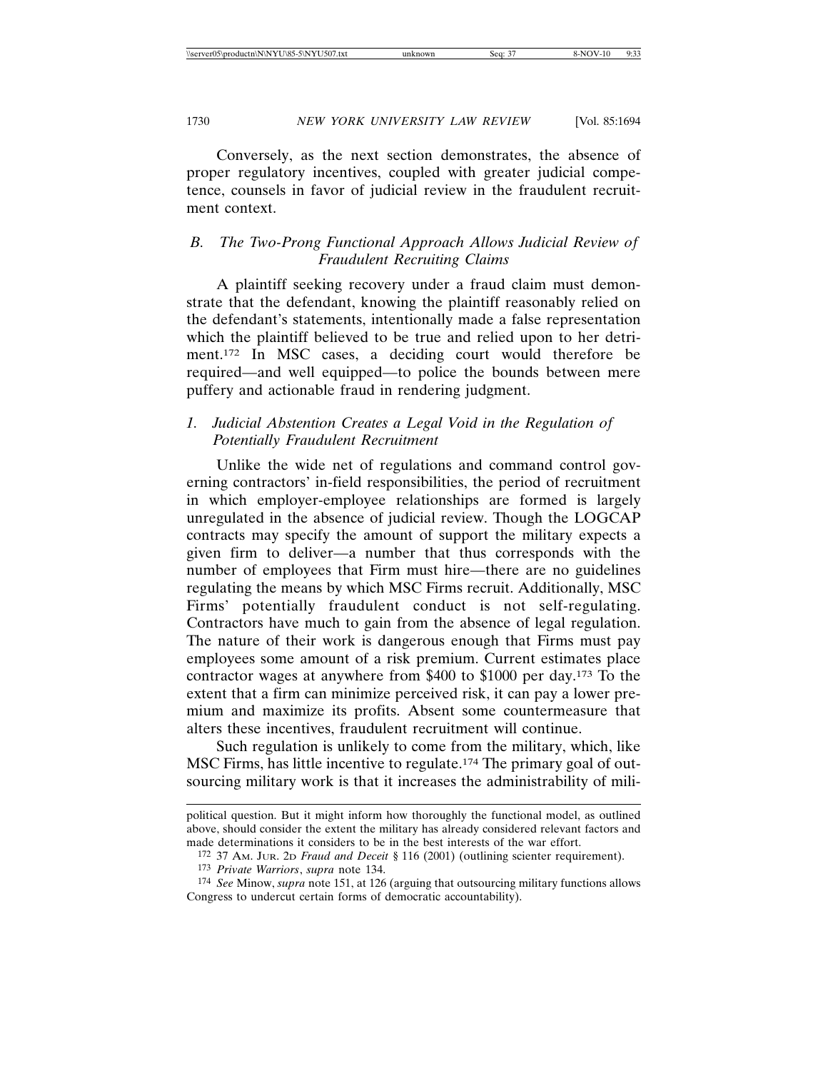Conversely, as the next section demonstrates, the absence of proper regulatory incentives, coupled with greater judicial competence, counsels in favor of judicial review in the fraudulent recruitment context.

### *B. The Two-Prong Functional Approach Allows Judicial Review of Fraudulent Recruiting Claims*

A plaintiff seeking recovery under a fraud claim must demonstrate that the defendant, knowing the plaintiff reasonably relied on the defendant's statements, intentionally made a false representation which the plaintiff believed to be true and relied upon to her detriment.[172] In MSC cases, a deciding court would therefore be required—and well equipped—to police the bounds between mere puffery and actionable fraud in rendering judgment.

#### *1. Judicial Abstention Creates a Legal Void in the Regulation of Potentially Fraudulent Recruitment*

Unlike the wide net of regulations and command control governing contractors' in-field responsibilities, the period of recruitment in which employer-employee relationships are formed is largely unregulated in the absence of judicial review. Though the LOGCAP contracts may specify the amount of support the military expects a given firm to deliver—a number that thus corresponds with the number of employees that Firm must hire—there are no guidelines regulating the means by which MSC Firms recruit. Additionally, MSC Firms' potentially fraudulent conduct is not self-regulating. Contractors have much to gain from the absence of legal regulation. The nature of their work is dangerous enough that Firms must pay employees some amount of a risk premium. Current estimates place contractor wages at anywhere from $400 to $1000 per day.[173] To the extent that a firm can minimize perceived risk, it can pay a lower premium and maximize its profits. Absent some countermeasure that alters these incentives, fraudulent recruitment will continue.

Such regulation is unlikely to come from the military, which, like MSC Firms, has little incentive to regulate.[174] The primary goal of outsourcing military work is that it increases the administrability of mili-

---

political question. But it might inform how thoroughly the functional model, as outlined above, should consider the extent the military has already considered relevant factors and made determinations it considers to be in the best interests of the war effort.

[172] 37 AM. JUR. 2D *Fraud and Deceit* § 116 (2001) (outlining scienter requirement).

[173] *Private Warriors*, *supra* note 134.

[174] *See* Minow, *supra* note 151, at 126 (arguing that outsourcing military functions allows Congress to undercut certain forms of democratic accountability).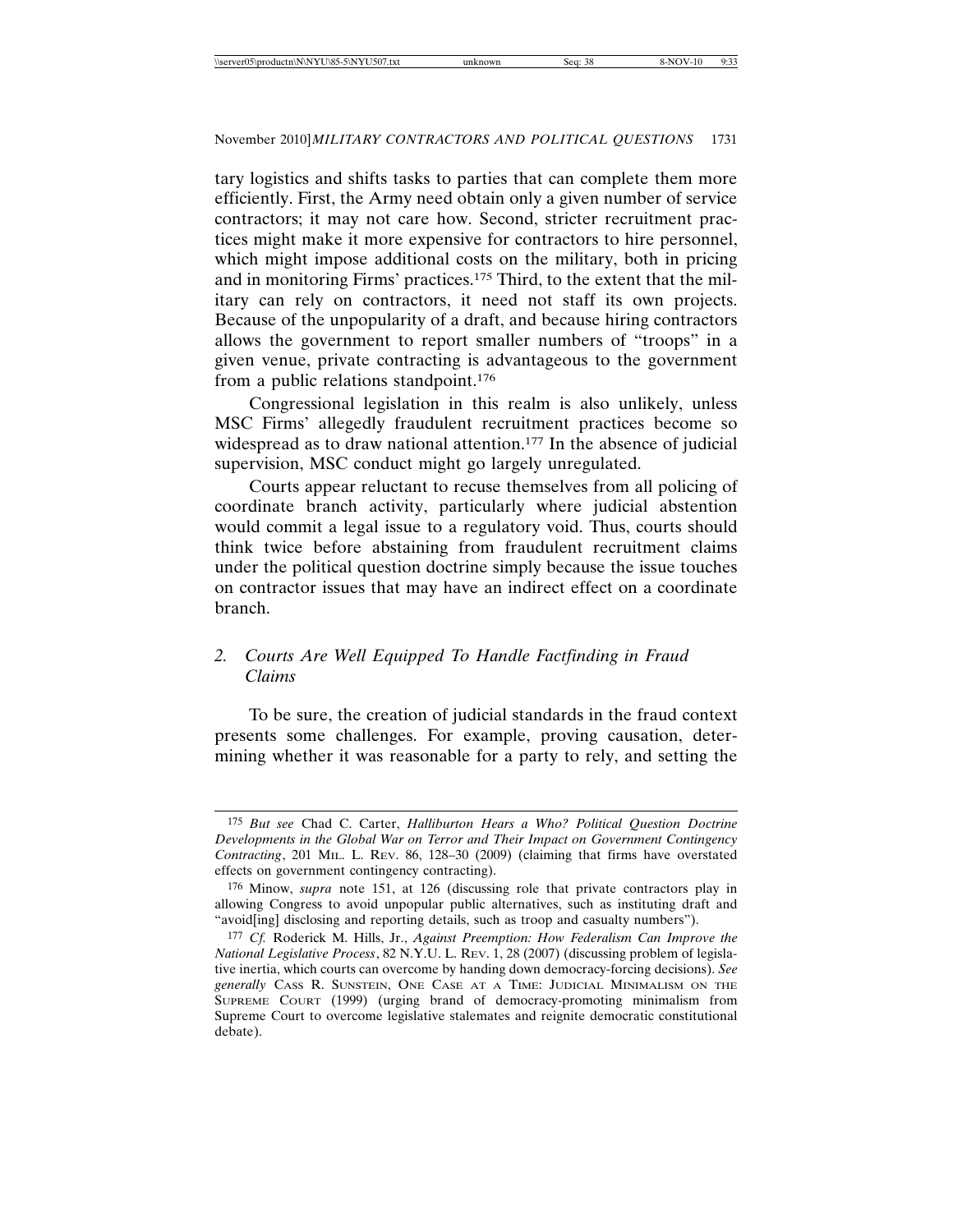tary logistics and shifts tasks to parties that can complete them more efficiently. First, the Army need obtain only a given number of service contractors; it may not care how. Second, stricter recruitment practices might make it more expensive for contractors to hire personnel, which might impose additional costs on the military, both in pricing and in monitoring Firms' practices.[175] Third, to the extent that the military can rely on contractors, it need not staff its own projects. Because of the unpopularity of a draft, and because hiring contractors allows the government to report smaller numbers of "troops" in a given venue, private contracting is advantageous to the government from a public relations standpoint.[176]

Congressional legislation in this realm is also unlikely, unless MSC Firms' allegedly fraudulent recruitment practices become so widespread as to draw national attention.[177] In the absence of judicial supervision, MSC conduct might go largely unregulated.

Courts appear reluctant to recuse themselves from all policing of coordinate branch activity, particularly where judicial abstention would commit a legal issue to a regulatory void. Thus, courts should think twice before abstaining from fraudulent recruitment claims under the political question doctrine simply because the issue touches on contractor issues that may have an indirect effect on a coordinate branch.

### 2. *Courts Are Well Equipped To Handle Factfinding in Fraud Claims*

To be sure, the creation of judicial standards in the fraud context presents some challenges. For example, proving causation, determining whether it was reasonable for a party to rely, and setting the

---

175 *But see* Chad C. Carter, *Halliburton Hears a Who? Political Question Doctrine Developments in the Global War on Terror and Their Impact on Government Contingency Contracting*, 201 MIL. L. REV. 86, 128–30 (2009) (claiming that firms have overstated effects on government contingency contracting).

176 Minow, *supra* note 151, at 126 (discussing role that private contractors play in allowing Congress to avoid unpopular public alternatives, such as instituting draft and "avoid[ing] disclosing and reporting details, such as troop and casualty numbers").

177 *Cf.* Roderick M. Hills, Jr., *Against Preemption: How Federalism Can Improve the National Legislative Process*, 82 N.Y.U. L. REV. 1, 28 (2007) (discussing problem of legislative inertia, which courts can overcome by handing down democracy-forcing decisions). *See generally* CASS R. SUNSTEIN, ONE CASE AT A TIME: JUDICIAL MINIMALISM ON THE SUPREME COURT (1999) (urging brand of democracy-promoting minimalism from Supreme Court to overcome legislative stalemates and reignite democratic constitutional debate).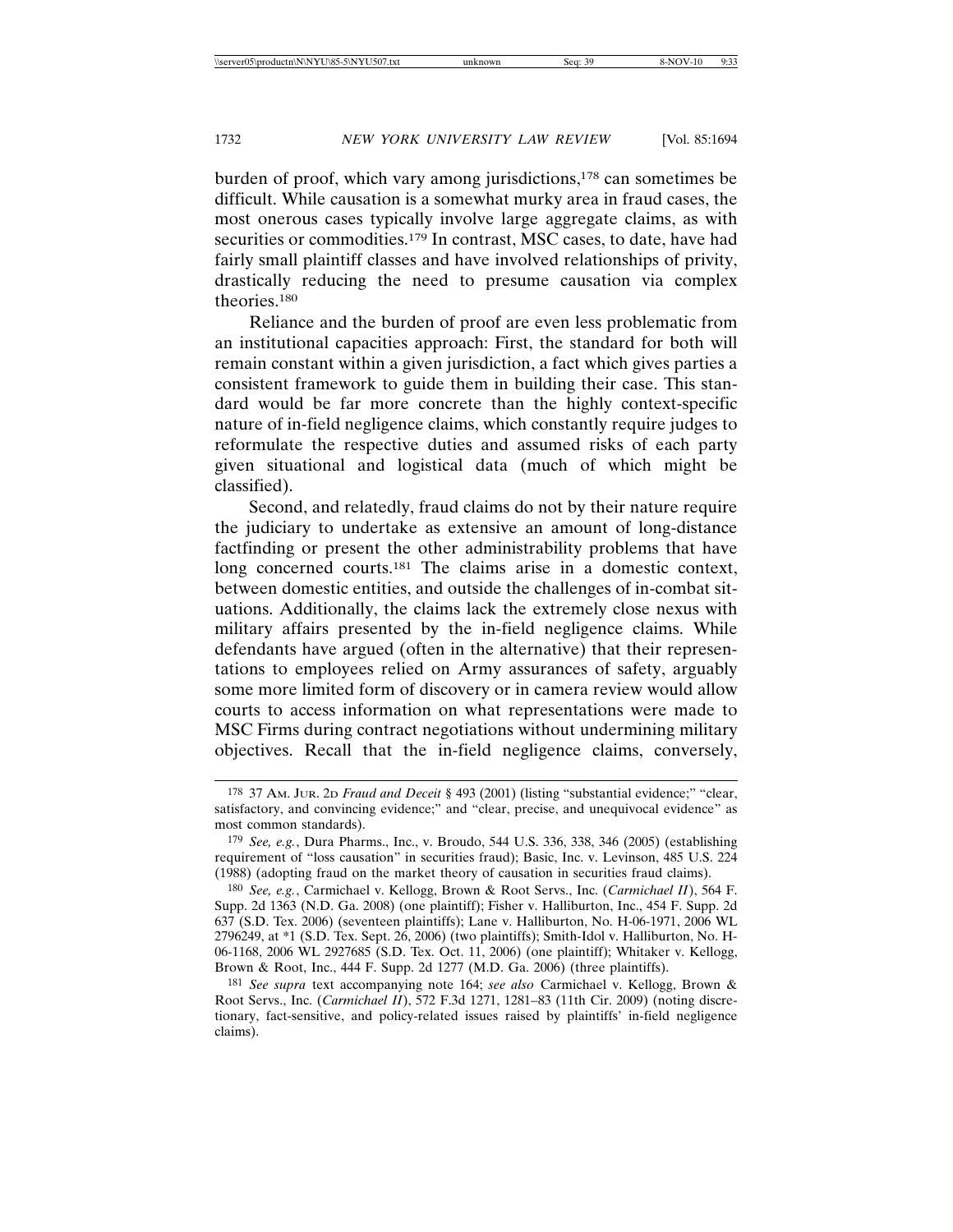burden of proof, which vary among jurisdictions,[178] can sometimes be difficult. While causation is a somewhat murky area in fraud cases, the most onerous cases typically involve large aggregate claims, as with securities or commodities.[179] In contrast, MSC cases, to date, have had fairly small plaintiff classes and have involved relationships of privity, drastically reducing the need to presume causation via complex theories.[180]

Reliance and the burden of proof are even less problematic from an institutional capacities approach: First, the standard for both will remain constant within a given jurisdiction, a fact which gives parties a consistent framework to guide them in building their case. This standard would be far more concrete than the highly context-specific nature of in-field negligence claims, which constantly require judges to reformulate the respective duties and assumed risks of each party given situational and logistical data (much of which might be classified).

Second, and relatedly, fraud claims do not by their nature require the judiciary to undertake as extensive an amount of long-distance factfinding or present the other administrability problems that have long concerned courts.[181] The claims arise in a domestic context, between domestic entities, and outside the challenges of in-combat situations. Additionally, the claims lack the extremely close nexus with military affairs presented by the in-field negligence claims. While defendants have argued (often in the alternative) that their representations to employees relied on Army assurances of safety, arguably some more limited form of discovery or in camera review would allow courts to access information on what representations were made to MSC Firms during contract negotiations without undermining military objectives. Recall that the in-field negligence claims, conversely,

---

[178] 37 AM. JUR. 2D *Fraud and Deceit* § 493 (2001) (listing "substantial evidence;" "clear, satisfactory, and convincing evidence;" and "clear, precise, and unequivocal evidence" as most common standards).

[179] *See, e.g.*, Dura Pharms., Inc., v. Broudo, 544 U.S. 336, 338, 346 (2005) (establishing requirement of "loss causation" in securities fraud); Basic, Inc. v. Levinson, 485 U.S. 224 (1988) (adopting fraud on the market theory of causation in securities fraud claims).

[180] *See, e.g.*, Carmichael v. Kellogg, Brown & Root Servs., Inc. (*Carmichael II*), 564 F. Supp. 2d 1363 (N.D. Ga. 2008) (one plaintiff); Fisher v. Halliburton, Inc., 454 F. Supp. 2d 637 (S.D. Tex. 2006) (seventeen plaintiffs); Lane v. Halliburton, No. H-06-1971, 2006 WL 2796249, at *1 (S.D. Tex. Sept. 26, 2006) (two plaintiffs); Smith-Idol v. Halliburton, No. H-06-1168, 2006 WL 2927685 (S.D. Tex. Oct. 11, 2006) (one plaintiff); Whitaker v. Kellogg, Brown & Root, Inc., 444 F. Supp. 2d 1277 (M.D. Ga. 2006) (three plaintiffs).

[181] *See supra* text accompanying note 164; *see also* Carmichael v. Kellogg, Brown & Root Servs., Inc. (*Carmichael II*), 572 F.3d 1271, 1281–83 (11th Cir. 2009) (noting discretionary, fact-sensitive, and policy-related issues raised by plaintiffs' in-field negligence claims).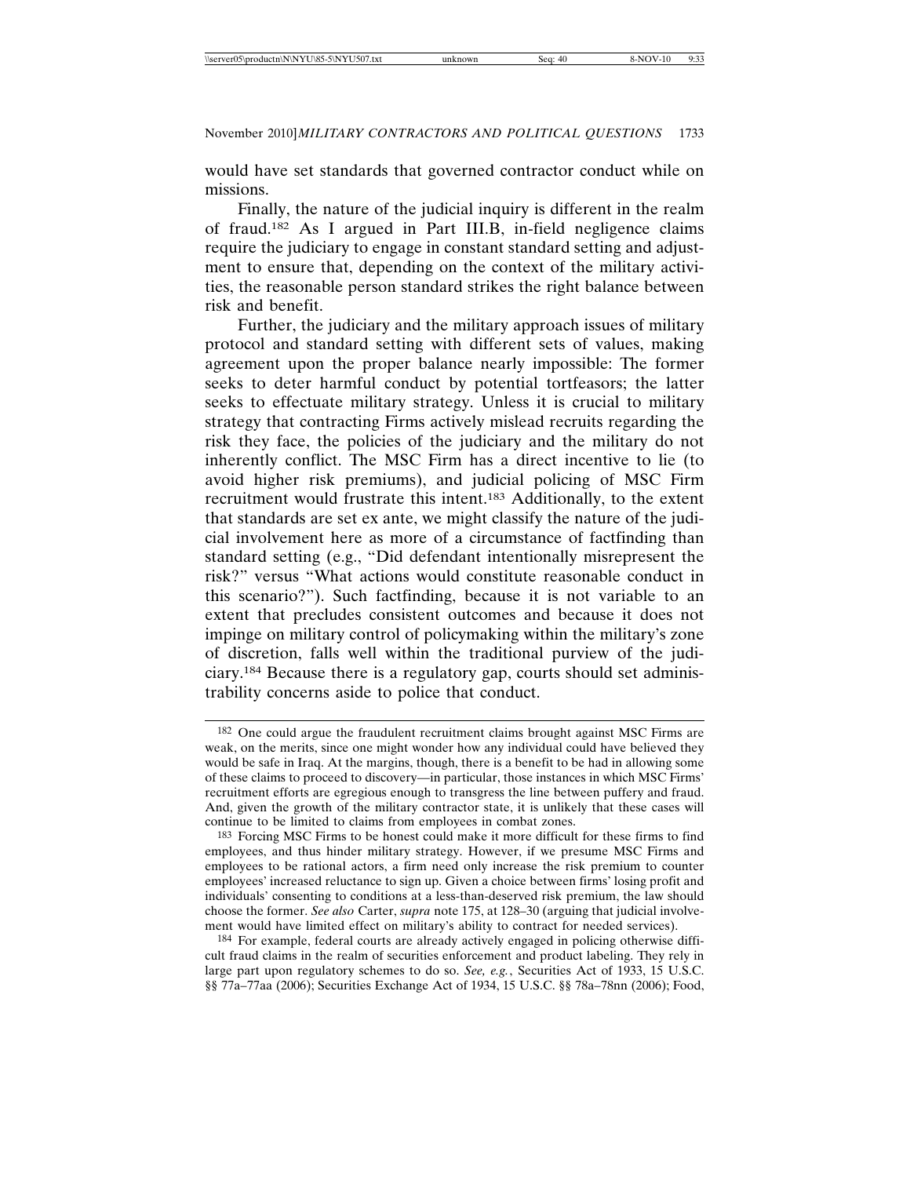would have set standards that governed contractor conduct while on missions.

Finally, the nature of the judicial inquiry is different in the realm of fraud.[182] As I argued in Part III.B, in-field negligence claims require the judiciary to engage in constant standard setting and adjustment to ensure that, depending on the context of the military activities, the reasonable person standard strikes the right balance between risk and benefit.

Further, the judiciary and the military approach issues of military protocol and standard setting with different sets of values, making agreement upon the proper balance nearly impossible: The former seeks to deter harmful conduct by potential tortfeasors; the latter seeks to effectuate military strategy. Unless it is crucial to military strategy that contracting Firms actively mislead recruits regarding the risk they face, the policies of the judiciary and the military do not inherently conflict. The MSC Firm has a direct incentive to lie (to avoid higher risk premiums), and judicial policing of MSC Firm recruitment would frustrate this intent.[183] Additionally, to the extent that standards are set ex ante, we might classify the nature of the judicial involvement here as more of a circumstance of factfinding than standard setting (e.g., "Did defendant intentionally misrepresent the risk?" versus "What actions would constitute reasonable conduct in this scenario?"). Such factfinding, because it is not variable to an extent that precludes consistent outcomes and because it does not impinge on military control of policymaking within the military's zone of discretion, falls well within the traditional purview of the judiciary.[184] Because there is a regulatory gap, courts should set administrability concerns aside to police that conduct.

---

[182] One could argue the fraudulent recruitment claims brought against MSC Firms are weak, on the merits, since one might wonder how any individual could have believed they would be safe in Iraq. At the margins, though, there is a benefit to be had in allowing some of these claims to proceed to discovery—in particular, those instances in which MSC Firms' recruitment efforts are egregious enough to transgress the line between puffery and fraud. And, given the growth of the military contractor state, it is unlikely that these cases will continue to be limited to claims from employees in combat zones.

[183] Forcing MSC Firms to be honest could make it more difficult for these firms to find employees, and thus hinder military strategy. However, if we presume MSC Firms and employees to be rational actors, a firm need only increase the risk premium to counter employees' increased reluctance to sign up. Given a choice between firms' losing profit and individuals' consenting to conditions at a less-than-deserved risk premium, the law should choose the former. *See also* Carter, *supra* note 175, at 128–30 (arguing that judicial involvement would have limited effect on military's ability to contract for needed services).

[184] For example, federal courts are already actively engaged in policing otherwise difficult fraud claims in the realm of securities enforcement and product labeling. They rely in large part upon regulatory schemes to do so. *See, e.g.*, Securities Act of 1933, 15 U.S.C. §§ 77a–77aa (2006); Securities Exchange Act of 1934, 15 U.S.C. §§ 78a–78nn (2006); Food,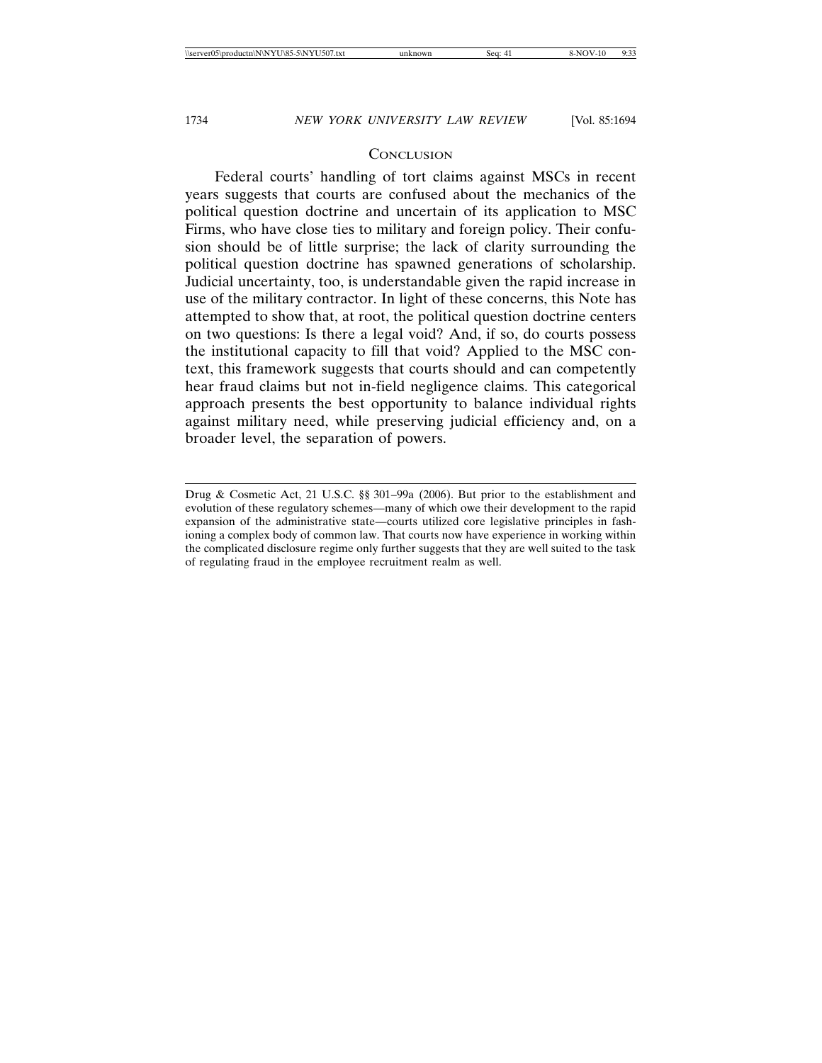## CONCLUSION

Federal courts' handling of tort claims against MSCs in recent years suggests that courts are confused about the mechanics of the political question doctrine and uncertain of its application to MSC Firms, who have close ties to military and foreign policy. Their confusion should be of little surprise; the lack of clarity surrounding the political question doctrine has spawned generations of scholarship. Judicial uncertainty, too, is understandable given the rapid increase in use of the military contractor. In light of these concerns, this Note has attempted to show that, at root, the political question doctrine centers on two questions: Is there a legal void? And, if so, do courts possess the institutional capacity to fill that void? Applied to the MSC context, this framework suggests that courts should and can competently hear fraud claims but not in-field negligence claims. This categorical approach presents the best opportunity to balance individual rights against military need, while preserving judicial efficiency and, on a broader level, the separation of powers.

---

Drug & Cosmetic Act, 21 U.S.C. §§ 301–99a (2006). But prior to the establishment and evolution of these regulatory schemes—many of which owe their development to the rapid expansion of the administrative state—courts utilized core legislative principles in fashioning a complex body of common law. That courts now have experience in working within the complicated disclosure regime only further suggests that they are well suited to the task of regulating fraud in the employee recruitment realm as well.